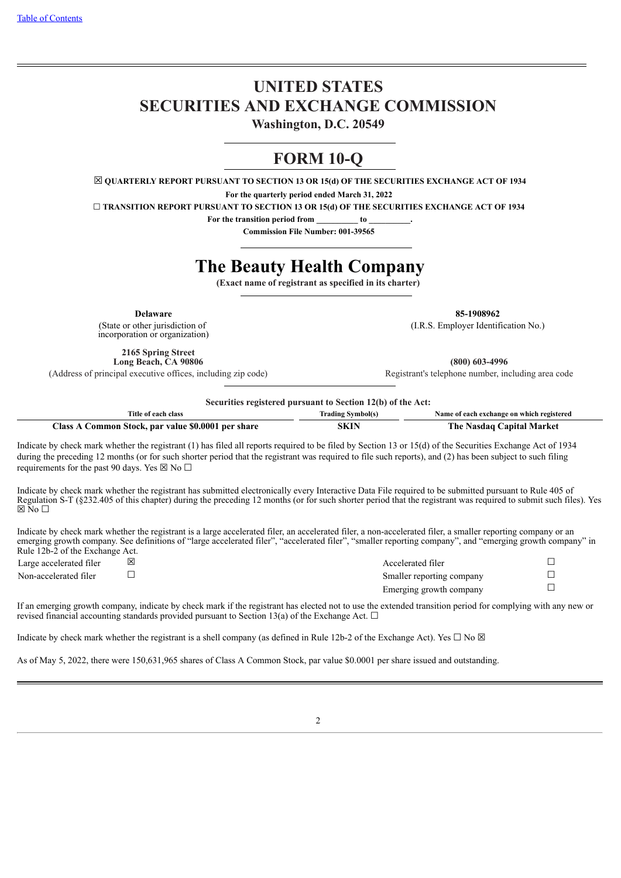Table of Contents

# UNITED STATES
# SECURITIES AND EXCHANGE COMMISSION

**Washington, D.C. 20549**

# FORM 10-Q

☒ **QUARTERLY REPORT PURSUANT TO SECTION 13 OR 15(d) OF THE SECURITIES EXCHANGE ACT OF 1934**

**For the quarterly period ended March 31, 2022**

☐ **TRANSITION REPORT PURSUANT TO SECTION 13 OR 15(d) OF THE SECURITIES EXCHANGE ACT OF 1934**

**For the transition period from \_\_\_\_\_\_\_\_\_\_ to \_\_\_\_\_\_\_\_\_\_.**

**Commission File Number: 001-39565**

# The Beauty Health Company

**(Exact name of registrant as specified in its charter)**

| | |
|---|---|
| **Delaware** | **85-1908962** |
| (State or other jurisdiction of incorporation or organization) | (I.R.S. Employer Identification No.) |
| **2165 Spring Street Long Beach, CA 90806** | **(800) 603-4996** |
| (Address of principal executive offices, including zip code) | Registrant's telephone number, including area code |

**Securities registered pursuant to Section 12(b) of the Act:**

| Title of each class | Trading Symbol(s) | Name of each exchange on which registered |
|---|---|---|
| **Class A Common Stock, par value $0.0001 per share** | **SKIN** | **The Nasdaq Capital Market** |

Indicate by check mark whether the registrant (1) has filed all reports required to be filed by Section 13 or 15(d) of the Securities Exchange Act of 1934 during the preceding 12 months (or for such shorter period that the registrant was required to file such reports), and (2) has been subject to such filing requirements for the past 90 days. Yes ☒ No ☐

Indicate by check mark whether the registrant has submitted electronically every Interactive Data File required to be submitted pursuant to Rule 405 of Regulation S-T (§232.405 of this chapter) during the preceding 12 months (or for such shorter period that the registrant was required to submit such files). Yes ☒ No ☐

Indicate by check mark whether the registrant is a large accelerated filer, an accelerated filer, a non-accelerated filer, a smaller reporting company or an emerging growth company. See definitions of "large accelerated filer", "accelerated filer", "smaller reporting company", and "emerging growth company" in Rule 12b-2 of the Exchange Act.

| | | | |
|---|---|---|---|
| Large accelerated filer | ☒ | Accelerated filer | ☐ |
| Non-accelerated filer | ☐ | Smaller reporting company | ☐ |
| | | Emerging growth company | ☐ |

If an emerging growth company, indicate by check mark if the registrant has elected not to use the extended transition period for complying with any new or revised financial accounting standards provided pursuant to Section 13(a) of the Exchange Act. ☐

Indicate by check mark whether the registrant is a shell company (as defined in Rule 12b-2 of the Exchange Act). Yes ☐ No ☒

As of May 5, 2022, there were 150,631,965 shares of Class A Common Stock, par value $0.0001 per share issued and outstanding.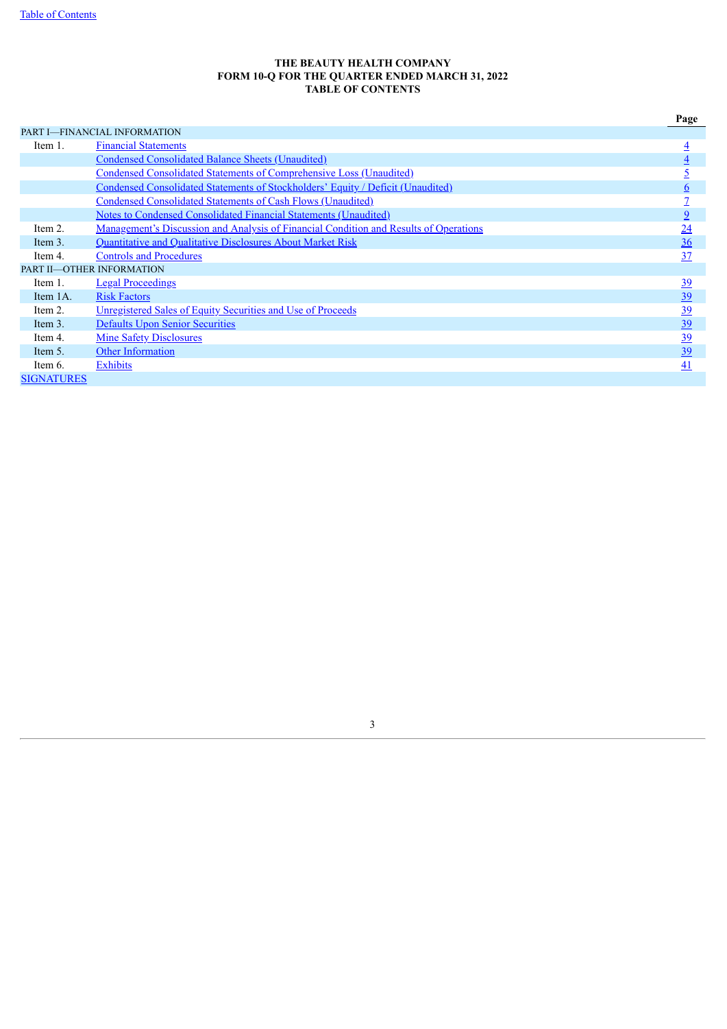**THE BEAUTY HEALTH COMPANY**
**FORM 10-Q FOR THE QUARTER ENDED MARCH 31, 2022**
**TABLE OF CONTENTS**

| | | Page |
|---|---|---|
| PART I—FINANCIAL INFORMATION | | |
| Item 1. | Financial Statements | 4 |
| | Condensed Consolidated Balance Sheets (Unaudited) | 4 |
| | Condensed Consolidated Statements of Comprehensive Loss (Unaudited) | 5 |
| | Condensed Consolidated Statements of Stockholders' Equity / Deficit (Unaudited) | 6 |
| | Condensed Consolidated Statements of Cash Flows (Unaudited) | 7 |
| | Notes to Condensed Consolidated Financial Statements (Unaudited) | 9 |
| Item 2. | Management's Discussion and Analysis of Financial Condition and Results of Operations | 24 |
| Item 3. | Quantitative and Qualitative Disclosures About Market Risk | 36 |
| Item 4. | Controls and Procedures | 37 |
| PART II—OTHER INFORMATION | | |
| Item 1. | Legal Proceedings | 39 |
| Item 1A. | Risk Factors | 39 |
| Item 2. | Unregistered Sales of Equity Securities and Use of Proceeds | 39 |
| Item 3. | Defaults Upon Senior Securities | 39 |
| Item 4. | Mine Safety Disclosures | 39 |
| Item 5. | Other Information | 39 |
| Item 6. | Exhibits | 41 |
| SIGNATURES | | |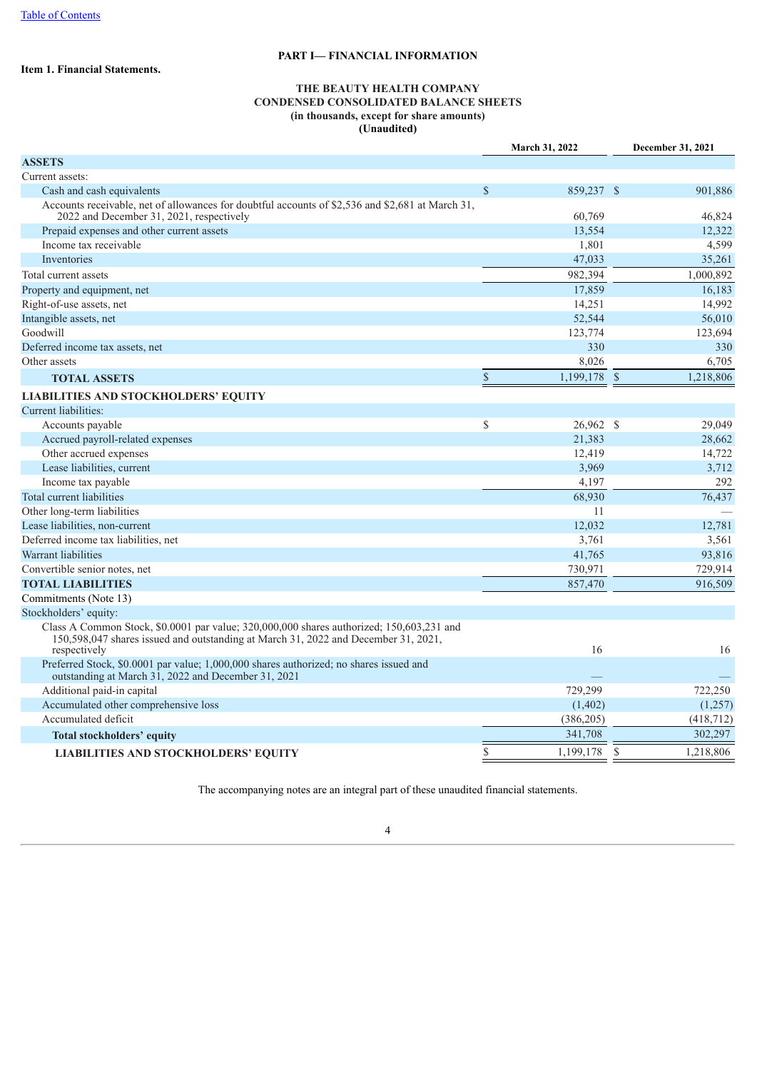# PART I— FINANCIAL INFORMATION

**Item 1. Financial Statements.**

**THE BEAUTY HEALTH COMPANY**
**CONDENSED CONSOLIDATED BALANCE SHEETS**
**(in thousands, except for share amounts)**
**(Unaudited)**

| | March 31, 2022 | December 31, 2021 |
|---|---|---|
| **ASSETS** | | |
| Current assets: | | |
| Cash and cash equivalents | $ 859,237 | $ 901,886 |
| Accounts receivable, net of allowances for doubtful accounts of $2,536 and $2,681 at March 31, 2022 and December 31, 2021, respectively | 60,769 | 46,824 |
| Prepaid expenses and other current assets | 13,554 | 12,322 |
| Income tax receivable | 1,801 | 4,599 |
| Inventories | 47,033 | 35,261 |
| Total current assets | 982,394 | 1,000,892 |
| Property and equipment, net | 17,859 | 16,183 |
| Right-of-use assets, net | 14,251 | 14,992 |
| Intangible assets, net | 52,544 | 56,010 |
| Goodwill | 123,774 | 123,694 |
| Deferred income tax assets, net | 330 | 330 |
| Other assets | 8,026 | 6,705 |
| **TOTAL ASSETS** | $ 1,199,178 | $ 1,218,806 |
| **LIABILITIES AND STOCKHOLDERS' EQUITY** | | |
| Current liabilities: | | |
| Accounts payable | $ 26,962 | $ 29,049 |
| Accrued payroll-related expenses | 21,383 | 28,662 |
| Other accrued expenses | 12,419 | 14,722 |
| Lease liabilities, current | 3,969 | 3,712 |
| Income tax payable | 4,197 | 292 |
| Total current liabilities | 68,930 | 76,437 |
| Other long-term liabilities | 11 | — |
| Lease liabilities, non-current | 12,032 | 12,781 |
| Deferred income tax liabilities, net | 3,761 | 3,561 |
| Warrant liabilities | 41,765 | 93,816 |
| Convertible senior notes, net | 730,971 | 729,914 |
| **TOTAL LIABILITIES** | 857,470 | 916,509 |
| Commitments (Note 13) | | |
| Stockholders' equity: | | |
| Class A Common Stock, $0.0001 par value; 320,000,000 shares authorized; 150,603,231 and 150,598,047 shares issued and outstanding at March 31, 2022 and December 31, 2021, respectively | 16 | 16 |
| Preferred Stock, $0.0001 par value; 1,000,000 shares authorized; no shares issued and outstanding at March 31, 2022 and December 31, 2021 | — | — |
| Additional paid-in capital | 729,299 | 722,250 |
| Accumulated other comprehensive loss | (1,402) | (1,257) |
| Accumulated deficit | (386,205) | (418,712) |
| **Total stockholders' equity** | 341,708 | 302,297 |
| **LIABILITIES AND STOCKHOLDERS' EQUITY** | $ 1,199,178 | $ 1,218,806 |

The accompanying notes are an integral part of these unaudited financial statements.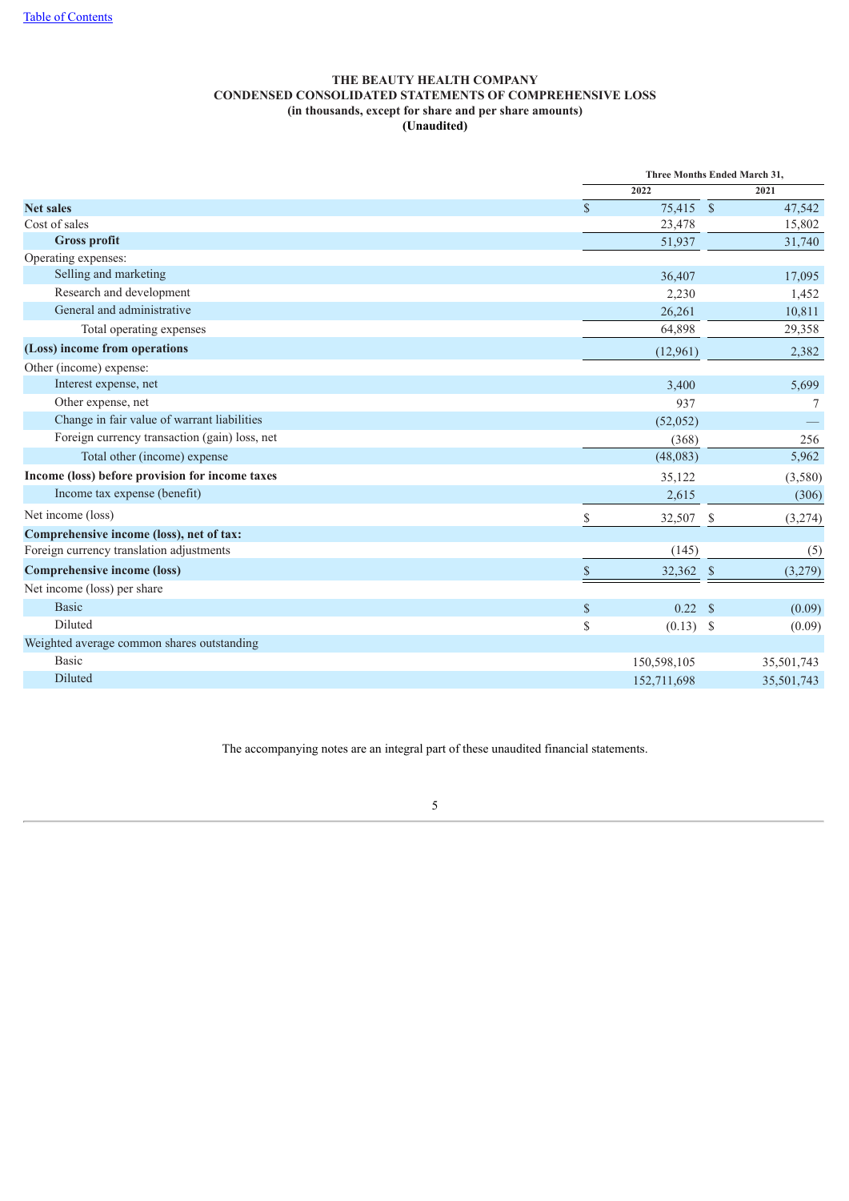**THE BEAUTY HEALTH COMPANY**
**CONDENSED CONSOLIDATED STATEMENTS OF COMPREHENSIVE LOSS**
**(in thousands, except for share and per share amounts)**
**(Unaudited)**

| | Three Months Ended March 31, | |
|---|---|---|
| | 2022 | 2021 |
| **Net sales** | $ 75,415 | $ 47,542 |
| Cost of sales | 23,478 | 15,802 |
| **Gross profit** | 51,937 | 31,740 |
| Operating expenses: | | |
| Selling and marketing | 36,407 | 17,095 |
| Research and development | 2,230 | 1,452 |
| General and administrative | 26,261 | 10,811 |
| Total operating expenses | 64,898 | 29,358 |
| **(Loss) income from operations** | (12,961) | 2,382 |
| Other (income) expense: | | |
| Interest expense, net | 3,400 | 5,699 |
| Other expense, net | 937 | 7 |
| Change in fair value of warrant liabilities | (52,052) | — |
| Foreign currency transaction (gain) loss, net | (368) | 256 |
| Total other (income) expense | (48,083) | 5,962 |
| **Income (loss) before provision for income taxes** | 35,122 | (3,580) |
| Income tax expense (benefit) | 2,615 | (306) |
| Net income (loss) | $ 32,507 | $ (3,274) |
| **Comprehensive income (loss), net of tax:** | | |
| Foreign currency translation adjustments | (145) | (5) |
| **Comprehensive income (loss)** | $ 32,362 | $ (3,279) |
| Net income (loss) per share | | |
| Basic | $ 0.22 | $ (0.09) |
| Diluted | $ (0.13) | $ (0.09) |
| Weighted average common shares outstanding | | |
| Basic | 150,598,105 | 35,501,743 |
| Diluted | 152,711,698 | 35,501,743 |

The accompanying notes are an integral part of these unaudited financial statements.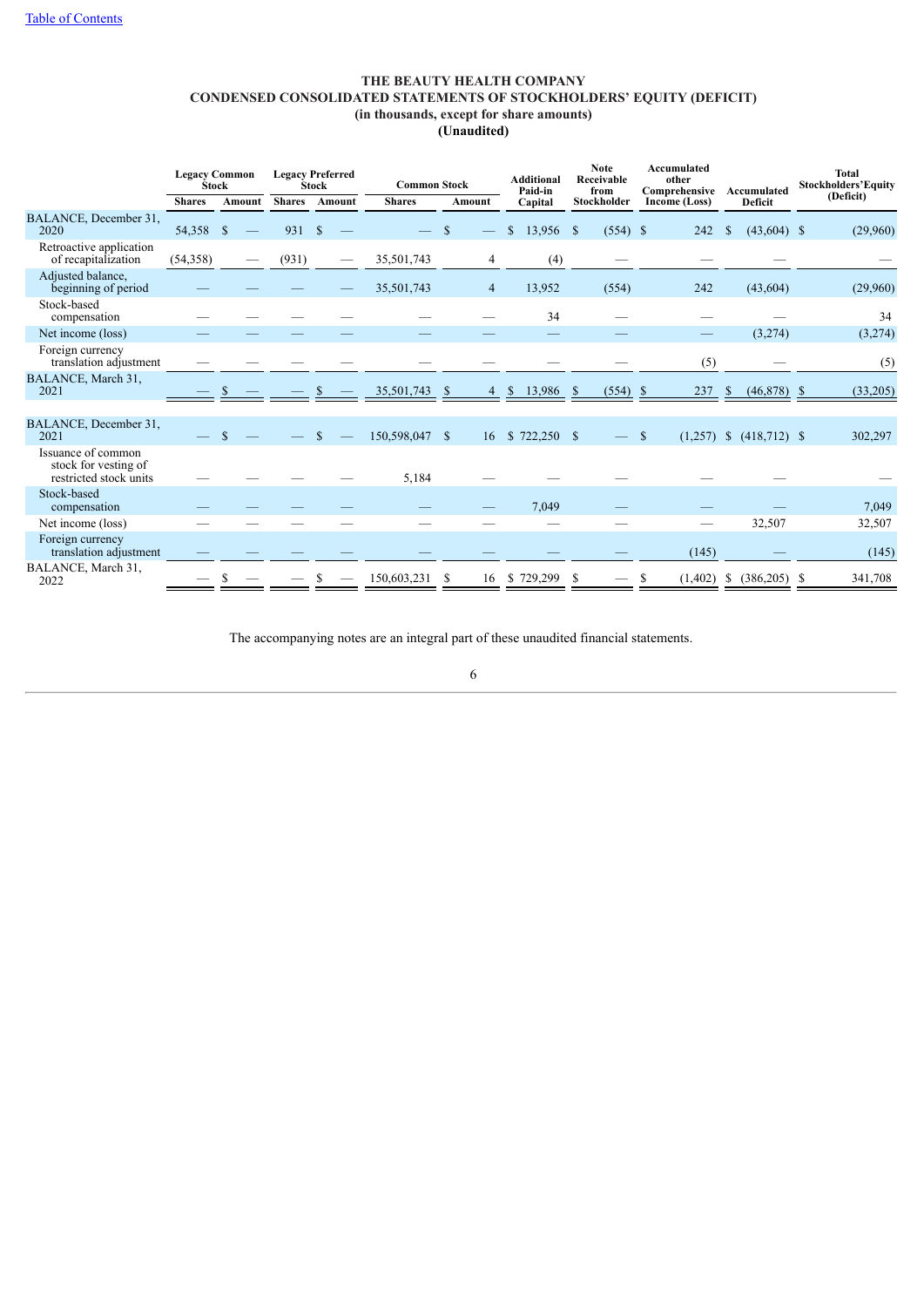# THE BEAUTY HEALTH COMPANY
## CONDENSED CONSOLIDATED STATEMENTS OF STOCKHOLDERS' EQUITY (DEFICIT)
### (in thousands, except for share amounts)
### (Unaudited)

| | Legacy Common Stock | | Legacy Preferred Stock | | Common Stock | | Additional Paid-in Capital | Note Receivable from Stockholder | Accumulated other Comprehensive Income (Loss) | Accumulated Deficit | Total Stockholders' Equity (Deficit) |
|---|---|---|---|---|---|---|---|---|---|---|---|
| | Shares | Amount | Shares | Amount | Shares | Amount | | | | | |
| BALANCE, December 31, 2020 | 54,358 | $ — | 931 | $ — | — | $ — | $ 13,956 | $ (554) | $ 242 | $ (43,604) | $ (29,960) |
| Retroactive application of recapitalization | (54,358) | — | (931) | — | 35,501,743 | 4 | (4) | — | — | — | — |
| Adjusted balance, beginning of period | — | — | — | — | 35,501,743 | 4 | 13,952 | (554) | 242 | (43,604) | (29,960) |
| Stock-based compensation | — | — | — | — | — | — | 34 | — | — | — | 34 |
| Net income (loss) | — | — | — | — | — | — | — | — | — | (3,274) | (3,274) |
| Foreign currency translation adjustment | — | — | — | — | — | — | — | — | (5) | — | (5) |
| BALANCE, March 31, 2021 | — | $ — | — | $ — | 35,501,743 | $ 4 | $ 13,986 | $ (554) | $ 237 | $ (46,878) | $ (33,205) |
| | | | | | | | | | | | |
| BALANCE, December 31, 2021 | — | $ — | — | $ — | 150,598,047 | $ 16 | $ 722,250 | $ — | $ (1,257) | $ (418,712) | $ 302,297 |
| Issuance of common stock for vesting of restricted stock units | — | — | — | — | 5,184 | — | — | — | — | — | — |
| Stock-based compensation | — | — | — | — | — | — | 7,049 | — | — | — | 7,049 |
| Net income (loss) | — | — | — | — | — | — | — | — | — | 32,507 | 32,507 |
| Foreign currency translation adjustment | — | — | — | — | — | — | — | — | (145) | — | (145) |
| BALANCE, March 31, 2022 | — | $ — | — | $ — | 150,603,231 | $ 16 | $ 729,299 | $ — | $ (1,402) | $ (386,205) | $ 341,708 |

The accompanying notes are an integral part of these unaudited financial statements.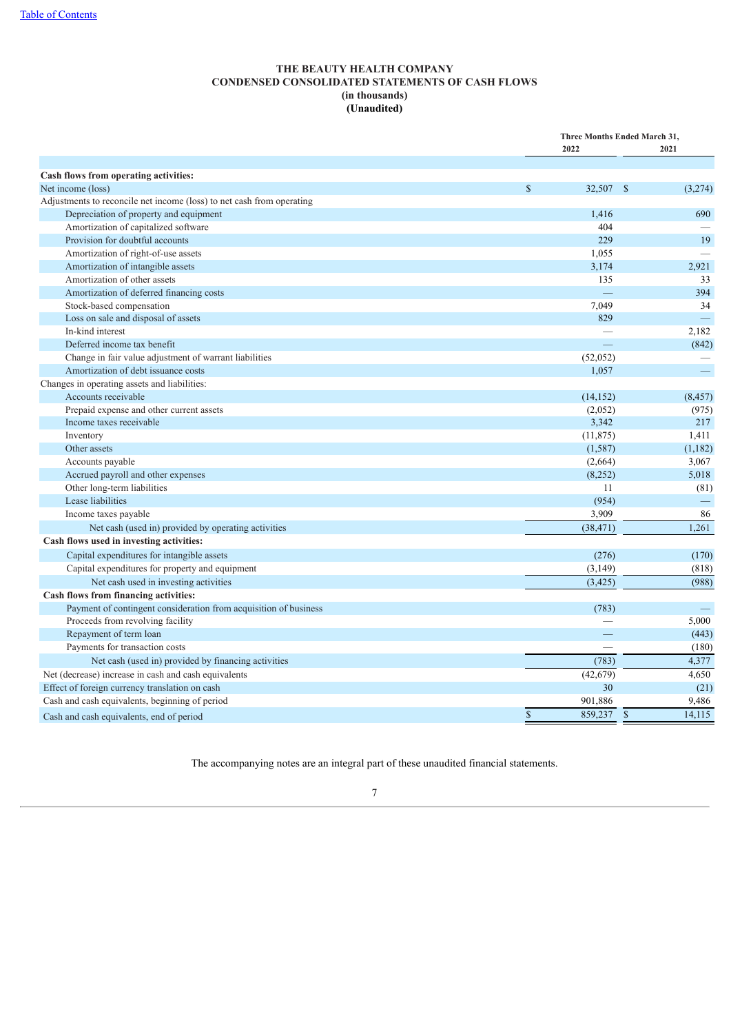Table of Contents

# THE BEAUTY HEALTH COMPANY
## CONDENSED CONSOLIDATED STATEMENTS OF CASH FLOWS
### (in thousands)
### (Unaudited)

| | Three Months Ended March 31, 2022 | 2021 |
|---|---|---|
| **Cash flows from operating activities:** | | |
| Net income (loss) | $ 32,507 | $ (3,274) |
| Adjustments to reconcile net income (loss) to net cash from operating | | |
| Depreciation of property and equipment | 1,416 | 690 |
| Amortization of capitalized software | 404 | — |
| Provision for doubtful accounts | 229 | 19 |
| Amortization of right-of-use assets | 1,055 | — |
| Amortization of intangible assets | 3,174 | 2,921 |
| Amortization of other assets | 135 | 33 |
| Amortization of deferred financing costs | — | 394 |
| Stock-based compensation | 7,049 | 34 |
| Loss on sale and disposal of assets | 829 | — |
| In-kind interest | — | 2,182 |
| Deferred income tax benefit | — | (842) |
| Change in fair value adjustment of warrant liabilities | (52,052) | — |
| Amortization of debt issuance costs | 1,057 | — |
| Changes in operating assets and liabilities: | | |
| Accounts receivable | (14,152) | (8,457) |
| Prepaid expense and other current assets | (2,052) | (975) |
| Income taxes receivable | 3,342 | 217 |
| Inventory | (11,875) | 1,411 |
| Other assets | (1,587) | (1,182) |
| Accounts payable | (2,664) | 3,067 |
| Accrued payroll and other expenses | (8,252) | 5,018 |
| Other long-term liabilities | 11 | (81) |
| Lease liabilities | (954) | — |
| Income taxes payable | 3,909 | 86 |
| Net cash (used in) provided by operating activities | (38,471) | 1,261 |
| **Cash flows used in investing activities:** | | |
| Capital expenditures for intangible assets | (276) | (170) |
| Capital expenditures for property and equipment | (3,149) | (818) |
| Net cash used in investing activities | (3,425) | (988) |
| **Cash flows from financing activities:** | | |
| Payment of contingent consideration from acquisition of business | (783) | — |
| Proceeds from revolving facility | — | 5,000 |
| Repayment of term loan | — | (443) |
| Payments for transaction costs | — | (180) |
| Net cash (used in) provided by financing activities | (783) | 4,377 |
| Net (decrease) increase in cash and cash equivalents | (42,679) | 4,650 |
| Effect of foreign currency translation on cash | 30 | (21) |
| Cash and cash equivalents, beginning of period | 901,886 | 9,486 |
| Cash and cash equivalents, end of period | $ 859,237 | $ 14,115 |

The accompanying notes are an integral part of these unaudited financial statements.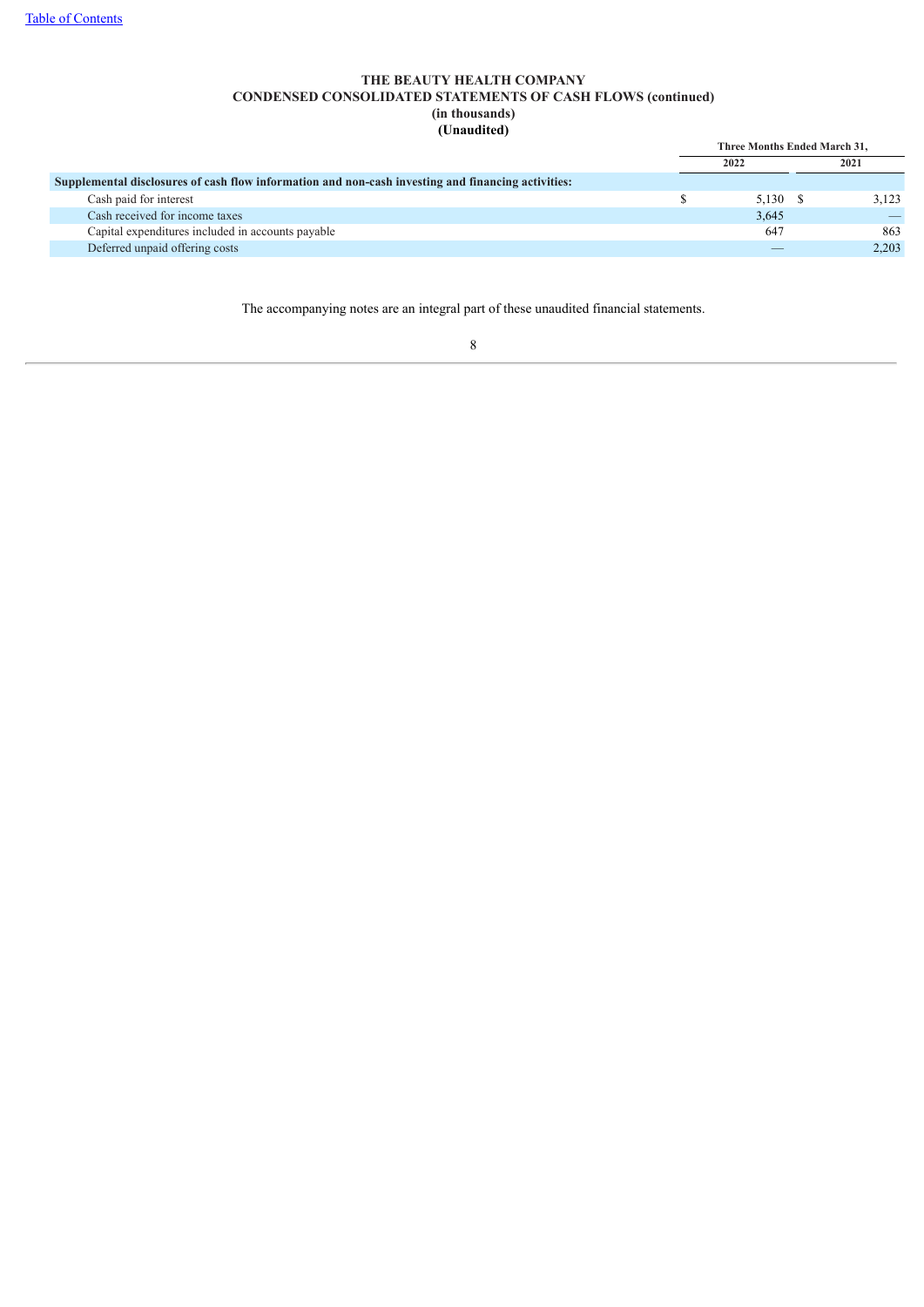**THE BEAUTY HEALTH COMPANY**
**CONDENSED CONSOLIDATED STATEMENTS OF CASH FLOWS (continued)**
**(in thousands)**
**(Unaudited)**

| | Three Months Ended March 31, | |
|---|---|---|
| | 2022 | 2021 |
| **Supplemental disclosures of cash flow information and non-cash investing and financing activities:** | | |
| Cash paid for interest | $ 5,130 | $ 3,123 |
| Cash received for income taxes | 3,645 | — |
| Capital expenditures included in accounts payable | 647 | 863 |
| Deferred unpaid offering costs | — | 2,203 |

The accompanying notes are an integral part of these unaudited financial statements.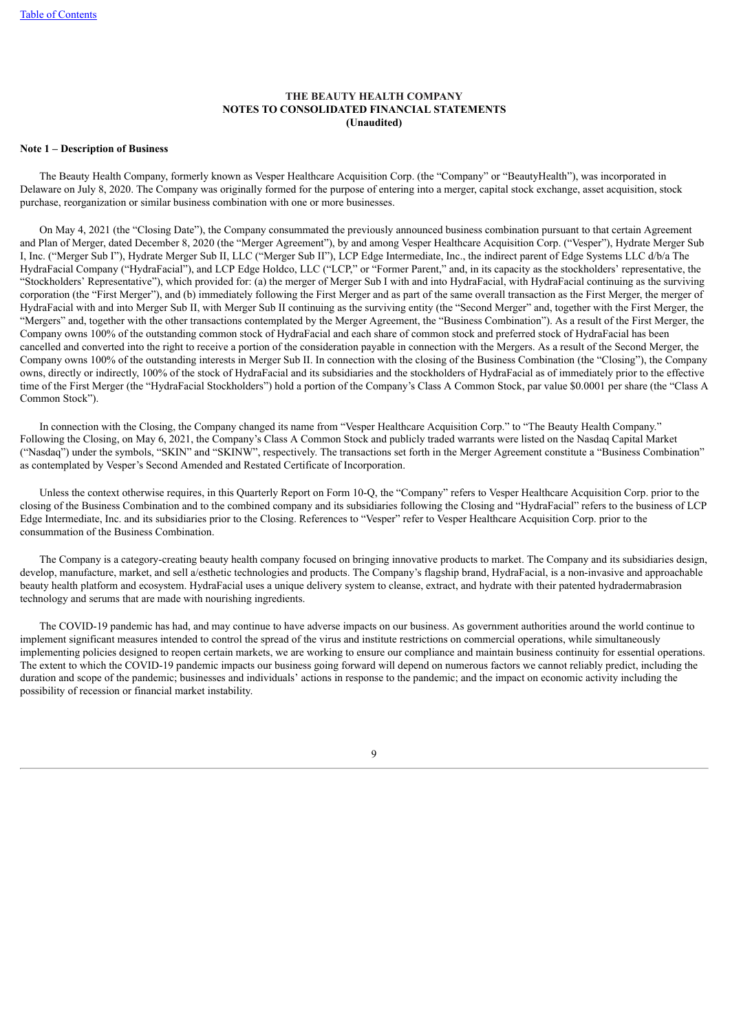# THE BEAUTY HEALTH COMPANY
## NOTES TO CONSOLIDATED FINANCIAL STATEMENTS
### (Unaudited)

**Note 1 – Description of Business**

The Beauty Health Company, formerly known as Vesper Healthcare Acquisition Corp. (the "Company" or "BeautyHealth"), was incorporated in Delaware on July 8, 2020. The Company was originally formed for the purpose of entering into a merger, capital stock exchange, asset acquisition, stock purchase, reorganization or similar business combination with one or more businesses.

On May 4, 2021 (the "Closing Date"), the Company consummated the previously announced business combination pursuant to that certain Agreement and Plan of Merger, dated December 8, 2020 (the "Merger Agreement"), by and among Vesper Healthcare Acquisition Corp. ("Vesper"), Hydrate Merger Sub I, Inc. ("Merger Sub I"), Hydrate Merger Sub II, LLC ("Merger Sub II"), LCP Edge Intermediate, Inc., the indirect parent of Edge Systems LLC d/b/a The HydraFacial Company ("HydraFacial"), and LCP Edge Holdco, LLC ("LCP," or "Former Parent," and, in its capacity as the stockholders' representative, the "Stockholders' Representative"), which provided for: (a) the merger of Merger Sub I with and into HydraFacial, with HydraFacial continuing as the surviving corporation (the "First Merger"), and (b) immediately following the First Merger and as part of the same overall transaction as the First Merger, the merger of HydraFacial with and into Merger Sub II, with Merger Sub II continuing as the surviving entity (the "Second Merger" and, together with the First Merger, the "Mergers" and, together with the other transactions contemplated by the Merger Agreement, the "Business Combination"). As a result of the First Merger, the Company owns 100% of the outstanding common stock of HydraFacial and each share of common stock and preferred stock of HydraFacial has been cancelled and converted into the right to receive a portion of the consideration payable in connection with the Mergers. As a result of the Second Merger, the Company owns 100% of the outstanding interests in Merger Sub II. In connection with the closing of the Business Combination (the "Closing"), the Company owns, directly or indirectly, 100% of the stock of HydraFacial and its subsidiaries and the stockholders of HydraFacial as of immediately prior to the effective time of the First Merger (the "HydraFacial Stockholders") hold a portion of the Company's Class A Common Stock, par value $0.0001 per share (the "Class A Common Stock").

In connection with the Closing, the Company changed its name from "Vesper Healthcare Acquisition Corp." to "The Beauty Health Company." Following the Closing, on May 6, 2021, the Company's Class A Common Stock and publicly traded warrants were listed on the Nasdaq Capital Market ("Nasdaq") under the symbols, "SKIN" and "SKINW", respectively. The transactions set forth in the Merger Agreement constitute a "Business Combination" as contemplated by Vesper's Second Amended and Restated Certificate of Incorporation.

Unless the context otherwise requires, in this Quarterly Report on Form 10-Q, the "Company" refers to Vesper Healthcare Acquisition Corp. prior to the closing of the Business Combination and to the combined company and its subsidiaries following the Closing and "HydraFacial" refers to the business of LCP Edge Intermediate, Inc. and its subsidiaries prior to the Closing. References to "Vesper" refer to Vesper Healthcare Acquisition Corp. prior to the consummation of the Business Combination.

The Company is a category-creating beauty health company focused on bringing innovative products to market. The Company and its subsidiaries design, develop, manufacture, market, and sell a/esthetic technologies and products. The Company's flagship brand, HydraFacial, is a non-invasive and approachable beauty health platform and ecosystem. HydraFacial uses a unique delivery system to cleanse, extract, and hydrate with their patented hydradermabrasion technology and serums that are made with nourishing ingredients.

The COVID-19 pandemic has had, and may continue to have adverse impacts on our business. As government authorities around the world continue to implement significant measures intended to control the spread of the virus and institute restrictions on commercial operations, while simultaneously implementing policies designed to reopen certain markets, we are working to ensure our compliance and maintain business continuity for essential operations. The extent to which the COVID-19 pandemic impacts our business going forward will depend on numerous factors we cannot reliably predict, including the duration and scope of the pandemic; businesses and individuals' actions in response to the pandemic; and the impact on economic activity including the possibility of recession or financial market instability.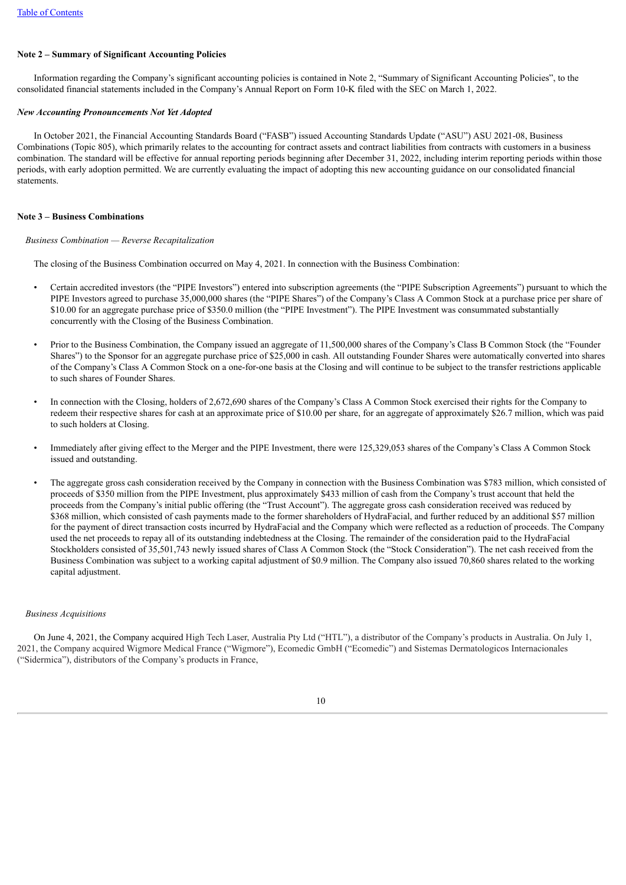**Note 2 – Summary of Significant Accounting Policies**

Information regarding the Company's significant accounting policies is contained in Note 2, "Summary of Significant Accounting Policies", to the consolidated financial statements included in the Company's Annual Report on Form 10-K filed with the SEC on March 1, 2022.

***New Accounting Pronouncements Not Yet Adopted***

In October 2021, the Financial Accounting Standards Board ("FASB") issued Accounting Standards Update ("ASU") ASU 2021-08, Business Combinations (Topic 805), which primarily relates to the accounting for contract assets and contract liabilities from contracts with customers in a business combination. The standard will be effective for annual reporting periods beginning after December 31, 2022, including interim reporting periods within those periods, with early adoption permitted. We are currently evaluating the impact of adopting this new accounting guidance on our consolidated financial statements.

**Note 3 – Business Combinations**

*Business Combination — Reverse Recapitalization*

The closing of the Business Combination occurred on May 4, 2021. In connection with the Business Combination:

- Certain accredited investors (the "PIPE Investors") entered into subscription agreements (the "PIPE Subscription Agreements") pursuant to which the PIPE Investors agreed to purchase 35,000,000 shares (the "PIPE Shares") of the Company's Class A Common Stock at a purchase price per share of $10.00 for an aggregate purchase price of $350.0 million (the "PIPE Investment"). The PIPE Investment was consummated substantially concurrently with the Closing of the Business Combination.

- Prior to the Business Combination, the Company issued an aggregate of 11,500,000 shares of the Company's Class B Common Stock (the "Founder Shares") to the Sponsor for an aggregate purchase price of $25,000 in cash. All outstanding Founder Shares were automatically converted into shares of the Company's Class A Common Stock on a one-for-one basis at the Closing and will continue to be subject to the transfer restrictions applicable to such shares of Founder Shares.

- In connection with the Closing, holders of 2,672,690 shares of the Company's Class A Common Stock exercised their rights for the Company to redeem their respective shares for cash at an approximate price of $10.00 per share, for an aggregate of approximately $26.7 million, which was paid to such holders at Closing.

- Immediately after giving effect to the Merger and the PIPE Investment, there were 125,329,053 shares of the Company's Class A Common Stock issued and outstanding.

- The aggregate gross cash consideration received by the Company in connection with the Business Combination was $783 million, which consisted of proceeds of $350 million from the PIPE Investment, plus approximately $433 million of cash from the Company's trust account that held the proceeds from the Company's initial public offering (the "Trust Account"). The aggregate gross cash consideration received was reduced by $368 million, which consisted of cash payments made to the former shareholders of HydraFacial, and further reduced by an additional $57 million for the payment of direct transaction costs incurred by HydraFacial and the Company which were reflected as a reduction of proceeds. The Company used the net proceeds to repay all of its outstanding indebtedness at the Closing. The remainder of the consideration paid to the HydraFacial Stockholders consisted of 35,501,743 newly issued shares of Class A Common Stock (the "Stock Consideration"). The net cash received from the Business Combination was subject to a working capital adjustment of $0.9 million. The Company also issued 70,860 shares related to the working capital adjustment.

*Business Acquisitions*

On June 4, 2021, the Company acquired High Tech Laser, Australia Pty Ltd ("HTL"), a distributor of the Company's products in Australia. On July 1, 2021, the Company acquired Wigmore Medical France ("Wigmore"), Ecomedic GmbH ("Ecomedic") and Sistemas Dermatologicos Internacionales ("Sidermica"), distributors of the Company's products in France,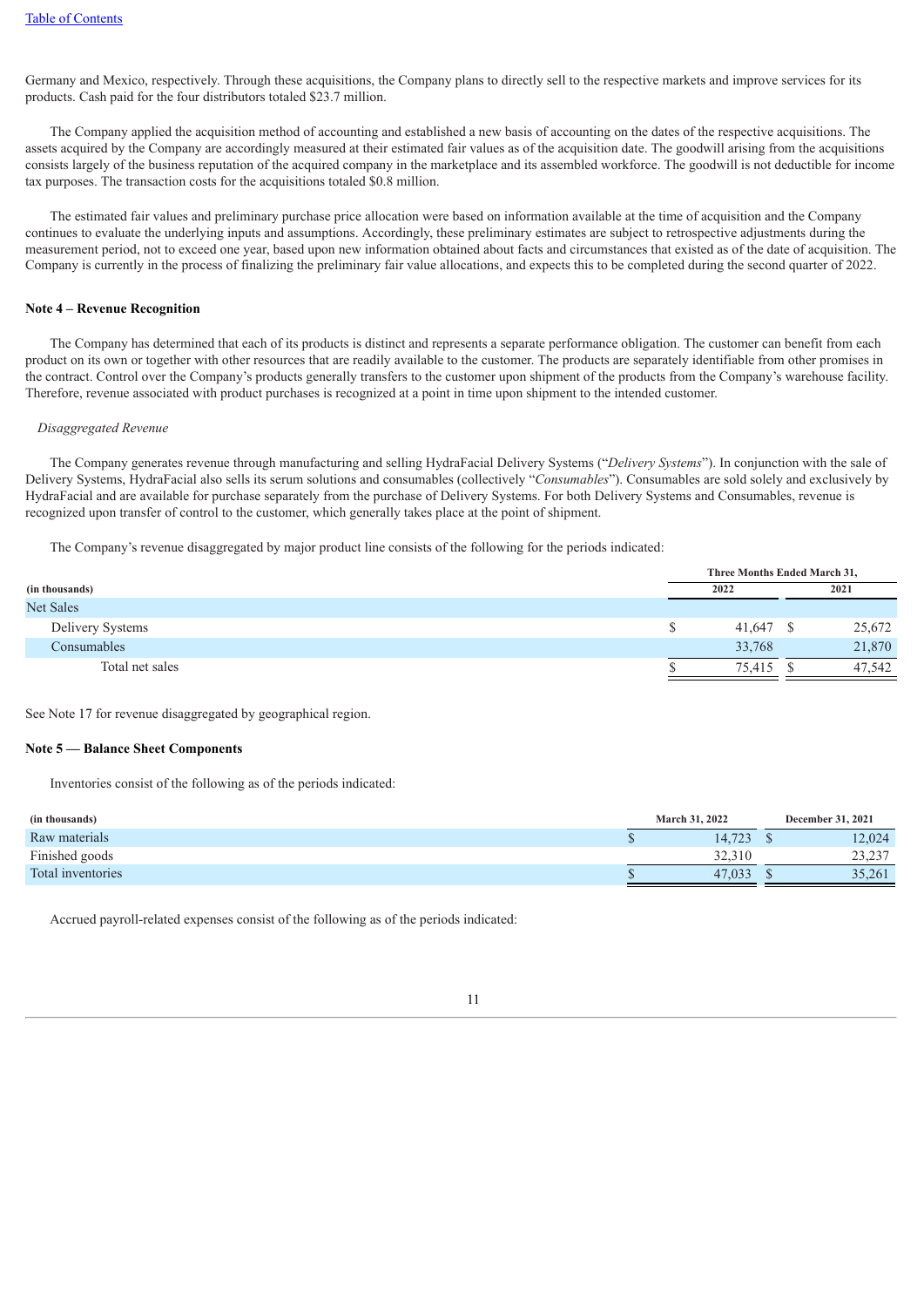Germany and Mexico, respectively. Through these acquisitions, the Company plans to directly sell to the respective markets and improve services for its products. Cash paid for the four distributors totaled $23.7 million.

The Company applied the acquisition method of accounting and established a new basis of accounting on the dates of the respective acquisitions. The assets acquired by the Company are accordingly measured at their estimated fair values as of the acquisition date. The goodwill arising from the acquisitions consists largely of the business reputation of the acquired company in the marketplace and its assembled workforce. The goodwill is not deductible for income tax purposes. The transaction costs for the acquisitions totaled $0.8 million.

The estimated fair values and preliminary purchase price allocation were based on information available at the time of acquisition and the Company continues to evaluate the underlying inputs and assumptions. Accordingly, these preliminary estimates are subject to retrospective adjustments during the measurement period, not to exceed one year, based upon new information obtained about facts and circumstances that existed as of the date of acquisition. The Company is currently in the process of finalizing the preliminary fair value allocations, and expects this to be completed during the second quarter of 2022.

**Note 4 – Revenue Recognition**

The Company has determined that each of its products is distinct and represents a separate performance obligation. The customer can benefit from each product on its own or together with other resources that are readily available to the customer. The products are separately identifiable from other promises in the contract. Control over the Company's products generally transfers to the customer upon shipment of the products from the Company's warehouse facility. Therefore, revenue associated with product purchases is recognized at a point in time upon shipment to the intended customer.

*Disaggregated Revenue*

The Company generates revenue through manufacturing and selling HydraFacial Delivery Systems ("*Delivery Systems*"). In conjunction with the sale of Delivery Systems, HydraFacial also sells its serum solutions and consumables (collectively "*Consumables*"). Consumables are sold solely and exclusively by HydraFacial and are available for purchase separately from the purchase of Delivery Systems. For both Delivery Systems and Consumables, revenue is recognized upon transfer of control to the customer, which generally takes place at the point of shipment.

The Company's revenue disaggregated by major product line consists of the following for the periods indicated:

| (in thousands) | Three Months Ended March 31, 2022 | Three Months Ended March 31, 2021 |
|---|---|---|
| Net Sales | | |
| Delivery Systems | $ 41,647 | $ 25,672 |
| Consumables | 33,768 | 21,870 |
| Total net sales | $ 75,415 | $ 47,542 |

See Note 17 for revenue disaggregated by geographical region.

**Note 5 — Balance Sheet Components**

Inventories consist of the following as of the periods indicated:

| (in thousands) | March 31, 2022 | December 31, 2021 |
|---|---|---|
| Raw materials | $ 14,723 | $ 12,024 |
| Finished goods | 32,310 | 23,237 |
| Total inventories | $ 47,033 | $ 35,261 |

Accrued payroll-related expenses consist of the following as of the periods indicated: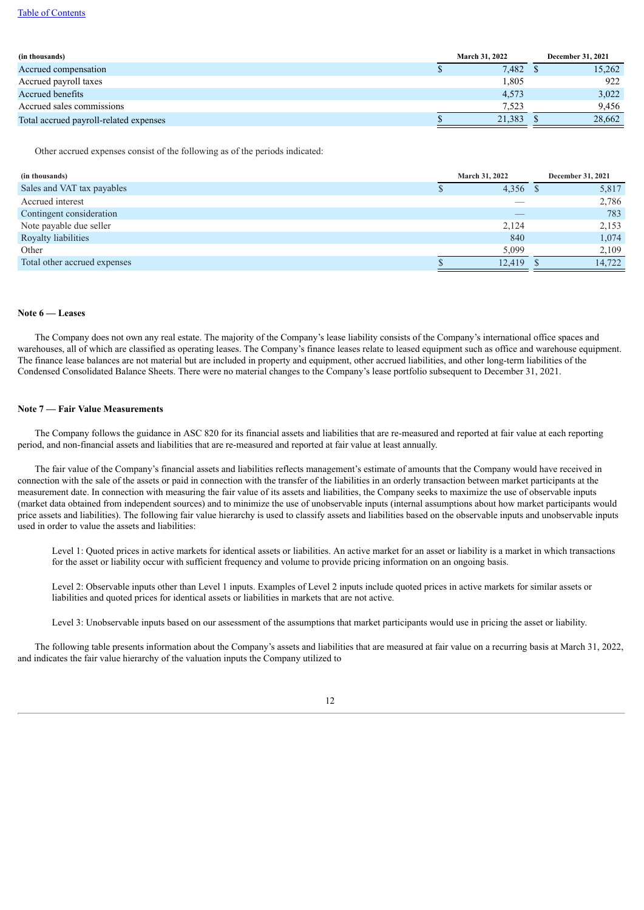| (in thousands) | March 31, 2022 | December 31, 2021 |
|---|---|---|
| Accrued compensation | $ 7,482 | $ 15,262 |
| Accrued payroll taxes | 1,805 | 922 |
| Accrued benefits | 4,573 | 3,022 |
| Accrued sales commissions | 7,523 | 9,456 |
| Total accrued payroll-related expenses | $ 21,383 | $ 28,662 |

Other accrued expenses consist of the following as of the periods indicated:

| (in thousands) | March 31, 2022 | December 31, 2021 |
|---|---|---|
| Sales and VAT tax payables | $ 4,356 | $ 5,817 |
| Accrued interest | — | 2,786 |
| Contingent consideration | — | 783 |
| Note payable due seller | 2,124 | 2,153 |
| Royalty liabilities | 840 | 1,074 |
| Other | 5,099 | 2,109 |
| Total other accrued expenses | $ 12,419 | $ 14,722 |

**Note 6 — Leases**

The Company does not own any real estate. The majority of the Company's lease liability consists of the Company's international office spaces and warehouses, all of which are classified as operating leases. The Company's finance leases relate to leased equipment such as office and warehouse equipment. The finance lease balances are not material but are included in property and equipment, other accrued liabilities, and other long-term liabilities of the Condensed Consolidated Balance Sheets. There were no material changes to the Company's lease portfolio subsequent to December 31, 2021.

**Note 7 — Fair Value Measurements**

The Company follows the guidance in ASC 820 for its financial assets and liabilities that are re-measured and reported at fair value at each reporting period, and non-financial assets and liabilities that are re-measured and reported at fair value at least annually.

The fair value of the Company's financial assets and liabilities reflects management's estimate of amounts that the Company would have received in connection with the sale of the assets or paid in connection with the transfer of the liabilities in an orderly transaction between market participants at the measurement date. In connection with measuring the fair value of its assets and liabilities, the Company seeks to maximize the use of observable inputs (market data obtained from independent sources) and to minimize the use of unobservable inputs (internal assumptions about how market participants would price assets and liabilities). The following fair value hierarchy is used to classify assets and liabilities based on the observable inputs and unobservable inputs used in order to value the assets and liabilities:

Level 1: Quoted prices in active markets for identical assets or liabilities. An active market for an asset or liability is a market in which transactions for the asset or liability occur with sufficient frequency and volume to provide pricing information on an ongoing basis.

Level 2: Observable inputs other than Level 1 inputs. Examples of Level 2 inputs include quoted prices in active markets for similar assets or liabilities and quoted prices for identical assets or liabilities in markets that are not active.

Level 3: Unobservable inputs based on our assessment of the assumptions that market participants would use in pricing the asset or liability.

The following table presents information about the Company's assets and liabilities that are measured at fair value on a recurring basis at March 31, 2022, and indicates the fair value hierarchy of the valuation inputs the Company utilized to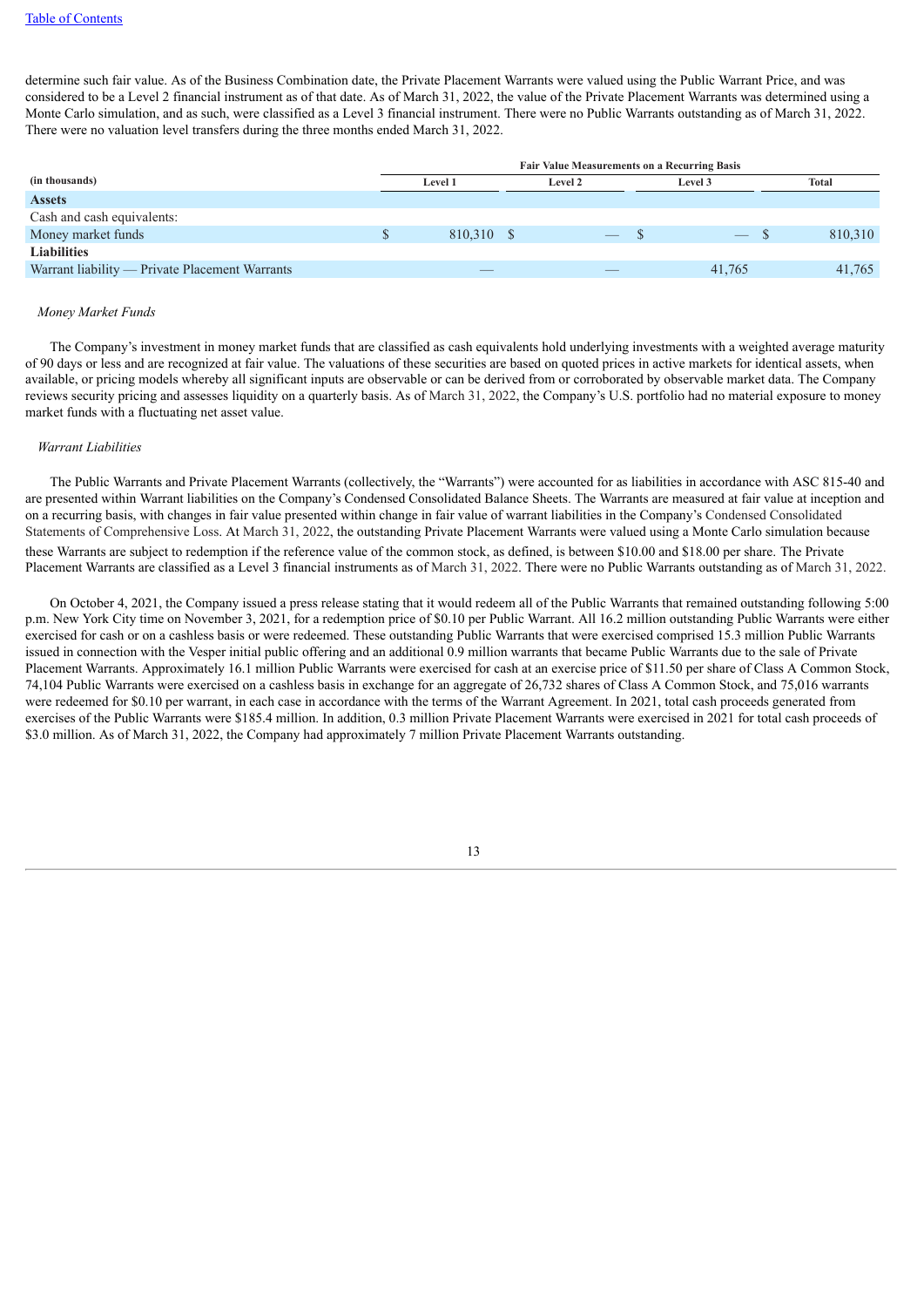determine such fair value. As of the Business Combination date, the Private Placement Warrants were valued using the Public Warrant Price, and was considered to be a Level 2 financial instrument as of that date. As of March 31, 2022, the value of the Private Placement Warrants was determined using a Monte Carlo simulation, and as such, were classified as a Level 3 financial instrument. There were no Public Warrants outstanding as of March 31, 2022. There were no valuation level transfers during the three months ended March 31, 2022.

| | Fair Value Measurements on a Recurring Basis | | | |
|---|---|---|---|---|
| **(in thousands)** | **Level 1** | **Level 2** | **Level 3** | **Total** |
| **Assets** | | | | |
| Cash and cash equivalents: | | | | |
| Money market funds | $ 810,310 | $ — | $ — | $ 810,310 |
| **Liabilities** | | | | |
| Warrant liability — Private Placement Warrants | — | — | 41,765 | 41,765 |

*Money Market Funds*

The Company's investment in money market funds that are classified as cash equivalents hold underlying investments with a weighted average maturity of 90 days or less and are recognized at fair value. The valuations of these securities are based on quoted prices in active markets for identical assets, when available, or pricing models whereby all significant inputs are observable or can be derived from or corroborated by observable market data. The Company reviews security pricing and assesses liquidity on a quarterly basis. As of March 31, 2022, the Company's U.S. portfolio had no material exposure to money market funds with a fluctuating net asset value.

*Warrant Liabilities*

The Public Warrants and Private Placement Warrants (collectively, the "Warrants") were accounted for as liabilities in accordance with ASC 815-40 and are presented within Warrant liabilities on the Company's Condensed Consolidated Balance Sheets. The Warrants are measured at fair value at inception and on a recurring basis, with changes in fair value presented within change in fair value of warrant liabilities in the Company's Condensed Consolidated Statements of Comprehensive Loss. At March 31, 2022, the outstanding Private Placement Warrants were valued using a Monte Carlo simulation because these Warrants are subject to redemption if the reference value of the common stock, as defined, is between $10.00 and $18.00 per share. The Private Placement Warrants are classified as a Level 3 financial instruments as of March 31, 2022. There were no Public Warrants outstanding as of March 31, 2022.

On October 4, 2021, the Company issued a press release stating that it would redeem all of the Public Warrants that remained outstanding following 5:00 p.m. New York City time on November 3, 2021, for a redemption price of $0.10 per Public Warrant. All 16.2 million outstanding Public Warrants were either exercised for cash or on a cashless basis or were redeemed. These outstanding Public Warrants that were exercised comprised 15.3 million Public Warrants issued in connection with the Vesper initial public offering and an additional 0.9 million warrants that became Public Warrants due to the sale of Private Placement Warrants. Approximately 16.1 million Public Warrants were exercised for cash at an exercise price of $11.50 per share of Class A Common Stock, 74,104 Public Warrants were exercised on a cashless basis in exchange for an aggregate of 26,732 shares of Class A Common Stock, and 75,016 warrants were redeemed for $0.10 per warrant, in each case in accordance with the terms of the Warrant Agreement. In 2021, total cash proceeds generated from exercises of the Public Warrants were $185.4 million. In addition, 0.3 million Private Placement Warrants were exercised in 2021 for total cash proceeds of $3.0 million. As of March 31, 2022, the Company had approximately 7 million Private Placement Warrants outstanding.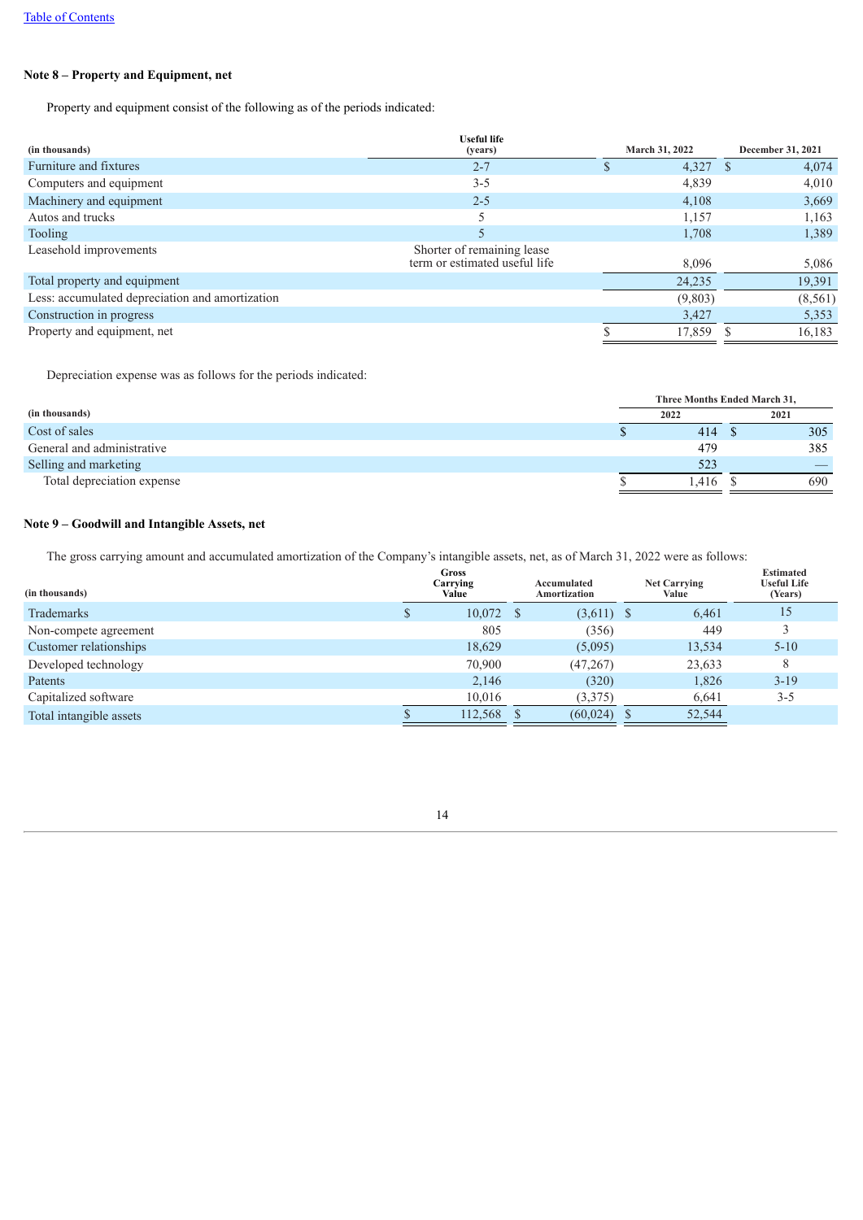## Note 8 – Property and Equipment, net

Property and equipment consist of the following as of the periods indicated:

| (in thousands) | Useful life (years) | March 31, 2022 | December 31, 2021 |
|---|---|---|---|
| Furniture and fixtures | 2-7 | $ 4,327 | $ 4,074 |
| Computers and equipment | 3-5 | 4,839 | 4,010 |
| Machinery and equipment | 2-5 | 4,108 | 3,669 |
| Autos and trucks | 5 | 1,157 | 1,163 |
| Tooling | 5 | 1,708 | 1,389 |
| Leasehold improvements | Shorter of remaining lease term or estimated useful life | 8,096 | 5,086 |
| Total property and equipment | | 24,235 | 19,391 |
| Less: accumulated depreciation and amortization | | (9,803) | (8,561) |
| Construction in progress | | 3,427 | 5,353 |
| Property and equipment, net | | $ 17,859 | $ 16,183 |

Depreciation expense was as follows for the periods indicated:

| | Three Months Ended March 31, | |
|---|---|---|
| (in thousands) | 2022 | 2021 |
| Cost of sales | $ 414 | $ 305 |
| General and administrative | 479 | 385 |
| Selling and marketing | 523 | — |
| Total depreciation expense | $ 1,416 | $ 690 |

## Note 9 – Goodwill and Intangible Assets, net

The gross carrying amount and accumulated amortization of the Company's intangible assets, net, as of March 31, 2022 were as follows:

| (in thousands) | Gross Carrying Value | Accumulated Amortization | Net Carrying Value | Estimated Useful Life (Years) |
|---|---|---|---|---|
| Trademarks | $ 10,072 | $ (3,611) | $ 6,461 | 15 |
| Non-compete agreement | 805 | (356) | 449 | 3 |
| Customer relationships | 18,629 | (5,095) | 13,534 | 5-10 |
| Developed technology | 70,900 | (47,267) | 23,633 | 8 |
| Patents | 2,146 | (320) | 1,826 | 3-19 |
| Capitalized software | 10,016 | (3,375) | 6,641 | 3-5 |
| Total intangible assets | $ 112,568 | $ (60,024) | $ 52,544 | |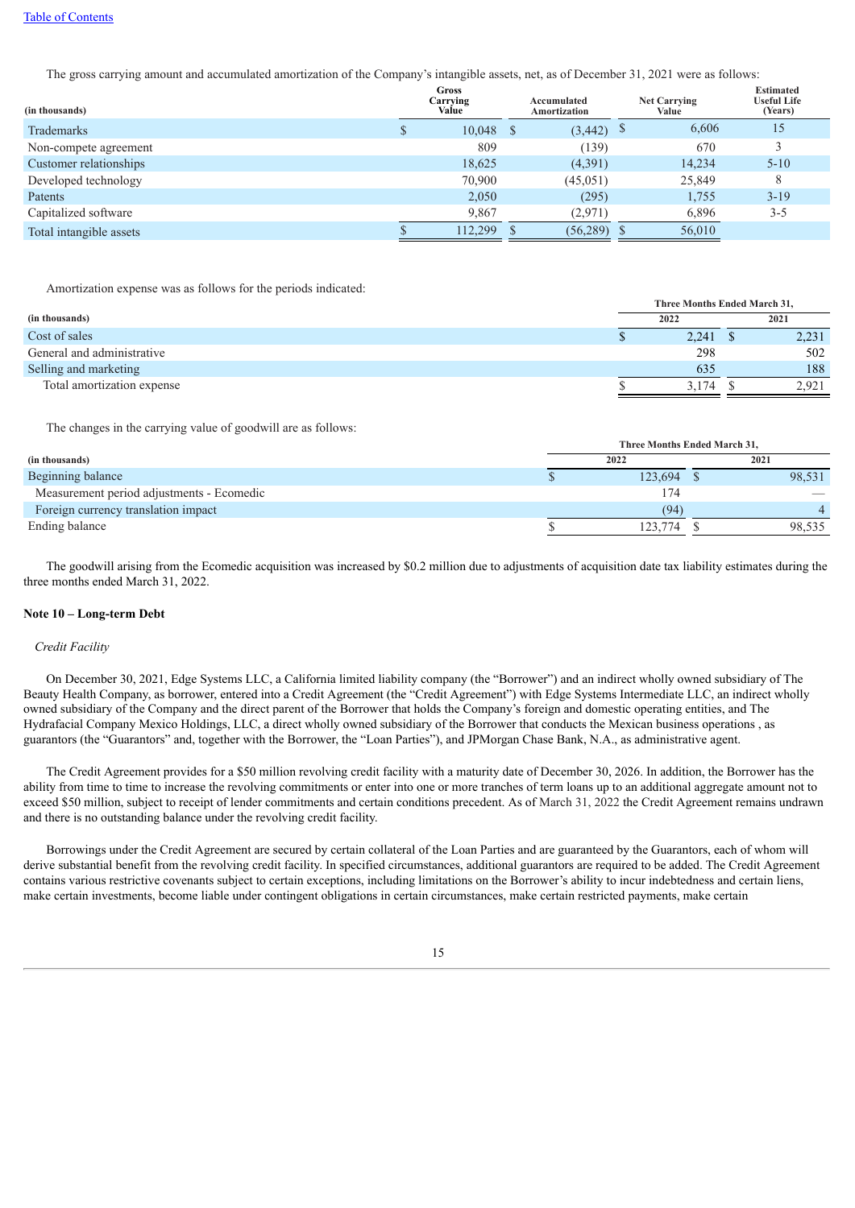The gross carrying amount and accumulated amortization of the Company's intangible assets, net, as of December 31, 2021 were as follows:

| (in thousands) | Gross Carrying Value | Accumulated Amortization | Net Carrying Value | Estimated Useful Life (Years) |
|---|---|---|---|---|
| Trademarks | $ 10,048 | $ (3,442) | $ 6,606 | 15 |
| Non-compete agreement | 809 | (139) | 670 | 3 |
| Customer relationships | 18,625 | (4,391) | 14,234 | 5-10 |
| Developed technology | 70,900 | (45,051) | 25,849 | 8 |
| Patents | 2,050 | (295) | 1,755 | 3-19 |
| Capitalized software | 9,867 | (2,971) | 6,896 | 3-5 |
| Total intangible assets | $ 112,299 | $ (56,289) | $ 56,010 | |

Amortization expense was as follows for the periods indicated:

| | Three Months Ended March 31, | |
|---|---|---|
| (in thousands) | 2022 | 2021 |
| Cost of sales | $ 2,241 | $ 2,231 |
| General and administrative | 298 | 502 |
| Selling and marketing | 635 | 188 |
| Total amortization expense | $ 3,174 | $ 2,921 |

The changes in the carrying value of goodwill are as follows:

| | Three Months Ended March 31, | |
|---|---|---|
| (in thousands) | 2022 | 2021 |
| Beginning balance | $ 123,694 | $ 98,531 |
| Measurement period adjustments - Ecomedic | 174 | — |
| Foreign currency translation impact | (94) | 4 |
| Ending balance | $ 123,774 | $ 98,535 |

The goodwill arising from the Ecomedic acquisition was increased by $0.2 million due to adjustments of acquisition date tax liability estimates during the three months ended March 31, 2022.

**Note 10 – Long-term Debt**

*Credit Facility*

On December 30, 2021, Edge Systems LLC, a California limited liability company (the "Borrower") and an indirect wholly owned subsidiary of The Beauty Health Company, as borrower, entered into a Credit Agreement (the "Credit Agreement") with Edge Systems Intermediate LLC, an indirect wholly owned subsidiary of the Company and the direct parent of the Borrower that holds the Company's foreign and domestic operating entities, and The Hydrafacial Company Mexico Holdings, LLC, a direct wholly owned subsidiary of the Borrower that conducts the Mexican business operations , as guarantors (the "Guarantors" and, together with the Borrower, the "Loan Parties"), and JPMorgan Chase Bank, N.A., as administrative agent.

The Credit Agreement provides for a $50 million revolving credit facility with a maturity date of December 30, 2026. In addition, the Borrower has the ability from time to time to increase the revolving commitments or enter into one or more tranches of term loans up to an additional aggregate amount not to exceed $50 million, subject to receipt of lender commitments and certain conditions precedent. As of March 31, 2022 the Credit Agreement remains undrawn and there is no outstanding balance under the revolving credit facility.

Borrowings under the Credit Agreement are secured by certain collateral of the Loan Parties and are guaranteed by the Guarantors, each of whom will derive substantial benefit from the revolving credit facility. In specified circumstances, additional guarantors are required to be added. The Credit Agreement contains various restrictive covenants subject to certain exceptions, including limitations on the Borrower's ability to incur indebtedness and certain liens, make certain investments, become liable under contingent obligations in certain circumstances, make certain restricted payments, make certain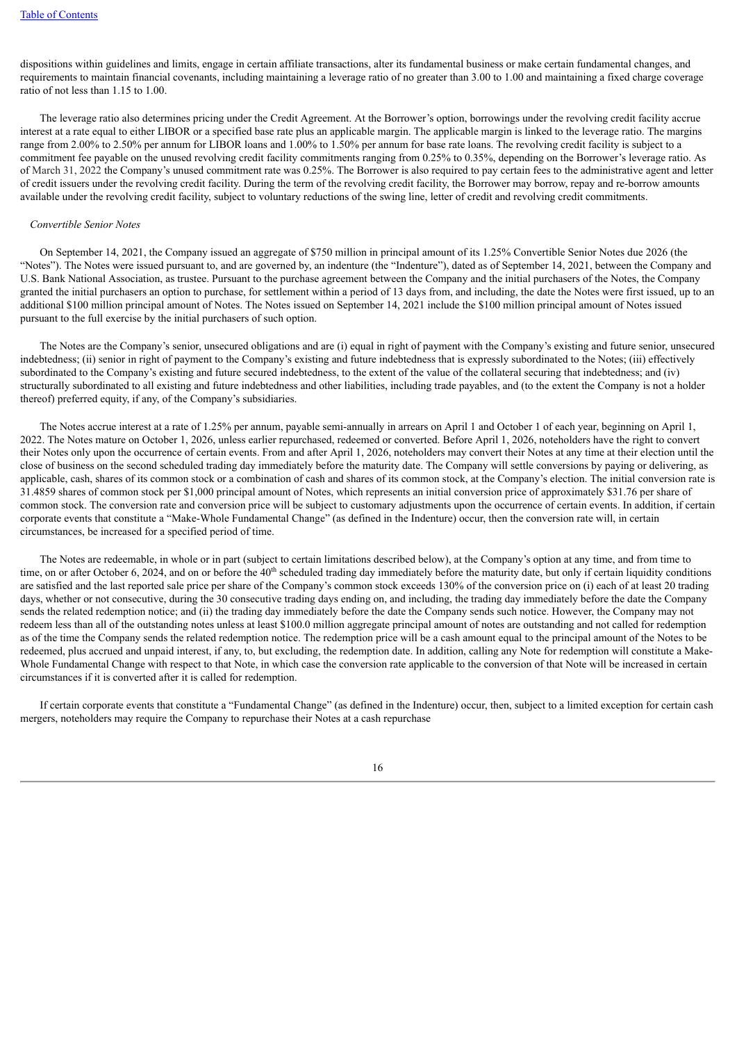dispositions within guidelines and limits, engage in certain affiliate transactions, alter its fundamental business or make certain fundamental changes, and requirements to maintain financial covenants, including maintaining a leverage ratio of no greater than 3.00 to 1.00 and maintaining a fixed charge coverage ratio of not less than 1.15 to 1.00.

The leverage ratio also determines pricing under the Credit Agreement. At the Borrower's option, borrowings under the revolving credit facility accrue interest at a rate equal to either LIBOR or a specified base rate plus an applicable margin. The applicable margin is linked to the leverage ratio. The margins range from 2.00% to 2.50% per annum for LIBOR loans and 1.00% to 1.50% per annum for base rate loans. The revolving credit facility is subject to a commitment fee payable on the unused revolving credit facility commitments ranging from 0.25% to 0.35%, depending on the Borrower's leverage ratio. As of March 31, 2022 the Company's unused commitment rate was 0.25%. The Borrower is also required to pay certain fees to the administrative agent and letter of credit issuers under the revolving credit facility. During the term of the revolving credit facility, the Borrower may borrow, repay and re-borrow amounts available under the revolving credit facility, subject to voluntary reductions of the swing line, letter of credit and revolving credit commitments.

*Convertible Senior Notes*

On September 14, 2021, the Company issued an aggregate of $750 million in principal amount of its 1.25% Convertible Senior Notes due 2026 (the "Notes"). The Notes were issued pursuant to, and are governed by, an indenture (the "Indenture"), dated as of September 14, 2021, between the Company and U.S. Bank National Association, as trustee. Pursuant to the purchase agreement between the Company and the initial purchasers of the Notes, the Company granted the initial purchasers an option to purchase, for settlement within a period of 13 days from, and including, the date the Notes were first issued, up to an additional $100 million principal amount of Notes. The Notes issued on September 14, 2021 include the $100 million principal amount of Notes issued pursuant to the full exercise by the initial purchasers of such option.

The Notes are the Company's senior, unsecured obligations and are (i) equal in right of payment with the Company's existing and future senior, unsecured indebtedness; (ii) senior in right of payment to the Company's existing and future indebtedness that is expressly subordinated to the Notes; (iii) effectively subordinated to the Company's existing and future secured indebtedness, to the extent of the value of the collateral securing that indebtedness; and (iv) structurally subordinated to all existing and future indebtedness and other liabilities, including trade payables, and (to the extent the Company is not a holder thereof) preferred equity, if any, of the Company's subsidiaries.

The Notes accrue interest at a rate of 1.25% per annum, payable semi-annually in arrears on April 1 and October 1 of each year, beginning on April 1, 2022. The Notes mature on October 1, 2026, unless earlier repurchased, redeemed or converted. Before April 1, 2026, noteholders have the right to convert their Notes only upon the occurrence of certain events. From and after April 1, 2026, noteholders may convert their Notes at any time at their election until the close of business on the second scheduled trading day immediately before the maturity date. The Company will settle conversions by paying or delivering, as applicable, cash, shares of its common stock or a combination of cash and shares of its common stock, at the Company's election. The initial conversion rate is 31.4859 shares of common stock per $1,000 principal amount of Notes, which represents an initial conversion price of approximately $31.76 per share of common stock. The conversion rate and conversion price will be subject to customary adjustments upon the occurrence of certain events. In addition, if certain corporate events that constitute a "Make-Whole Fundamental Change" (as defined in the Indenture) occur, then the conversion rate will, in certain circumstances, be increased for a specified period of time.

The Notes are redeemable, in whole or in part (subject to certain limitations described below), at the Company's option at any time, and from time to time, on or after October 6, 2024, and on or before the 40th scheduled trading day immediately before the maturity date, but only if certain liquidity conditions are satisfied and the last reported sale price per share of the Company's common stock exceeds 130% of the conversion price on (i) each of at least 20 trading days, whether or not consecutive, during the 30 consecutive trading days ending on, and including, the trading day immediately before the date the Company sends the related redemption notice; and (ii) the trading day immediately before the date the Company sends such notice. However, the Company may not redeem less than all of the outstanding notes unless at least $100.0 million aggregate principal amount of notes are outstanding and not called for redemption as of the time the Company sends the related redemption notice. The redemption price will be a cash amount equal to the principal amount of the Notes to be redeemed, plus accrued and unpaid interest, if any, to, but excluding, the redemption date. In addition, calling any Note for redemption will constitute a Make-Whole Fundamental Change with respect to that Note, in which case the conversion rate applicable to the conversion of that Note will be increased in certain circumstances if it is converted after it is called for redemption.

If certain corporate events that constitute a "Fundamental Change" (as defined in the Indenture) occur, then, subject to a limited exception for certain cash mergers, noteholders may require the Company to repurchase their Notes at a cash repurchase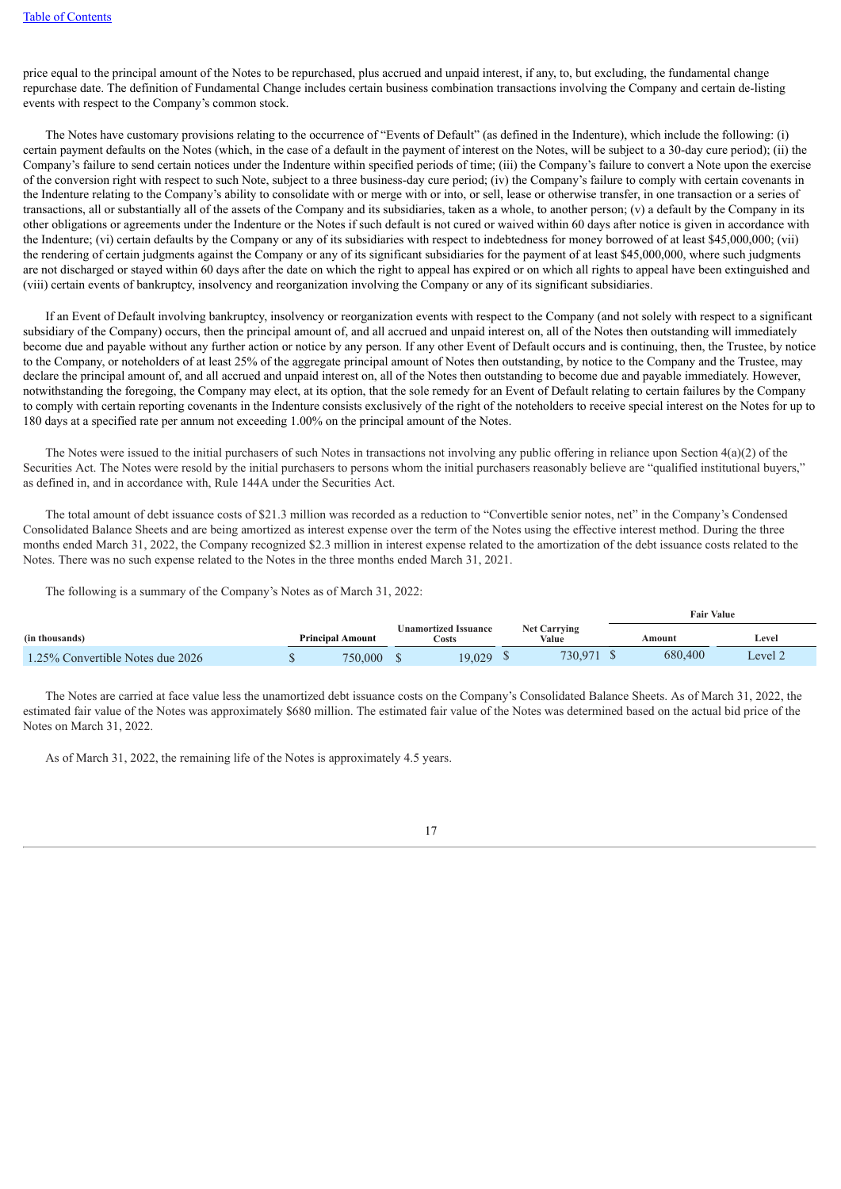price equal to the principal amount of the Notes to be repurchased, plus accrued and unpaid interest, if any, to, but excluding, the fundamental change repurchase date. The definition of Fundamental Change includes certain business combination transactions involving the Company and certain de-listing events with respect to the Company's common stock.

The Notes have customary provisions relating to the occurrence of "Events of Default" (as defined in the Indenture), which include the following: (i) certain payment defaults on the Notes (which, in the case of a default in the payment of interest on the Notes, will be subject to a 30-day cure period); (ii) the Company's failure to send certain notices under the Indenture within specified periods of time; (iii) the Company's failure to convert a Note upon the exercise of the conversion right with respect to such Note, subject to a three business-day cure period; (iv) the Company's failure to comply with certain covenants in the Indenture relating to the Company's ability to consolidate with or merge with or into, or sell, lease or otherwise transfer, in one transaction or a series of transactions, all or substantially all of the assets of the Company and its subsidiaries, taken as a whole, to another person; (v) a default by the Company in its other obligations or agreements under the Indenture or the Notes if such default is not cured or waived within 60 days after notice is given in accordance with the Indenture; (vi) certain defaults by the Company or any of its subsidiaries with respect to indebtedness for money borrowed of at least $45,000,000; (vii) the rendering of certain judgments against the Company or any of its significant subsidiaries for the payment of at least $45,000,000, where such judgments are not discharged or stayed within 60 days after the date on which the right to appeal has expired or on which all rights to appeal have been extinguished and (viii) certain events of bankruptcy, insolvency and reorganization involving the Company or any of its significant subsidiaries.

If an Event of Default involving bankruptcy, insolvency or reorganization events with respect to the Company (and not solely with respect to a significant subsidiary of the Company) occurs, then the principal amount of, and all accrued and unpaid interest on, all of the Notes then outstanding will immediately become due and payable without any further action or notice by any person. If any other Event of Default occurs and is continuing, then, the Trustee, by notice to the Company, or noteholders of at least 25% of the aggregate principal amount of Notes then outstanding, by notice to the Company and the Trustee, may declare the principal amount of, and all accrued and unpaid interest on, all of the Notes then outstanding to become due and payable immediately. However, notwithstanding the foregoing, the Company may elect, at its option, that the sole remedy for an Event of Default relating to certain failures by the Company to comply with certain reporting covenants in the Indenture consists exclusively of the right of the noteholders to receive special interest on the Notes for up to 180 days at a specified rate per annum not exceeding 1.00% on the principal amount of the Notes.

The Notes were issued to the initial purchasers of such Notes in transactions not involving any public offering in reliance upon Section 4(a)(2) of the Securities Act. The Notes were resold by the initial purchasers to persons whom the initial purchasers reasonably believe are "qualified institutional buyers," as defined in, and in accordance with, Rule 144A under the Securities Act.

The total amount of debt issuance costs of $21.3 million was recorded as a reduction to "Convertible senior notes, net" in the Company's Condensed Consolidated Balance Sheets and are being amortized as interest expense over the term of the Notes using the effective interest method. During the three months ended March 31, 2022, the Company recognized $2.3 million in interest expense related to the amortization of the debt issuance costs related to the Notes. There was no such expense related to the Notes in the three months ended March 31, 2021.

The following is a summary of the Company's Notes as of March 31, 2022:

| (in thousands) | Principal Amount | Unamortized Issuance Costs | Net Carrying Value | Fair Value | |
|---|---|---|---|---|---|
| | | | | Amount | Level |
| 1.25% Convertible Notes due 2026 | $ 750,000 | $ 19,029 | $ 730,971 | $ 680,400 | Level 2 |

The Notes are carried at face value less the unamortized debt issuance costs on the Company's Consolidated Balance Sheets. As of March 31, 2022, the estimated fair value of the Notes was approximately $680 million. The estimated fair value of the Notes was determined based on the actual bid price of the Notes on March 31, 2022.

As of March 31, 2022, the remaining life of the Notes is approximately 4.5 years.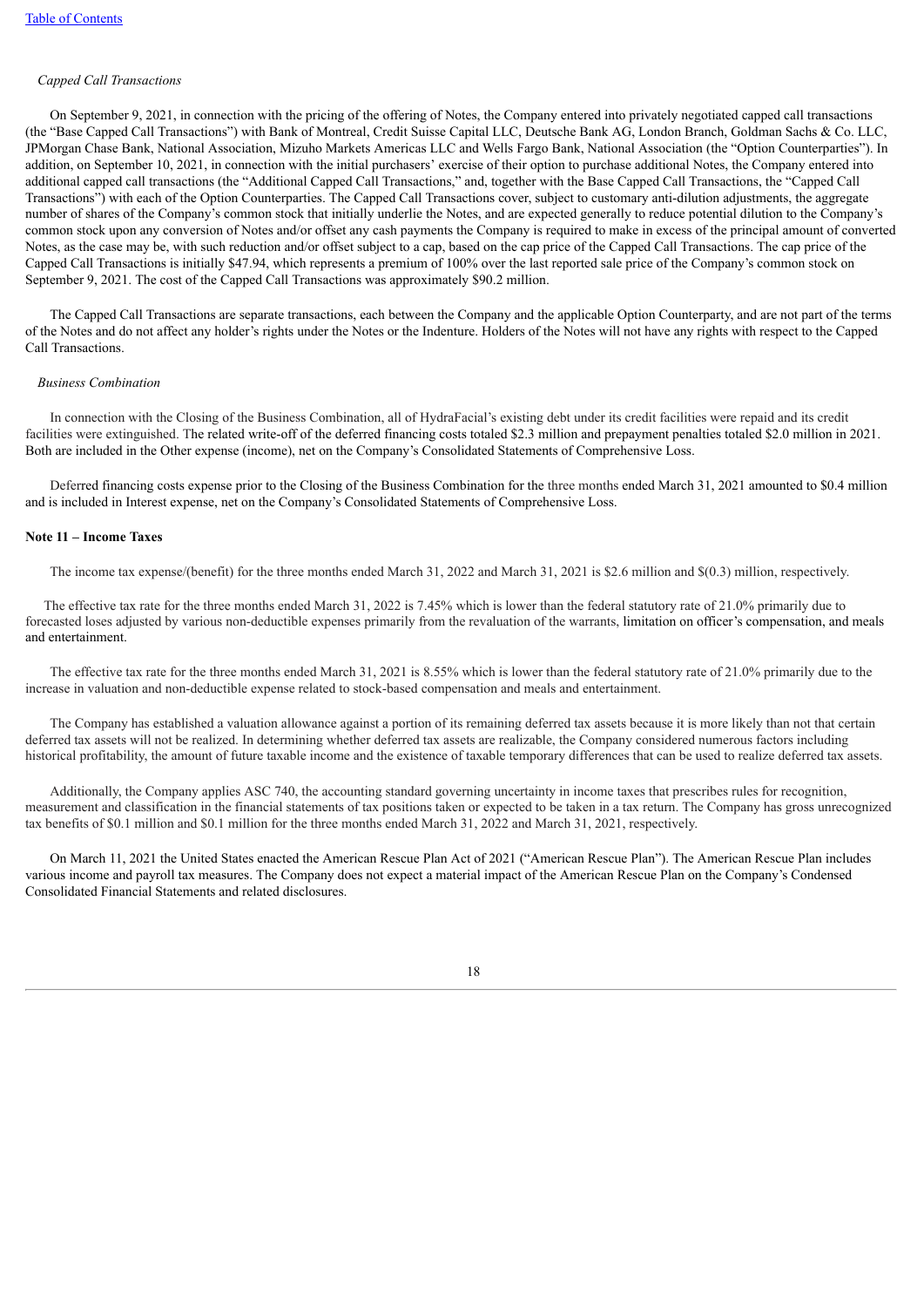*Capped Call Transactions*

On September 9, 2021, in connection with the pricing of the offering of Notes, the Company entered into privately negotiated capped call transactions (the "Base Capped Call Transactions") with Bank of Montreal, Credit Suisse Capital LLC, Deutsche Bank AG, London Branch, Goldman Sachs & Co. LLC, JPMorgan Chase Bank, National Association, Mizuho Markets Americas LLC and Wells Fargo Bank, National Association (the "Option Counterparties"). In addition, on September 10, 2021, in connection with the initial purchasers' exercise of their option to purchase additional Notes, the Company entered into additional capped call transactions (the "Additional Capped Call Transactions," and, together with the Base Capped Call Transactions, the "Capped Call Transactions") with each of the Option Counterparties. The Capped Call Transactions cover, subject to customary anti-dilution adjustments, the aggregate number of shares of the Company's common stock that initially underlie the Notes, and are expected generally to reduce potential dilution to the Company's common stock upon any conversion of Notes and/or offset any cash payments the Company is required to make in excess of the principal amount of converted Notes, as the case may be, with such reduction and/or offset subject to a cap, based on the cap price of the Capped Call Transactions. The cap price of the Capped Call Transactions is initially $47.94, which represents a premium of 100% over the last reported sale price of the Company's common stock on September 9, 2021. The cost of the Capped Call Transactions was approximately $90.2 million.

The Capped Call Transactions are separate transactions, each between the Company and the applicable Option Counterparty, and are not part of the terms of the Notes and do not affect any holder's rights under the Notes or the Indenture. Holders of the Notes will not have any rights with respect to the Capped Call Transactions.

*Business Combination*

In connection with the Closing of the Business Combination, all of HydraFacial's existing debt under its credit facilities were repaid and its credit facilities were extinguished. The related write-off of the deferred financing costs totaled $2.3 million and prepayment penalties totaled $2.0 million in 2021. Both are included in the Other expense (income), net on the Company's Consolidated Statements of Comprehensive Loss.

Deferred financing costs expense prior to the Closing of the Business Combination for the three months ended March 31, 2021 amounted to $0.4 million and is included in Interest expense, net on the Company's Consolidated Statements of Comprehensive Loss.

**Note 11 – Income Taxes**

The income tax expense/(benefit) for the three months ended March 31, 2022 and March 31, 2021 is $2.6 million and $(0.3) million, respectively.

The effective tax rate for the three months ended March 31, 2022 is 7.45% which is lower than the federal statutory rate of 21.0% primarily due to forecasted loses adjusted by various non-deductible expenses primarily from the revaluation of the warrants, limitation on officer's compensation, and meals and entertainment.

The effective tax rate for the three months ended March 31, 2021 is 8.55% which is lower than the federal statutory rate of 21.0% primarily due to the increase in valuation and non-deductible expense related to stock-based compensation and meals and entertainment.

The Company has established a valuation allowance against a portion of its remaining deferred tax assets because it is more likely than not that certain deferred tax assets will not be realized. In determining whether deferred tax assets are realizable, the Company considered numerous factors including historical profitability, the amount of future taxable income and the existence of taxable temporary differences that can be used to realize deferred tax assets.

Additionally, the Company applies ASC 740, the accounting standard governing uncertainty in income taxes that prescribes rules for recognition, measurement and classification in the financial statements of tax positions taken or expected to be taken in a tax return. The Company has gross unrecognized tax benefits of $0.1 million and $0.1 million for the three months ended March 31, 2022 and March 31, 2021, respectively.

On March 11, 2021 the United States enacted the American Rescue Plan Act of 2021 ("American Rescue Plan"). The American Rescue Plan includes various income and payroll tax measures. The Company does not expect a material impact of the American Rescue Plan on the Company's Condensed Consolidated Financial Statements and related disclosures.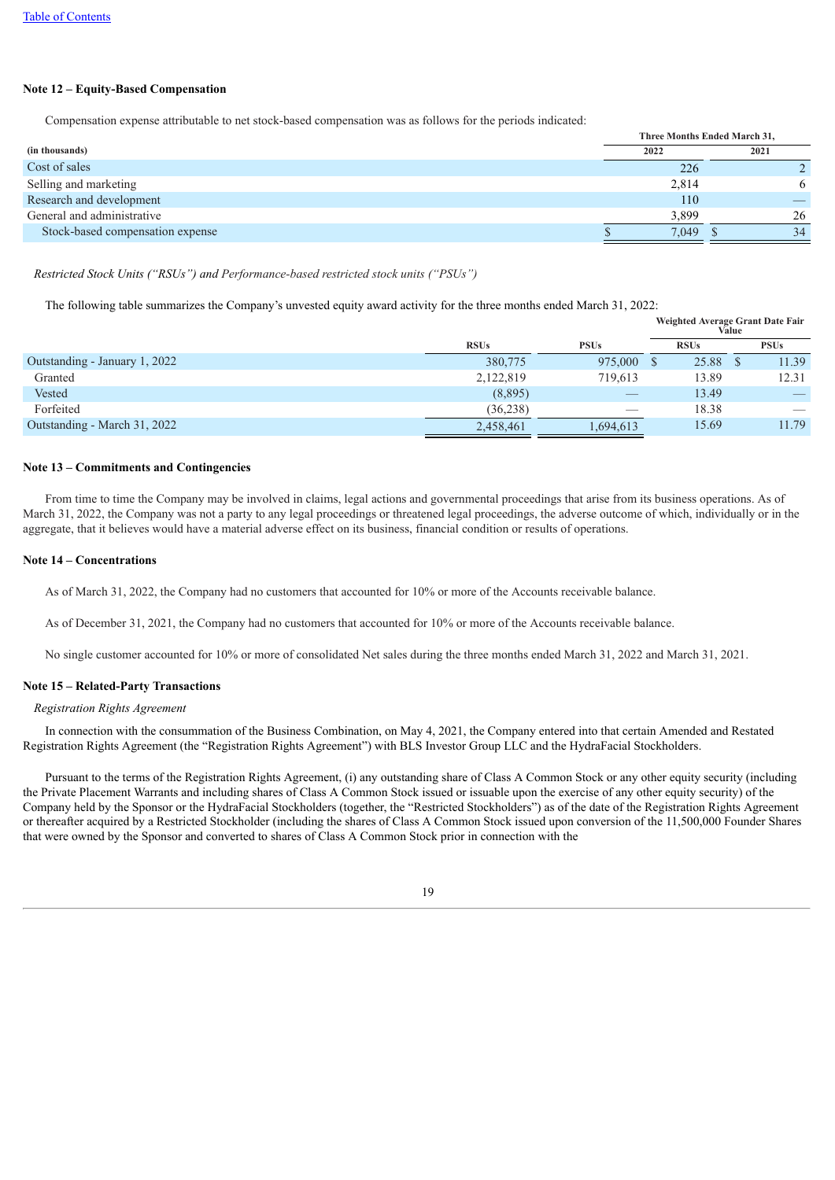**Note 12 – Equity-Based Compensation**

Compensation expense attributable to net stock-based compensation was as follows for the periods indicated:

| (in thousands) | Three Months Ended March 31, 2022 | 2021 |
|---|---|---|
| Cost of sales | 226 | 2 |
| Selling and marketing | 2,814 | 6 |
| Research and development | 110 | — |
| General and administrative | 3,899 | 26 |
| Stock-based compensation expense | $ 7,049 | $ 34 |

*Restricted Stock Units ("RSUs") and Performance-based restricted stock units ("PSUs")*

The following table summarizes the Company's unvested equity award activity for the three months ended March 31, 2022:

| | RSUs | PSUs | Weighted Average Grant Date Fair Value RSUs | Weighted Average Grant Date Fair Value PSUs |
|---|---|---|---|---|
| Outstanding - January 1, 2022 | 380,775 | 975,000 | $ 25.88 | $ 11.39 |
| Granted | 2,122,819 | 719,613 | 13.89 | 12.31 |
| Vested | (8,895) | — | 13.49 | — |
| Forfeited | (36,238) | — | 18.38 | — |
| Outstanding - March 31, 2022 | 2,458,461 | 1,694,613 | 15.69 | 11.79 |

**Note 13 – Commitments and Contingencies**

From time to time the Company may be involved in claims, legal actions and governmental proceedings that arise from its business operations. As of March 31, 2022, the Company was not a party to any legal proceedings or threatened legal proceedings, the adverse outcome of which, individually or in the aggregate, that it believes would have a material adverse effect on its business, financial condition or results of operations.

**Note 14 – Concentrations**

As of March 31, 2022, the Company had no customers that accounted for 10% or more of the Accounts receivable balance.

As of December 31, 2021, the Company had no customers that accounted for 10% or more of the Accounts receivable balance.

No single customer accounted for 10% or more of consolidated Net sales during the three months ended March 31, 2022 and March 31, 2021.

**Note 15 – Related-Party Transactions**

*Registration Rights Agreement*

In connection with the consummation of the Business Combination, on May 4, 2021, the Company entered into that certain Amended and Restated Registration Rights Agreement (the "Registration Rights Agreement") with BLS Investor Group LLC and the HydraFacial Stockholders.

Pursuant to the terms of the Registration Rights Agreement, (i) any outstanding share of Class A Common Stock or any other equity security (including the Private Placement Warrants and including shares of Class A Common Stock issued or issuable upon the exercise of any other equity security) of the Company held by the Sponsor or the HydraFacial Stockholders (together, the "Restricted Stockholders") as of the date of the Registration Rights Agreement or thereafter acquired by a Restricted Stockholder (including the shares of Class A Common Stock issued upon conversion of the 11,500,000 Founder Shares that were owned by the Sponsor and converted to shares of Class A Common Stock prior in connection with the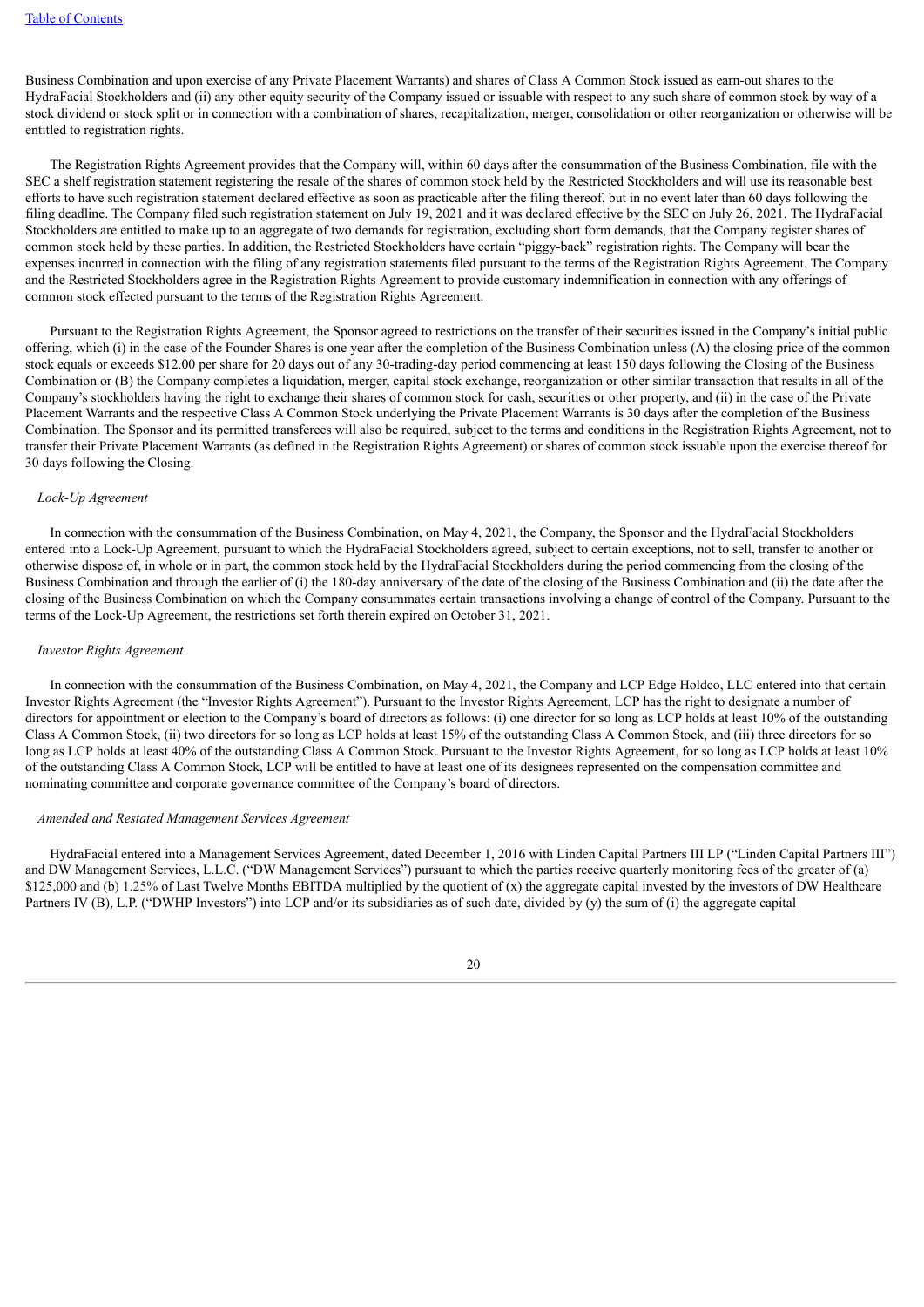Business Combination and upon exercise of any Private Placement Warrants) and shares of Class A Common Stock issued as earn-out shares to the HydraFacial Stockholders and (ii) any other equity security of the Company issued or issuable with respect to any such share of common stock by way of a stock dividend or stock split or in connection with a combination of shares, recapitalization, merger, consolidation or other reorganization or otherwise will be entitled to registration rights.

The Registration Rights Agreement provides that the Company will, within 60 days after the consummation of the Business Combination, file with the SEC a shelf registration statement registering the resale of the shares of common stock held by the Restricted Stockholders and will use its reasonable best efforts to have such registration statement declared effective as soon as practicable after the filing thereof, but in no event later than 60 days following the filing deadline. The Company filed such registration statement on July 19, 2021 and it was declared effective by the SEC on July 26, 2021. The HydraFacial Stockholders are entitled to make up to an aggregate of two demands for registration, excluding short form demands, that the Company register shares of common stock held by these parties. In addition, the Restricted Stockholders have certain "piggy-back" registration rights. The Company will bear the expenses incurred in connection with the filing of any registration statements filed pursuant to the terms of the Registration Rights Agreement. The Company and the Restricted Stockholders agree in the Registration Rights Agreement to provide customary indemnification in connection with any offerings of common stock effected pursuant to the terms of the Registration Rights Agreement.

Pursuant to the Registration Rights Agreement, the Sponsor agreed to restrictions on the transfer of their securities issued in the Company's initial public offering, which (i) in the case of the Founder Shares is one year after the completion of the Business Combination unless (A) the closing price of the common stock equals or exceeds $12.00 per share for 20 days out of any 30-trading-day period commencing at least 150 days following the Closing of the Business Combination or (B) the Company completes a liquidation, merger, capital stock exchange, reorganization or other similar transaction that results in all of the Company's stockholders having the right to exchange their shares of common stock for cash, securities or other property, and (ii) in the case of the Private Placement Warrants and the respective Class A Common Stock underlying the Private Placement Warrants is 30 days after the completion of the Business Combination. The Sponsor and its permitted transferees will also be required, subject to the terms and conditions in the Registration Rights Agreement, not to transfer their Private Placement Warrants (as defined in the Registration Rights Agreement) or shares of common stock issuable upon the exercise thereof for 30 days following the Closing.

*Lock-Up Agreement*

In connection with the consummation of the Business Combination, on May 4, 2021, the Company, the Sponsor and the HydraFacial Stockholders entered into a Lock-Up Agreement, pursuant to which the HydraFacial Stockholders agreed, subject to certain exceptions, not to sell, transfer to another or otherwise dispose of, in whole or in part, the common stock held by the HydraFacial Stockholders during the period commencing from the closing of the Business Combination and through the earlier of (i) the 180-day anniversary of the date of the closing of the Business Combination and (ii) the date after the closing of the Business Combination on which the Company consummates certain transactions involving a change of control of the Company. Pursuant to the terms of the Lock-Up Agreement, the restrictions set forth therein expired on October 31, 2021.

*Investor Rights Agreement*

In connection with the consummation of the Business Combination, on May 4, 2021, the Company and LCP Edge Holdco, LLC entered into that certain Investor Rights Agreement (the "Investor Rights Agreement"). Pursuant to the Investor Rights Agreement, LCP has the right to designate a number of directors for appointment or election to the Company's board of directors as follows: (i) one director for so long as LCP holds at least 10% of the outstanding Class A Common Stock, (ii) two directors for so long as LCP holds at least 15% of the outstanding Class A Common Stock, and (iii) three directors for so long as LCP holds at least 40% of the outstanding Class A Common Stock. Pursuant to the Investor Rights Agreement, for so long as LCP holds at least 10% of the outstanding Class A Common Stock, LCP will be entitled to have at least one of its designees represented on the compensation committee and nominating committee and corporate governance committee of the Company's board of directors.

*Amended and Restated Management Services Agreement*

HydraFacial entered into a Management Services Agreement, dated December 1, 2016 with Linden Capital Partners III LP ("Linden Capital Partners III") and DW Management Services, L.L.C. ("DW Management Services") pursuant to which the parties receive quarterly monitoring fees of the greater of (a) $125,000 and (b) 1.25% of Last Twelve Months EBITDA multiplied by the quotient of (x) the aggregate capital invested by the investors of DW Healthcare Partners IV (B), L.P. ("DWHP Investors") into LCP and/or its subsidiaries as of such date, divided by (y) the sum of (i) the aggregate capital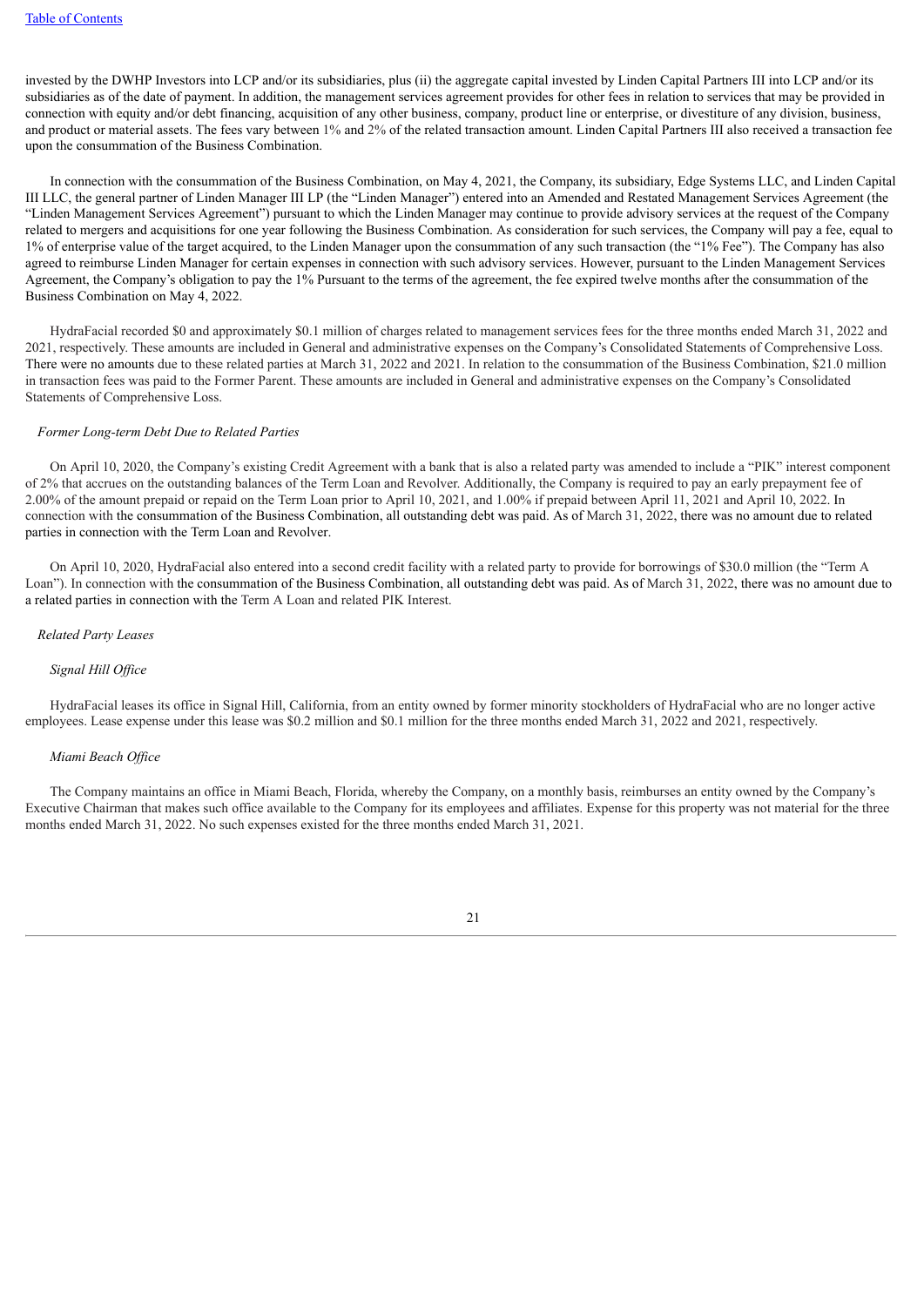invested by the DWHP Investors into LCP and/or its subsidiaries, plus (ii) the aggregate capital invested by Linden Capital Partners III into LCP and/or its subsidiaries as of the date of payment. In addition, the management services agreement provides for other fees in relation to services that may be provided in connection with equity and/or debt financing, acquisition of any other business, company, product line or enterprise, or divestiture of any division, business, and product or material assets. The fees vary between 1% and 2% of the related transaction amount. Linden Capital Partners III also received a transaction fee upon the consummation of the Business Combination.

In connection with the consummation of the Business Combination, on May 4, 2021, the Company, its subsidiary, Edge Systems LLC, and Linden Capital III LLC, the general partner of Linden Manager III LP (the "Linden Manager") entered into an Amended and Restated Management Services Agreement (the "Linden Management Services Agreement") pursuant to which the Linden Manager may continue to provide advisory services at the request of the Company related to mergers and acquisitions for one year following the Business Combination. As consideration for such services, the Company will pay a fee, equal to 1% of enterprise value of the target acquired, to the Linden Manager upon the consummation of any such transaction (the "1% Fee"). The Company has also agreed to reimburse Linden Manager for certain expenses in connection with such advisory services. However, pursuant to the Linden Management Services Agreement, the Company's obligation to pay the 1% Pursuant to the terms of the agreement, the fee expired twelve months after the consummation of the Business Combination on May 4, 2022.

HydraFacial recorded $0 and approximately $0.1 million of charges related to management services fees for the three months ended March 31, 2022 and 2021, respectively. These amounts are included in General and administrative expenses on the Company's Consolidated Statements of Comprehensive Loss. There were no amounts due to these related parties at March 31, 2022 and 2021. In relation to the consummation of the Business Combination, $21.0 million in transaction fees was paid to the Former Parent. These amounts are included in General and administrative expenses on the Company's Consolidated Statements of Comprehensive Loss.

*Former Long-term Debt Due to Related Parties*

On April 10, 2020, the Company's existing Credit Agreement with a bank that is also a related party was amended to include a "PIK" interest component of 2% that accrues on the outstanding balances of the Term Loan and Revolver. Additionally, the Company is required to pay an early prepayment fee of 2.00% of the amount prepaid or repaid on the Term Loan prior to April 10, 2021, and 1.00% if prepaid between April 11, 2021 and April 10, 2022. In connection with the consummation of the Business Combination, all outstanding debt was paid. As of March 31, 2022, there was no amount due to related parties in connection with the Term Loan and Revolver.

On April 10, 2020, HydraFacial also entered into a second credit facility with a related party to provide for borrowings of $30.0 million (the "Term A Loan"). In connection with the consummation of the Business Combination, all outstanding debt was paid. As of March 31, 2022, there was no amount due to a related parties in connection with the Term A Loan and related PIK Interest.

*Related Party Leases*

*Signal Hill Office*

HydraFacial leases its office in Signal Hill, California, from an entity owned by former minority stockholders of HydraFacial who are no longer active employees. Lease expense under this lease was $0.2 million and $0.1 million for the three months ended March 31, 2022 and 2021, respectively.

*Miami Beach Office*

The Company maintains an office in Miami Beach, Florida, whereby the Company, on a monthly basis, reimburses an entity owned by the Company's Executive Chairman that makes such office available to the Company for its employees and affiliates. Expense for this property was not material for the three months ended March 31, 2022. No such expenses existed for the three months ended March 31, 2021.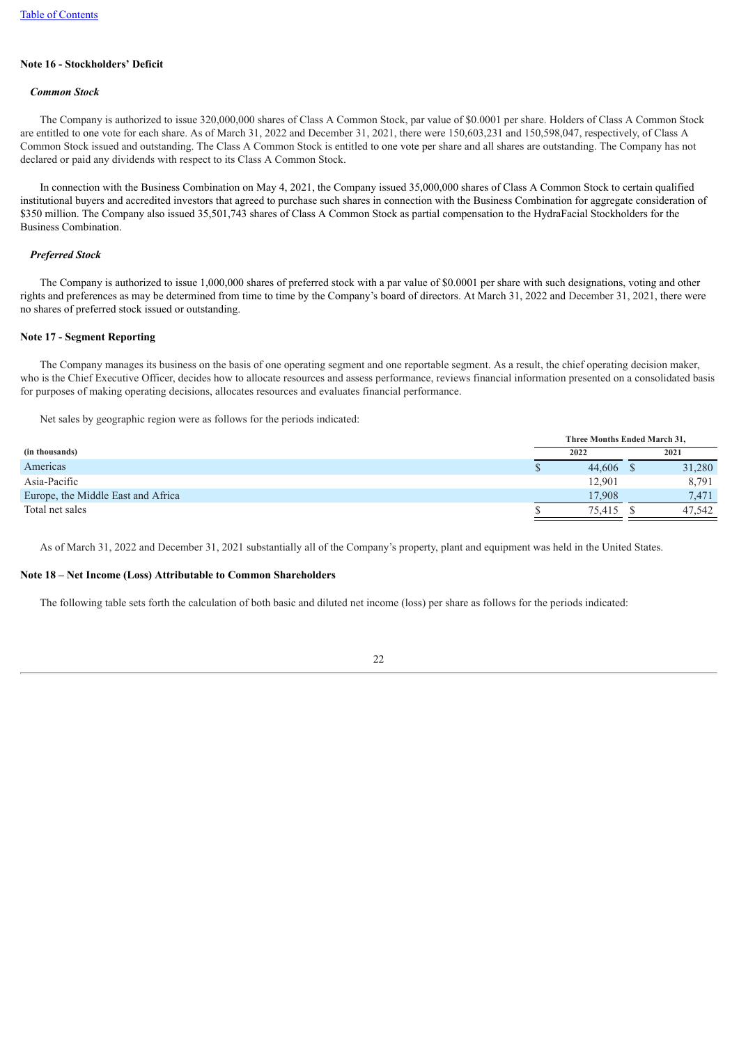### Note 16 - Stockholders' Deficit

***Common Stock***

The Company is authorized to issue 320,000,000 shares of Class A Common Stock, par value of $0.0001 per share. Holders of Class A Common Stock are entitled to one vote for each share. As of March 31, 2022 and December 31, 2021, there were 150,603,231 and 150,598,047, respectively, of Class A Common Stock issued and outstanding. The Class A Common Stock is entitled to one vote per share and all shares are outstanding. The Company has not declared or paid any dividends with respect to its Class A Common Stock.

In connection with the Business Combination on May 4, 2021, the Company issued 35,000,000 shares of Class A Common Stock to certain qualified institutional buyers and accredited investors that agreed to purchase such shares in connection with the Business Combination for aggregate consideration of $350 million. The Company also issued 35,501,743 shares of Class A Common Stock as partial compensation to the HydraFacial Stockholders for the Business Combination.

***Preferred Stock***

The Company is authorized to issue 1,000,000 shares of preferred stock with a par value of $0.0001 per share with such designations, voting and other rights and preferences as may be determined from time to time by the Company's board of directors. At March 31, 2022 and December 31, 2021, there were no shares of preferred stock issued or outstanding.

### Note 17 - Segment Reporting

The Company manages its business on the basis of one operating segment and one reportable segment. As a result, the chief operating decision maker, who is the Chief Executive Officer, decides how to allocate resources and assess performance, reviews financial information presented on a consolidated basis for purposes of making operating decisions, allocates resources and evaluates financial performance.

Net sales by geographic region were as follows for the periods indicated:

| (in thousands) | Three Months Ended March 31, 2022 | Three Months Ended March 31, 2021 |
|---|---|---|
| Americas | $ 44,606 | $ 31,280 |
| Asia-Pacific | 12,901 | 8,791 |
| Europe, the Middle East and Africa | 17,908 | 7,471 |
| Total net sales | $ 75,415 | $ 47,542 |

As of March 31, 2022 and December 31, 2021 substantially all of the Company's property, plant and equipment was held in the United States.

### Note 18 – Net Income (Loss) Attributable to Common Shareholders

The following table sets forth the calculation of both basic and diluted net income (loss) per share as follows for the periods indicated: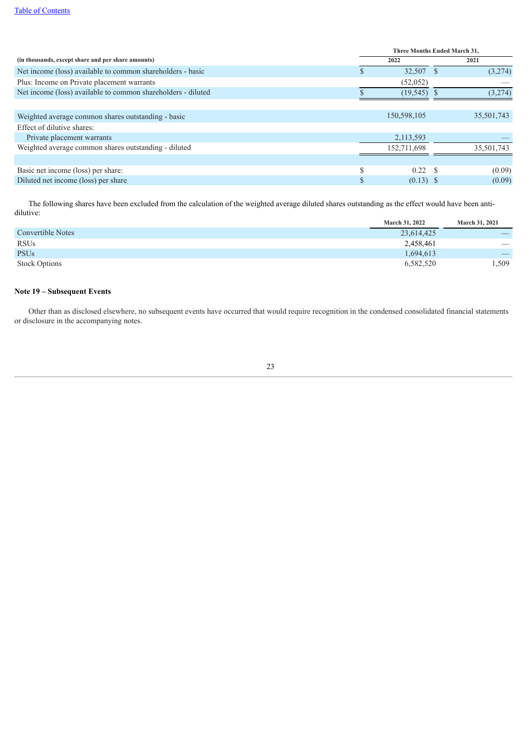| (in thousands, except share and per share amounts) | Three Months Ended March 31, 2022 | Three Months Ended March 31, 2021 |
|---|---|---|
| Net income (loss) available to common shareholders - basic | $ 32,507 | $ (3,274) |
| Plus: Income on Private placement warrants | (52,052) | — |
| Net income (loss) available to common shareholders - diluted | $ (19,545) | $ (3,274) |
| | | |
| Weighted average common shares outstanding - basic | 150,598,105 | 35,501,743 |
| Effect of dilutive shares: | | |
| Private placement warrants | 2,113,593 | — |
| Weighted average common shares outstanding - diluted | 152,711,698 | 35,501,743 |
| | | |
| Basic net income (loss) per share: | $ 0.22 | $ (0.09) |
| Diluted net income (loss) per share | $ (0.13) | $ (0.09) |

The following shares have been excluded from the calculation of the weighted average diluted shares outstanding as the effect would have been anti-dilutive:

| | March 31, 2022 | March 31, 2021 |
|---|---|---|
| Convertible Notes | 23,614,425 | — |
| RSUs | 2,458,461 | — |
| PSUs | 1,694,613 | — |
| Stock Options | 6,582,520 | 1,509 |

**Note 19 – Subsequent Events**

Other than as disclosed elsewhere, no subsequent events have occurred that would require recognition in the condensed consolidated financial statements or disclosure in the accompanying notes.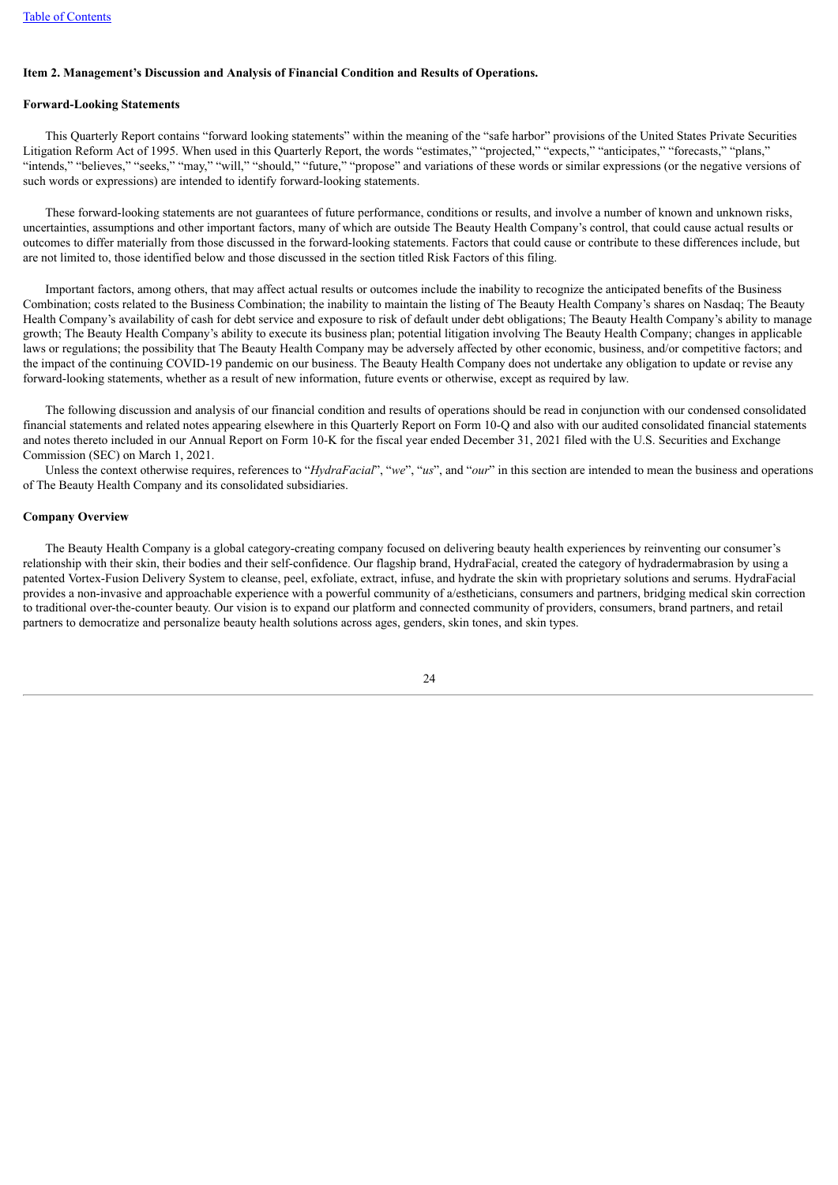## Item 2. Management's Discussion and Analysis of Financial Condition and Results of Operations.

### Forward-Looking Statements

This Quarterly Report contains "forward looking statements" within the meaning of the "safe harbor" provisions of the United States Private Securities Litigation Reform Act of 1995. When used in this Quarterly Report, the words "estimates," "projected," "expects," "anticipates," "forecasts," "plans," "intends," "believes," "seeks," "may," "will," "should," "future," "propose" and variations of these words or similar expressions (or the negative versions of such words or expressions) are intended to identify forward-looking statements.

These forward-looking statements are not guarantees of future performance, conditions or results, and involve a number of known and unknown risks, uncertainties, assumptions and other important factors, many of which are outside The Beauty Health Company's control, that could cause actual results or outcomes to differ materially from those discussed in the forward-looking statements. Factors that could cause or contribute to these differences include, but are not limited to, those identified below and those discussed in the section titled Risk Factors of this filing.

Important factors, among others, that may affect actual results or outcomes include the inability to recognize the anticipated benefits of the Business Combination; costs related to the Business Combination; the inability to maintain the listing of The Beauty Health Company's shares on Nasdaq; The Beauty Health Company's availability of cash for debt service and exposure to risk of default under debt obligations; The Beauty Health Company's ability to manage growth; The Beauty Health Company's ability to execute its business plan; potential litigation involving The Beauty Health Company; changes in applicable laws or regulations; the possibility that The Beauty Health Company may be adversely affected by other economic, business, and/or competitive factors; and the impact of the continuing COVID-19 pandemic on our business. The Beauty Health Company does not undertake any obligation to update or revise any forward-looking statements, whether as a result of new information, future events or otherwise, except as required by law.

The following discussion and analysis of our financial condition and results of operations should be read in conjunction with our condensed consolidated financial statements and related notes appearing elsewhere in this Quarterly Report on Form 10-Q and also with our audited consolidated financial statements and notes thereto included in our Annual Report on Form 10-K for the fiscal year ended December 31, 2021 filed with the U.S. Securities and Exchange Commission (SEC) on March 1, 2021.

Unless the context otherwise requires, references to "*HydraFacial*", "*we*", "*us*", and "*our*" in this section are intended to mean the business and operations of The Beauty Health Company and its consolidated subsidiaries.

### Company Overview

The Beauty Health Company is a global category-creating company focused on delivering beauty health experiences by reinventing our consumer's relationship with their skin, their bodies and their self-confidence. Our flagship brand, HydraFacial, created the category of hydradermabrasion by using a patented Vortex-Fusion Delivery System to cleanse, peel, exfoliate, extract, infuse, and hydrate the skin with proprietary solutions and serums. HydraFacial provides a non-invasive and approachable experience with a powerful community of a/estheticians, consumers and partners, bridging medical skin correction to traditional over-the-counter beauty. Our vision is to expand our platform and connected community of providers, consumers, brand partners, and retail partners to democratize and personalize beauty health solutions across ages, genders, skin tones, and skin types.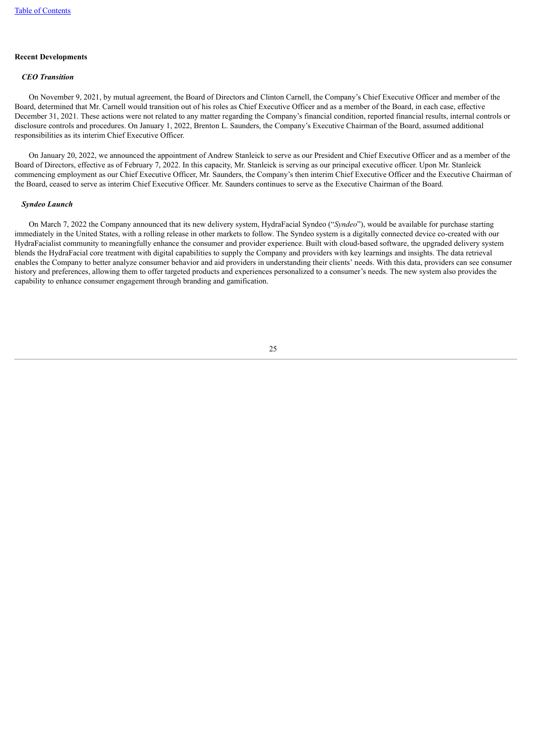**Recent Developments**

***CEO Transition***

On November 9, 2021, by mutual agreement, the Board of Directors and Clinton Carnell, the Company's Chief Executive Officer and member of the Board, determined that Mr. Carnell would transition out of his roles as Chief Executive Officer and as a member of the Board, in each case, effective December 31, 2021. These actions were not related to any matter regarding the Company's financial condition, reported financial results, internal controls or disclosure controls and procedures. On January 1, 2022, Brenton L. Saunders, the Company's Executive Chairman of the Board, assumed additional responsibilities as its interim Chief Executive Officer.

On January 20, 2022, we announced the appointment of Andrew Stanleick to serve as our President and Chief Executive Officer and as a member of the Board of Directors, effective as of February 7, 2022. In this capacity, Mr. Stanleick is serving as our principal executive officer. Upon Mr. Stanleick commencing employment as our Chief Executive Officer, Mr. Saunders, the Company's then interim Chief Executive Officer and the Executive Chairman of the Board, ceased to serve as interim Chief Executive Officer. Mr. Saunders continues to serve as the Executive Chairman of the Board.

***Syndeo Launch***

On March 7, 2022 the Company announced that its new delivery system, HydraFacial Syndeo ("*Syndeo*"), would be available for purchase starting immediately in the United States, with a rolling release in other markets to follow. The Syndeo system is a digitally connected device co-created with our HydraFacialist community to meaningfully enhance the consumer and provider experience. Built with cloud-based software, the upgraded delivery system blends the HydraFacial core treatment with digital capabilities to supply the Company and providers with key learnings and insights. The data retrieval enables the Company to better analyze consumer behavior and aid providers in understanding their clients' needs. With this data, providers can see consumer history and preferences, allowing them to offer targeted products and experiences personalized to a consumer's needs. The new system also provides the capability to enhance consumer engagement through branding and gamification.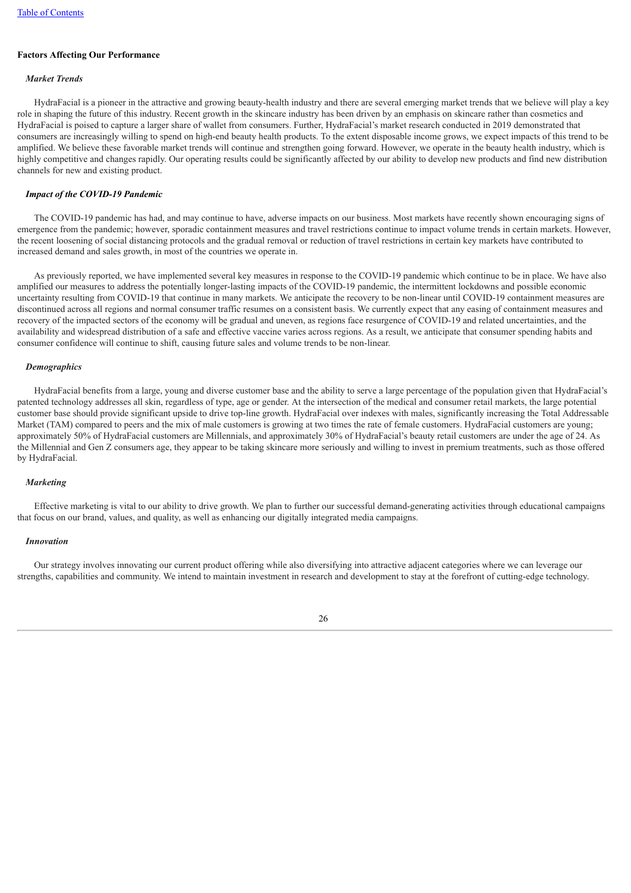**Factors Affecting Our Performance**

*Market Trends*

HydraFacial is a pioneer in the attractive and growing beauty-health industry and there are several emerging market trends that we believe will play a key role in shaping the future of this industry. Recent growth in the skincare industry has been driven by an emphasis on skincare rather than cosmetics and HydraFacial is poised to capture a larger share of wallet from consumers. Further, HydraFacial's market research conducted in 2019 demonstrated that consumers are increasingly willing to spend on high-end beauty health products. To the extent disposable income grows, we expect impacts of this trend to be amplified. We believe these favorable market trends will continue and strengthen going forward. However, we operate in the beauty health industry, which is highly competitive and changes rapidly. Our operating results could be significantly affected by our ability to develop new products and find new distribution channels for new and existing product.

*Impact of the COVID-19 Pandemic*

The COVID-19 pandemic has had, and may continue to have, adverse impacts on our business. Most markets have recently shown encouraging signs of emergence from the pandemic; however, sporadic containment measures and travel restrictions continue to impact volume trends in certain markets. However, the recent loosening of social distancing protocols and the gradual removal or reduction of travel restrictions in certain key markets have contributed to increased demand and sales growth, in most of the countries we operate in.

As previously reported, we have implemented several key measures in response to the COVID-19 pandemic which continue to be in place. We have also amplified our measures to address the potentially longer-lasting impacts of the COVID-19 pandemic, the intermittent lockdowns and possible economic uncertainty resulting from COVID-19 that continue in many markets. We anticipate the recovery to be non-linear until COVID-19 containment measures are discontinued across all regions and normal consumer traffic resumes on a consistent basis. We currently expect that any easing of containment measures and recovery of the impacted sectors of the economy will be gradual and uneven, as regions face resurgence of COVID-19 and related uncertainties, and the availability and widespread distribution of a safe and effective vaccine varies across regions. As a result, we anticipate that consumer spending habits and consumer confidence will continue to shift, causing future sales and volume trends to be non-linear.

*Demographics*

HydraFacial benefits from a large, young and diverse customer base and the ability to serve a large percentage of the population given that HydraFacial's patented technology addresses all skin, regardless of type, age or gender. At the intersection of the medical and consumer retail markets, the large potential customer base should provide significant upside to drive top-line growth. HydraFacial over indexes with males, significantly increasing the Total Addressable Market (TAM) compared to peers and the mix of male customers is growing at two times the rate of female customers. HydraFacial customers are young; approximately 50% of HydraFacial customers are Millennials, and approximately 30% of HydraFacial's beauty retail customers are under the age of 24. As the Millennial and Gen Z consumers age, they appear to be taking skincare more seriously and willing to invest in premium treatments, such as those offered by HydraFacial.

*Marketing*

Effective marketing is vital to our ability to drive growth. We plan to further our successful demand-generating activities through educational campaigns that focus on our brand, values, and quality, as well as enhancing our digitally integrated media campaigns.

*Innovation*

Our strategy involves innovating our current product offering while also diversifying into attractive adjacent categories where we can leverage our strengths, capabilities and community. We intend to maintain investment in research and development to stay at the forefront of cutting-edge technology.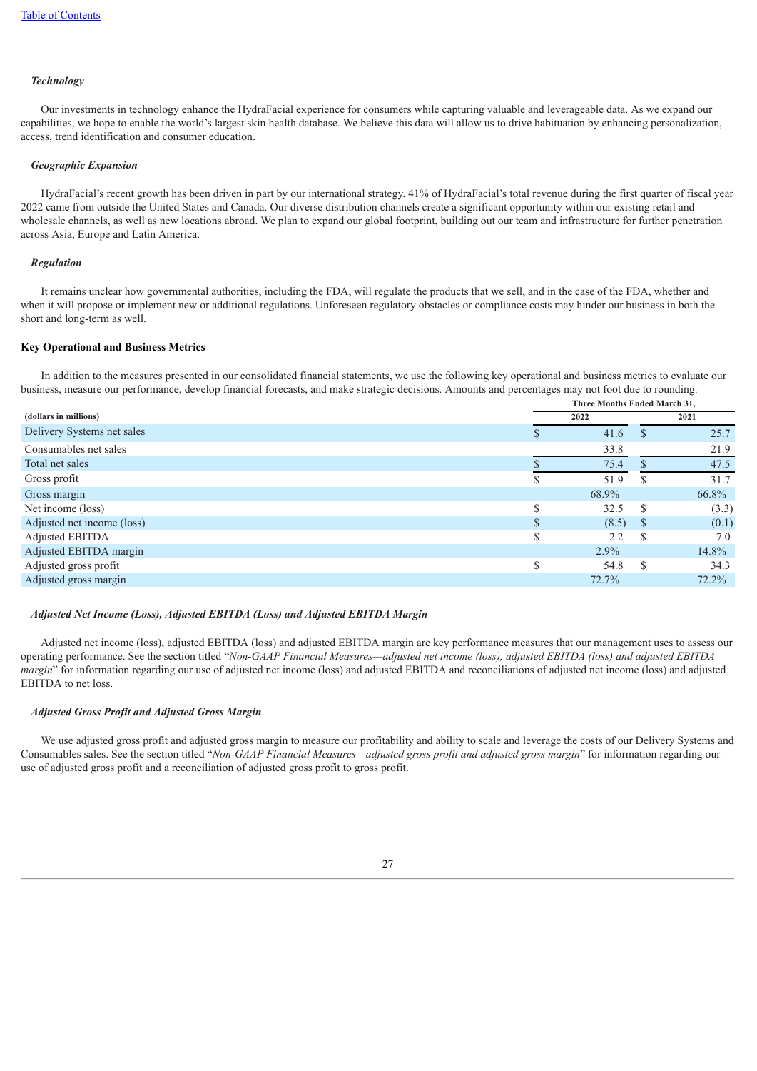*Technology*

Our investments in technology enhance the HydraFacial experience for consumers while capturing valuable and leverageable data. As we expand our capabilities, we hope to enable the world's largest skin health database. We believe this data will allow us to drive habituation by enhancing personalization, access, trend identification and consumer education.

*Geographic Expansion*

HydraFacial's recent growth has been driven in part by our international strategy. 41% of HydraFacial's total revenue during the first quarter of fiscal year 2022 came from outside the United States and Canada. Our diverse distribution channels create a significant opportunity within our existing retail and wholesale channels, as well as new locations abroad. We plan to expand our global footprint, building out our team and infrastructure for further penetration across Asia, Europe and Latin America.

*Regulation*

It remains unclear how governmental authorities, including the FDA, will regulate the products that we sell, and in the case of the FDA, whether and when it will propose or implement new or additional regulations. Unforeseen regulatory obstacles or compliance costs may hinder our business in both the short and long-term as well.

**Key Operational and Business Metrics**

In addition to the measures presented in our consolidated financial statements, we use the following key operational and business metrics to evaluate our business, measure our performance, develop financial forecasts, and make strategic decisions. Amounts and percentages may not foot due to rounding.

| (dollars in millions) | Three Months Ended March 31, 2022 | 2021 |
|---|---|---|
| Delivery Systems net sales | $ 41.6 | $ 25.7 |
| Consumables net sales | 33.8 | 21.9 |
| Total net sales | $ 75.4 | $ 47.5 |
| Gross profit | $ 51.9 | $ 31.7 |
| Gross margin | 68.9% | 66.8% |
| Net income (loss) | $ 32.5 | $ (3.3) |
| Adjusted net income (loss) | $ (8.5) | $ (0.1) |
| Adjusted EBITDA | $ 2.2 | $ 7.0 |
| Adjusted EBITDA margin | 2.9% | 14.8% |
| Adjusted gross profit | $ 54.8 | $ 34.3 |
| Adjusted gross margin | 72.7% | 72.2% |

*Adjusted Net Income (Loss), Adjusted EBITDA (Loss) and Adjusted EBITDA Margin*

Adjusted net income (loss), adjusted EBITDA (loss) and adjusted EBITDA margin are key performance measures that our management uses to assess our operating performance. See the section titled "*Non-GAAP Financial Measures—adjusted net income (loss), adjusted EBITDA (loss) and adjusted EBITDA margin*" for information regarding our use of adjusted net income (loss) and adjusted EBITDA and reconciliations of adjusted net income (loss) and adjusted EBITDA to net loss.

*Adjusted Gross Profit and Adjusted Gross Margin*

We use adjusted gross profit and adjusted gross margin to measure our profitability and ability to scale and leverage the costs of our Delivery Systems and Consumables sales. See the section titled "*Non-GAAP Financial Measures—adjusted gross profit and adjusted gross margin*" for information regarding our use of adjusted gross profit and a reconciliation of adjusted gross profit to gross profit.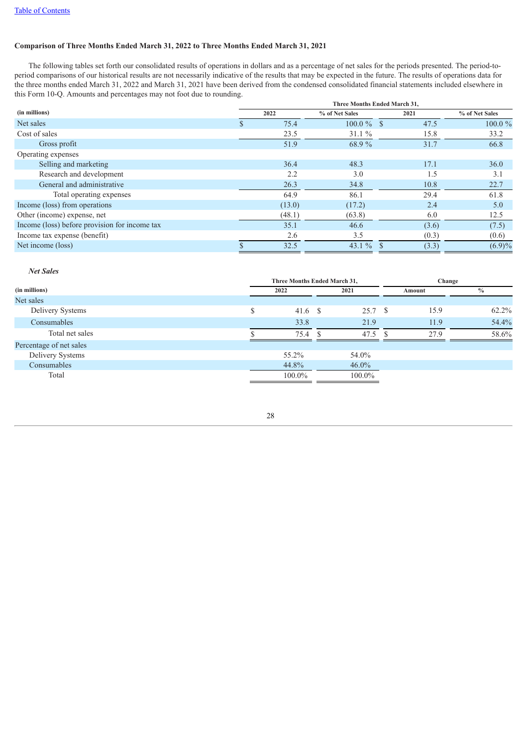[Table of Contents](#)

**Comparison of Three Months Ended March 31, 2022 to Three Months Ended March 31, 2021**

The following tables set forth our consolidated results of operations in dollars and as a percentage of net sales for the periods presented. The period-to-period comparisons of our historical results are not necessarily indicative of the results that may be expected in the future. The results of operations data for the three months ended March 31, 2022 and March 31, 2021 have been derived from the condensed consolidated financial statements included elsewhere in this Form 10-Q. Amounts and percentages may not foot due to rounding.

| | Three Months Ended March 31, | | | |
|---|---|---|---|---|
| **(in millions)** | **2022** | **% of Net Sales** | **2021** | **% of Net Sales** |
| Net sales | $ 75.4 | 100.0 % | $ 47.5 | 100.0 % |
| Cost of sales | 23.5 | 31.1 % | 15.8 | 33.2 |
| Gross profit | 51.9 | 68.9 % | 31.7 | 66.8 |
| Operating expenses | | | | |
| Selling and marketing | 36.4 | 48.3 | 17.1 | 36.0 |
| Research and development | 2.2 | 3.0 | 1.5 | 3.1 |
| General and administrative | 26.3 | 34.8 | 10.8 | 22.7 |
| Total operating expenses | 64.9 | 86.1 | 29.4 | 61.8 |
| Income (loss) from operations | (13.0) | (17.2) | 2.4 | 5.0 |
| Other (income) expense, net | (48.1) | (63.8) | 6.0 | 12.5 |
| Income (loss) before provision for income tax | 35.1 | 46.6 | (3.6) | (7.5) |
| Income tax expense (benefit) | 2.6 | 3.5 | (0.3) | (0.6) |
| Net income (loss) | $ 32.5 | 43.1 % | $ (3.3) | (6.9)% |

***Net Sales***

| | Three Months Ended March 31, | | Change | |
|---|---|---|---|---|
| **(in millions)** | **2022** | **2021** | **Amount** | **%** |
| Net sales | | | | |
| Delivery Systems | $ 41.6 | $ 25.7 | $ 15.9 | 62.2% |
| Consumables | 33.8 | 21.9 | 11.9 | 54.4% |
| Total net sales | $ 75.4 | $ 47.5 | $ 27.9 | 58.6% |
| Percentage of net sales | | | | |
| Delivery Systems | 55.2% | 54.0% | | |
| Consumables | 44.8% | 46.0% | | |
| Total | 100.0% | 100.0% | | |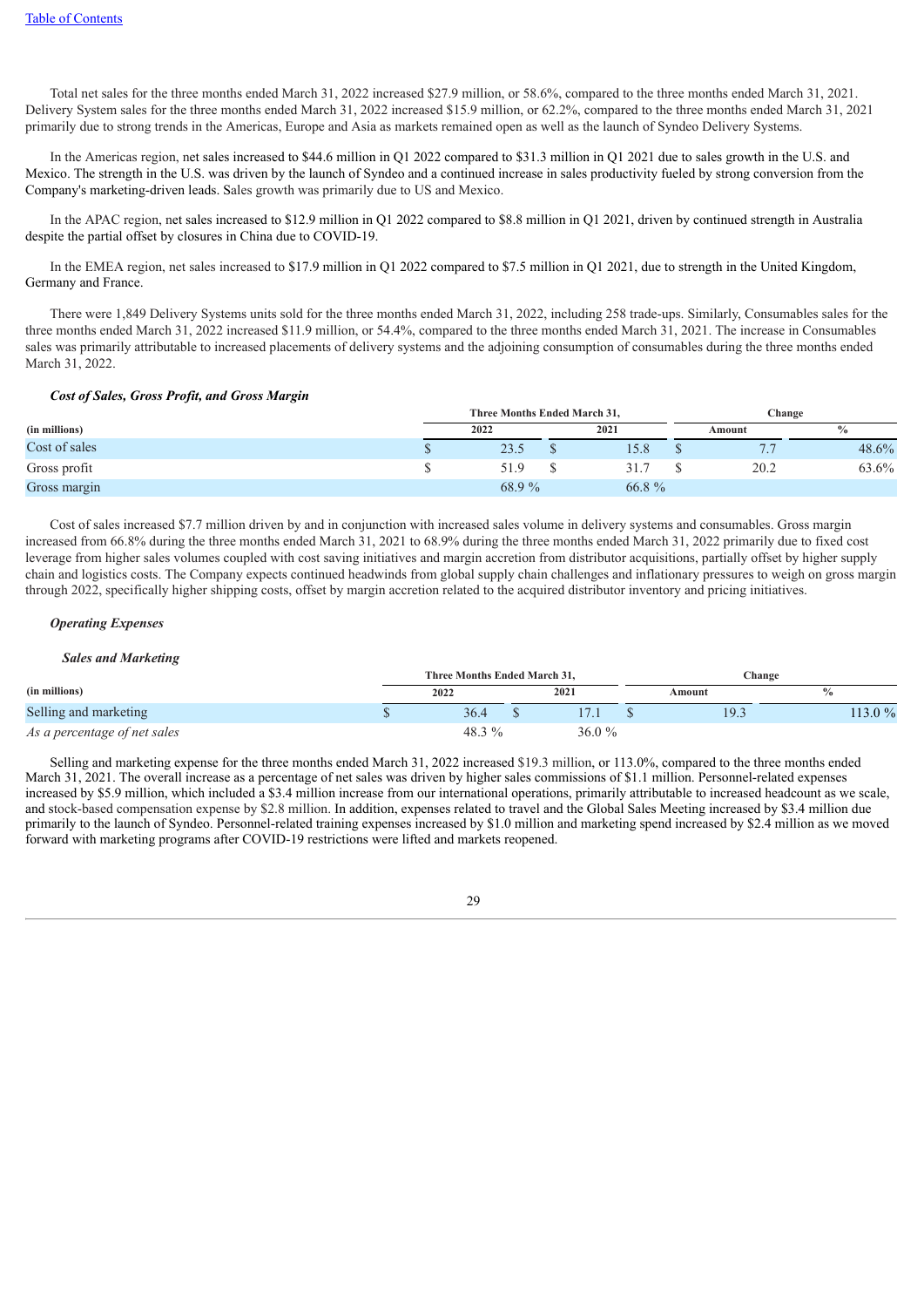Total net sales for the three months ended March 31, 2022 increased $27.9 million, or 58.6%, compared to the three months ended March 31, 2021. Delivery System sales for the three months ended March 31, 2022 increased $15.9 million, or 62.2%, compared to the three months ended March 31, 2021 primarily due to strong trends in the Americas, Europe and Asia as markets remained open as well as the launch of Syndeo Delivery Systems.

In the Americas region, net sales increased to $44.6 million in Q1 2022 compared to $31.3 million in Q1 2021 due to sales growth in the U.S. and Mexico. The strength in the U.S. was driven by the launch of Syndeo and a continued increase in sales productivity fueled by strong conversion from the Company's marketing-driven leads. Sales growth was primarily due to US and Mexico.

In the APAC region, net sales increased to $12.9 million in Q1 2022 compared to $8.8 million in Q1 2021, driven by continued strength in Australia despite the partial offset by closures in China due to COVID-19.

In the EMEA region, net sales increased to $17.9 million in Q1 2022 compared to $7.5 million in Q1 2021, due to strength in the United Kingdom, Germany and France.

There were 1,849 Delivery Systems units sold for the three months ended March 31, 2022, including 258 trade-ups. Similarly, Consumables sales for the three months ended March 31, 2022 increased $11.9 million, or 54.4%, compared to the three months ended March 31, 2021. The increase in Consumables sales was primarily attributable to increased placements of delivery systems and the adjoining consumption of consumables during the three months ended March 31, 2022.

***Cost of Sales, Gross Profit, and Gross Margin***

| | Three Months Ended March 31, | | Change | |
|---|---|---|---|---|
| **(in millions)** | **2022** | **2021** | **Amount** | **%** |
| Cost of sales | $ 23.5 | $ 15.8 | $ 7.7 | 48.6% |
| Gross profit | $ 51.9 | $ 31.7 | $ 20.2 | 63.6% |
| Gross margin | 68.9 % | 66.8 % | | |

Cost of sales increased $7.7 million driven by and in conjunction with increased sales volume in delivery systems and consumables. Gross margin increased from 66.8% during the three months ended March 31, 2021 to 68.9% during the three months ended March 31, 2022 primarily due to fixed cost leverage from higher sales volumes coupled with cost saving initiatives and margin accretion from distributor acquisitions, partially offset by higher supply chain and logistics costs. The Company expects continued headwinds from global supply chain challenges and inflationary pressures to weigh on gross margin through 2022, specifically higher shipping costs, offset by margin accretion related to the acquired distributor inventory and pricing initiatives.

***Operating Expenses***

***Sales and Marketing***

| | Three Months Ended March 31, | | Change | |
|---|---|---|---|---|
| **(in millions)** | **2022** | **2021** | **Amount** | **%** |
| Selling and marketing | $ 36.4 | $ 17.1 | $ 19.3 | 113.0 % |
| *As a percentage of net sales* | 48.3 % | 36.0 % | | |

Selling and marketing expense for the three months ended March 31, 2022 increased $19.3 million, or 113.0%, compared to the three months ended March 31, 2021. The overall increase as a percentage of net sales was driven by higher sales commissions of $1.1 million. Personnel-related expenses increased by $5.9 million, which included a $3.4 million increase from our international operations, primarily attributable to increased headcount as we scale, and stock-based compensation expense by $2.8 million. In addition, expenses related to travel and the Global Sales Meeting increased by $3.4 million due primarily to the launch of Syndeo. Personnel-related training expenses increased by $1.0 million and marketing spend increased by $2.4 million as we moved forward with marketing programs after COVID-19 restrictions were lifted and markets reopened.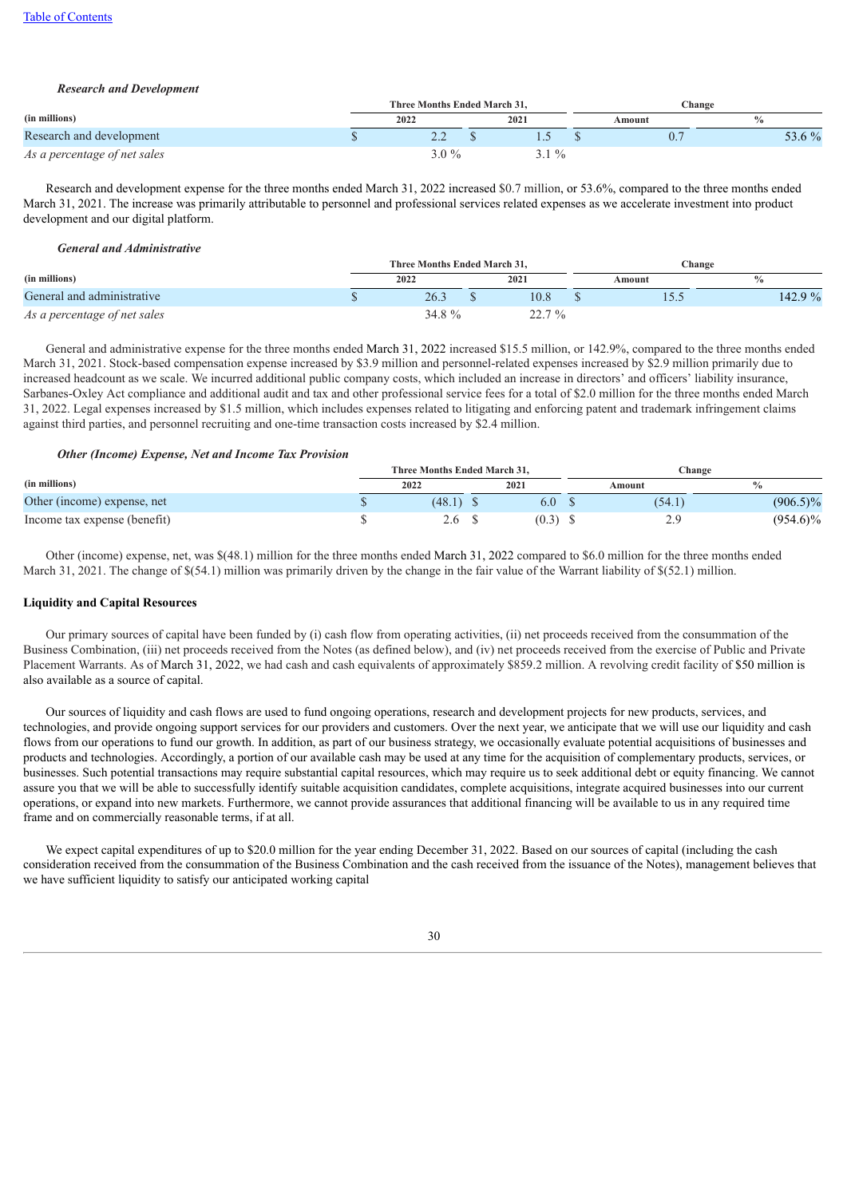*Research and Development*

| (in millions) | Three Months Ended March 31, 2022 | Three Months Ended March 31, 2021 | Change Amount | Change % |
|---|---|---|---|---|
| Research and development | $ 2.2 | $ 1.5 | $ 0.7 | 53.6 % |
| *As a percentage of net sales* | 3.0 % | 3.1 % | | |

Research and development expense for the three months ended March 31, 2022 increased $0.7 million, or 53.6%, compared to the three months ended March 31, 2021. The increase was primarily attributable to personnel and professional services related expenses as we accelerate investment into product development and our digital platform.

*General and Administrative*

| (in millions) | Three Months Ended March 31, 2022 | Three Months Ended March 31, 2021 | Change Amount | Change % |
|---|---|---|---|---|
| General and administrative | $ 26.3 | $ 10.8 | $ 15.5 | 142.9 % |
| *As a percentage of net sales* | 34.8 % | 22.7 % | | |

General and administrative expense for the three months ended March 31, 2022 increased $15.5 million, or 142.9%, compared to the three months ended March 31, 2021. Stock-based compensation expense increased by $3.9 million and personnel-related expenses increased by $2.9 million primarily due to increased headcount as we scale. We incurred additional public company costs, which included an increase in directors' and officers' liability insurance, Sarbanes-Oxley Act compliance and additional audit and tax and other professional service fees for a total of $2.0 million for the three months ended March 31, 2022. Legal expenses increased by $1.5 million, which includes expenses related to litigating and enforcing patent and trademark infringement claims against third parties, and personnel recruiting and one-time transaction costs increased by $2.4 million.

*Other (Income) Expense, Net and Income Tax Provision*

| (in millions) | Three Months Ended March 31, 2022 | Three Months Ended March 31, 2021 | Change Amount | Change % |
|---|---|---|---|---|
| Other (income) expense, net | $ (48.1) | $ 6.0 | $ (54.1) | (906.5)% |
| Income tax expense (benefit) | $ 2.6 | $ (0.3) | $ 2.9 | (954.6)% |

Other (income) expense, net, was $(48.1) million for the three months ended March 31, 2022 compared to $6.0 million for the three months ended March 31, 2021. The change of $(54.1) million was primarily driven by the change in the fair value of the Warrant liability of $(52.1) million.

**Liquidity and Capital Resources**

Our primary sources of capital have been funded by (i) cash flow from operating activities, (ii) net proceeds received from the consummation of the Business Combination, (iii) net proceeds received from the Notes (as defined below), and (iv) net proceeds received from the exercise of Public and Private Placement Warrants. As of March 31, 2022, we had cash and cash equivalents of approximately $859.2 million. A revolving credit facility of $50 million is also available as a source of capital.

Our sources of liquidity and cash flows are used to fund ongoing operations, research and development projects for new products, services, and technologies, and provide ongoing support services for our providers and customers. Over the next year, we anticipate that we will use our liquidity and cash flows from our operations to fund our growth. In addition, as part of our business strategy, we occasionally evaluate potential acquisitions of businesses and products and technologies. Accordingly, a portion of our available cash may be used at any time for the acquisition of complementary products, services, or businesses. Such potential transactions may require substantial capital resources, which may require us to seek additional debt or equity financing. We cannot assure you that we will be able to successfully identify suitable acquisition candidates, complete acquisitions, integrate acquired businesses into our current operations, or expand into new markets. Furthermore, we cannot provide assurances that additional financing will be available to us in any required time frame and on commercially reasonable terms, if at all.

We expect capital expenditures of up to $20.0 million for the year ending December 31, 2022. Based on our sources of capital (including the cash consideration received from the consummation of the Business Combination and the cash received from the issuance of the Notes), management believes that we have sufficient liquidity to satisfy our anticipated working capital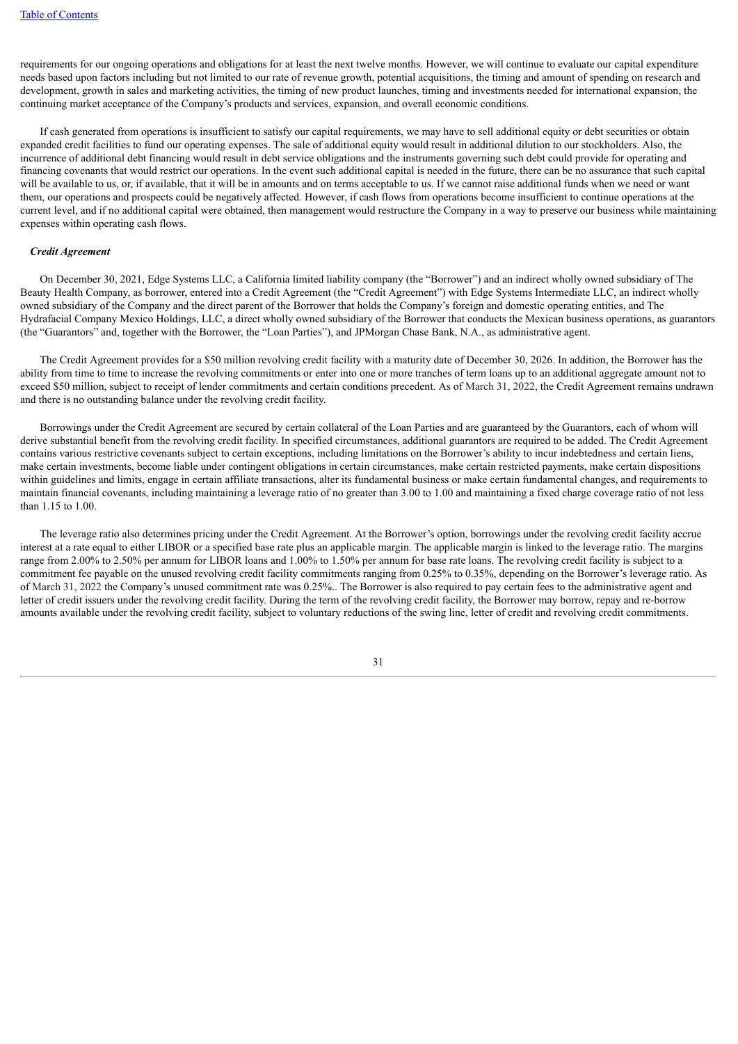requirements for our ongoing operations and obligations for at least the next twelve months. However, we will continue to evaluate our capital expenditure needs based upon factors including but not limited to our rate of revenue growth, potential acquisitions, the timing and amount of spending on research and development, growth in sales and marketing activities, the timing of new product launches, timing and investments needed for international expansion, the continuing market acceptance of the Company's products and services, expansion, and overall economic conditions.

If cash generated from operations is insufficient to satisfy our capital requirements, we may have to sell additional equity or debt securities or obtain expanded credit facilities to fund our operating expenses. The sale of additional equity would result in additional dilution to our stockholders. Also, the incurrence of additional debt financing would result in debt service obligations and the instruments governing such debt could provide for operating and financing covenants that would restrict our operations. In the event such additional capital is needed in the future, there can be no assurance that such capital will be available to us, or, if available, that it will be in amounts and on terms acceptable to us. If we cannot raise additional funds when we need or want them, our operations and prospects could be negatively affected. However, if cash flows from operations become insufficient to continue operations at the current level, and if no additional capital were obtained, then management would restructure the Company in a way to preserve our business while maintaining expenses within operating cash flows.

***Credit Agreement***

On December 30, 2021, Edge Systems LLC, a California limited liability company (the "Borrower") and an indirect wholly owned subsidiary of The Beauty Health Company, as borrower, entered into a Credit Agreement (the "Credit Agreement") with Edge Systems Intermediate LLC, an indirect wholly owned subsidiary of the Company and the direct parent of the Borrower that holds the Company's foreign and domestic operating entities, and The Hydrafacial Company Mexico Holdings, LLC, a direct wholly owned subsidiary of the Borrower that conducts the Mexican business operations, as guarantors (the "Guarantors" and, together with the Borrower, the "Loan Parties"), and JPMorgan Chase Bank, N.A., as administrative agent.

The Credit Agreement provides for a $50 million revolving credit facility with a maturity date of December 30, 2026. In addition, the Borrower has the ability from time to time to increase the revolving commitments or enter into one or more tranches of term loans up to an additional aggregate amount not to exceed $50 million, subject to receipt of lender commitments and certain conditions precedent. As of March 31, 2022, the Credit Agreement remains undrawn and there is no outstanding balance under the revolving credit facility.

Borrowings under the Credit Agreement are secured by certain collateral of the Loan Parties and are guaranteed by the Guarantors, each of whom will derive substantial benefit from the revolving credit facility. In specified circumstances, additional guarantors are required to be added. The Credit Agreement contains various restrictive covenants subject to certain exceptions, including limitations on the Borrower's ability to incur indebtedness and certain liens, make certain investments, become liable under contingent obligations in certain circumstances, make certain restricted payments, make certain dispositions within guidelines and limits, engage in certain affiliate transactions, alter its fundamental business or make certain fundamental changes, and requirements to maintain financial covenants, including maintaining a leverage ratio of no greater than 3.00 to 1.00 and maintaining a fixed charge coverage ratio of not less than 1.15 to 1.00.

The leverage ratio also determines pricing under the Credit Agreement. At the Borrower's option, borrowings under the revolving credit facility accrue interest at a rate equal to either LIBOR or a specified base rate plus an applicable margin. The applicable margin is linked to the leverage ratio. The margins range from 2.00% to 2.50% per annum for LIBOR loans and 1.00% to 1.50% per annum for base rate loans. The revolving credit facility is subject to a commitment fee payable on the unused revolving credit facility commitments ranging from 0.25% to 0.35%, depending on the Borrower's leverage ratio. As of March 31, 2022 the Company's unused commitment rate was 0.25%.. The Borrower is also required to pay certain fees to the administrative agent and letter of credit issuers under the revolving credit facility. During the term of the revolving credit facility, the Borrower may borrow, repay and re-borrow amounts available under the revolving credit facility, subject to voluntary reductions of the swing line, letter of credit and revolving credit commitments.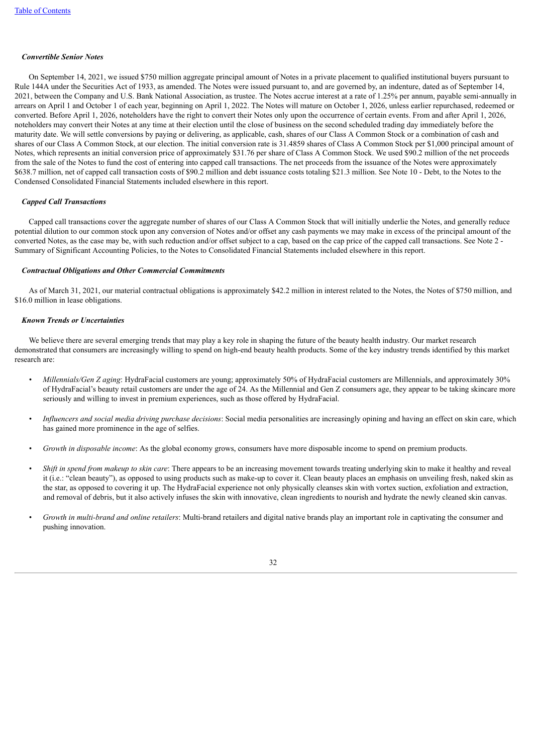***Convertible Senior Notes***

On September 14, 2021, we issued $750 million aggregate principal amount of Notes in a private placement to qualified institutional buyers pursuant to Rule 144A under the Securities Act of 1933, as amended. The Notes were issued pursuant to, and are governed by, an indenture, dated as of September 14, 2021, between the Company and U.S. Bank National Association, as trustee. The Notes accrue interest at a rate of 1.25% per annum, payable semi-annually in arrears on April 1 and October 1 of each year, beginning on April 1, 2022. The Notes will mature on October 1, 2026, unless earlier repurchased, redeemed or converted. Before April 1, 2026, noteholders have the right to convert their Notes only upon the occurrence of certain events. From and after April 1, 2026, noteholders may convert their Notes at any time at their election until the close of business on the second scheduled trading day immediately before the maturity date. We will settle conversions by paying or delivering, as applicable, cash, shares of our Class A Common Stock or a combination of cash and shares of our Class A Common Stock, at our election. The initial conversion rate is 31.4859 shares of Class A Common Stock per $1,000 principal amount of Notes, which represents an initial conversion price of approximately $31.76 per share of Class A Common Stock. We used $90.2 million of the net proceeds from the sale of the Notes to fund the cost of entering into capped call transactions. The net proceeds from the issuance of the Notes were approximately $638.7 million, net of capped call transaction costs of $90.2 million and debt issuance costs totaling $21.3 million. See Note 10 - Debt, to the Notes to the Condensed Consolidated Financial Statements included elsewhere in this report.

***Capped Call Transactions***

Capped call transactions cover the aggregate number of shares of our Class A Common Stock that will initially underlie the Notes, and generally reduce potential dilution to our common stock upon any conversion of Notes and/or offset any cash payments we may make in excess of the principal amount of the converted Notes, as the case may be, with such reduction and/or offset subject to a cap, based on the cap price of the capped call transactions. See Note 2 - Summary of Significant Accounting Policies, to the Notes to Consolidated Financial Statements included elsewhere in this report.

***Contractual Obligations and Other Commercial Commitments***

As of March 31, 2021, our material contractual obligations is approximately $42.2 million in interest related to the Notes, the Notes of $750 million, and $16.0 million in lease obligations.

***Known Trends or Uncertainties***

We believe there are several emerging trends that may play a key role in shaping the future of the beauty health industry. Our market research demonstrated that consumers are increasingly willing to spend on high-end beauty health products. Some of the key industry trends identified by this market research are:

- *Millennials/Gen Z aging*: HydraFacial customers are young; approximately 50% of HydraFacial customers are Millennials, and approximately 30% of HydraFacial's beauty retail customers are under the age of 24. As the Millennial and Gen Z consumers age, they appear to be taking skincare more seriously and willing to invest in premium experiences, such as those offered by HydraFacial.
- *Influencers and social media driving purchase decisions*: Social media personalities are increasingly opining and having an effect on skin care, which has gained more prominence in the age of selfies.
- *Growth in disposable income*: As the global economy grows, consumers have more disposable income to spend on premium products.
- *Shift in spend from makeup to skin care*: There appears to be an increasing movement towards treating underlying skin to make it healthy and reveal it (i.e.: "clean beauty"), as opposed to using products such as make-up to cover it. Clean beauty places an emphasis on unveiling fresh, naked skin as the star, as opposed to covering it up. The HydraFacial experience not only physically cleanses skin with vortex suction, exfoliation and extraction, and removal of debris, but it also actively infuses the skin with innovative, clean ingredients to nourish and hydrate the newly cleaned skin canvas.
- *Growth in multi-brand and online retailers*: Multi-brand retailers and digital native brands play an important role in captivating the consumer and pushing innovation.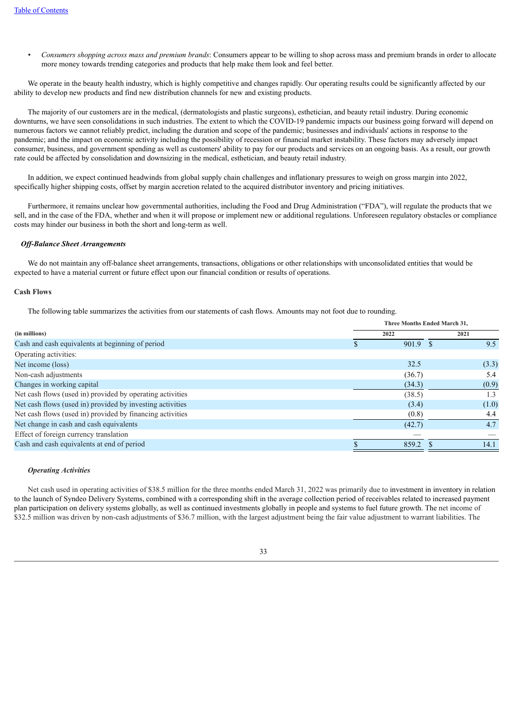- *Consumers shopping across mass and premium brands*: Consumers appear to be willing to shop across mass and premium brands in order to allocate more money towards trending categories and products that help make them look and feel better.

We operate in the beauty health industry, which is highly competitive and changes rapidly. Our operating results could be significantly affected by our ability to develop new products and find new distribution channels for new and existing products.

The majority of our customers are in the medical, (dermatologists and plastic surgeons), esthetician, and beauty retail industry. During economic downturns, we have seen consolidations in such industries. The extent to which the COVID-19 pandemic impacts our business going forward will depend on numerous factors we cannot reliably predict, including the duration and scope of the pandemic; businesses and individuals' actions in response to the pandemic; and the impact on economic activity including the possibility of recession or financial market instability. These factors may adversely impact consumer, business, and government spending as well as customers' ability to pay for our products and services on an ongoing basis. As a result, our growth rate could be affected by consolidation and downsizing in the medical, esthetician, and beauty retail industry.

In addition, we expect continued headwinds from global supply chain challenges and inflationary pressures to weigh on gross margin into 2022, specifically higher shipping costs, offset by margin accretion related to the acquired distributor inventory and pricing initiatives.

Furthermore, it remains unclear how governmental authorities, including the Food and Drug Administration ("FDA"), will regulate the products that we sell, and in the case of the FDA, whether and when it will propose or implement new or additional regulations. Unforeseen regulatory obstacles or compliance costs may hinder our business in both the short and long-term as well.

***Off-Balance Sheet Arrangements***

We do not maintain any off-balance sheet arrangements, transactions, obligations or other relationships with unconsolidated entities that would be expected to have a material current or future effect upon our financial condition or results of operations.

**Cash Flows**

The following table summarizes the activities from our statements of cash flows. Amounts may not foot due to rounding.

| | Three Months Ended March 31, | |
|---|---|---|
| **(in millions)** | **2022** | **2021** |
| Cash and cash equivalents at beginning of period | $ 901.9 | $ 9.5 |
| Operating activities: | | |
| Net income (loss) | 32.5 | (3.3) |
| Non-cash adjustments | (36.7) | 5.4 |
| Changes in working capital | (34.3) | (0.9) |
| Net cash flows (used in) provided by operating activities | (38.5) | 1.3 |
| Net cash flows (used in) provided by investing activities | (3.4) | (1.0) |
| Net cash flows (used in) provided by financing activities | (0.8) | 4.4 |
| Net change in cash and cash equivalents | (42.7) | 4.7 |
| Effect of foreign currency translation | — | — |
| Cash and cash equivalents at end of period | $ 859.2 | $ 14.1 |

***Operating Activities***

Net cash used in operating activities of $38.5 million for the three months ended March 31, 2022 was primarily due to investment in inventory in relation to the launch of Syndeo Delivery Systems, combined with a corresponding shift in the average collection period of receivables related to increased payment plan participation on delivery systems globally, as well as continued investments globally in people and systems to fuel future growth. The net income of $32.5 million was driven by non-cash adjustments of $36.7 million, with the largest adjustment being the fair value adjustment to warrant liabilities. The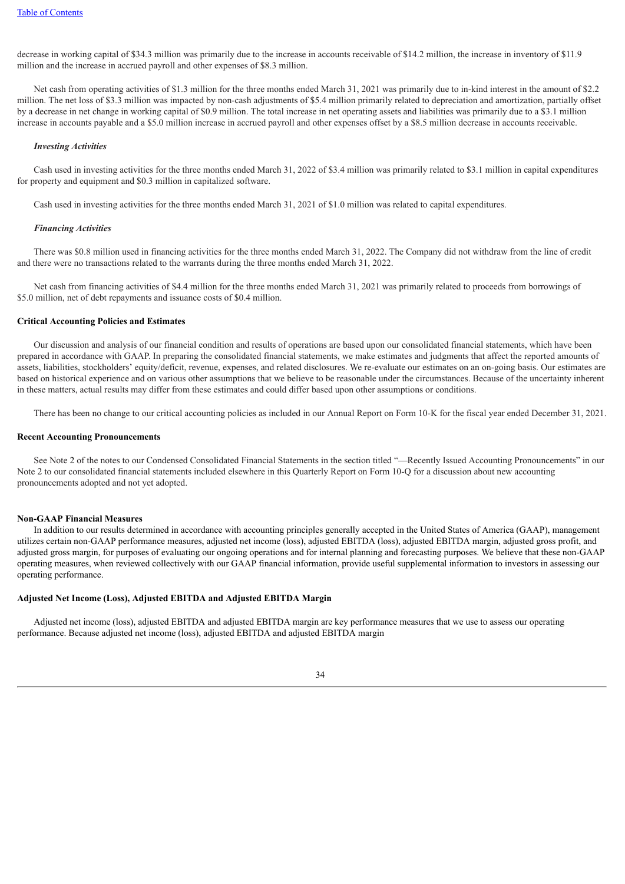decrease in working capital of $34.3 million was primarily due to the increase in accounts receivable of $14.2 million, the increase in inventory of $11.9 million and the increase in accrued payroll and other expenses of $8.3 million.

Net cash from operating activities of $1.3 million for the three months ended March 31, 2021 was primarily due to in-kind interest in the amount of $2.2 million. The net loss of $3.3 million was impacted by non-cash adjustments of $5.4 million primarily related to depreciation and amortization, partially offset by a decrease in net change in working capital of $0.9 million. The total increase in net operating assets and liabilities was primarily due to a $3.1 million increase in accounts payable and a $5.0 million increase in accrued payroll and other expenses offset by a $8.5 million decrease in accounts receivable.

***Investing Activities***

Cash used in investing activities for the three months ended March 31, 2022 of $3.4 million was primarily related to $3.1 million in capital expenditures for property and equipment and $0.3 million in capitalized software.

Cash used in investing activities for the three months ended March 31, 2021 of $1.0 million was related to capital expenditures.

***Financing Activities***

There was $0.8 million used in financing activities for the three months ended March 31, 2022. The Company did not withdraw from the line of credit and there were no transactions related to the warrants during the three months ended March 31, 2022.

Net cash from financing activities of $4.4 million for the three months ended March 31, 2021 was primarily related to proceeds from borrowings of $5.0 million, net of debt repayments and issuance costs of $0.4 million.

**Critical Accounting Policies and Estimates**

Our discussion and analysis of our financial condition and results of operations are based upon our consolidated financial statements, which have been prepared in accordance with GAAP. In preparing the consolidated financial statements, we make estimates and judgments that affect the reported amounts of assets, liabilities, stockholders' equity/deficit, revenue, expenses, and related disclosures. We re-evaluate our estimates on an on-going basis. Our estimates are based on historical experience and on various other assumptions that we believe to be reasonable under the circumstances. Because of the uncertainty inherent in these matters, actual results may differ from these estimates and could differ based upon other assumptions or conditions.

There has been no change to our critical accounting policies as included in our Annual Report on Form 10-K for the fiscal year ended December 31, 2021.

**Recent Accounting Pronouncements**

See Note 2 of the notes to our Condensed Consolidated Financial Statements in the section titled "—Recently Issued Accounting Pronouncements" in our Note 2 to our consolidated financial statements included elsewhere in this Quarterly Report on Form 10-Q for a discussion about new accounting pronouncements adopted and not yet adopted.

**Non-GAAP Financial Measures**

In addition to our results determined in accordance with accounting principles generally accepted in the United States of America (GAAP), management utilizes certain non-GAAP performance measures, adjusted net income (loss), adjusted EBITDA (loss), adjusted EBITDA margin, adjusted gross profit, and adjusted gross margin, for purposes of evaluating our ongoing operations and for internal planning and forecasting purposes. We believe that these non-GAAP operating measures, when reviewed collectively with our GAAP financial information, provide useful supplemental information to investors in assessing our operating performance.

**Adjusted Net Income (Loss), Adjusted EBITDA and Adjusted EBITDA Margin**

Adjusted net income (loss), adjusted EBITDA and adjusted EBITDA margin are key performance measures that we use to assess our operating performance. Because adjusted net income (loss), adjusted EBITDA and adjusted EBITDA margin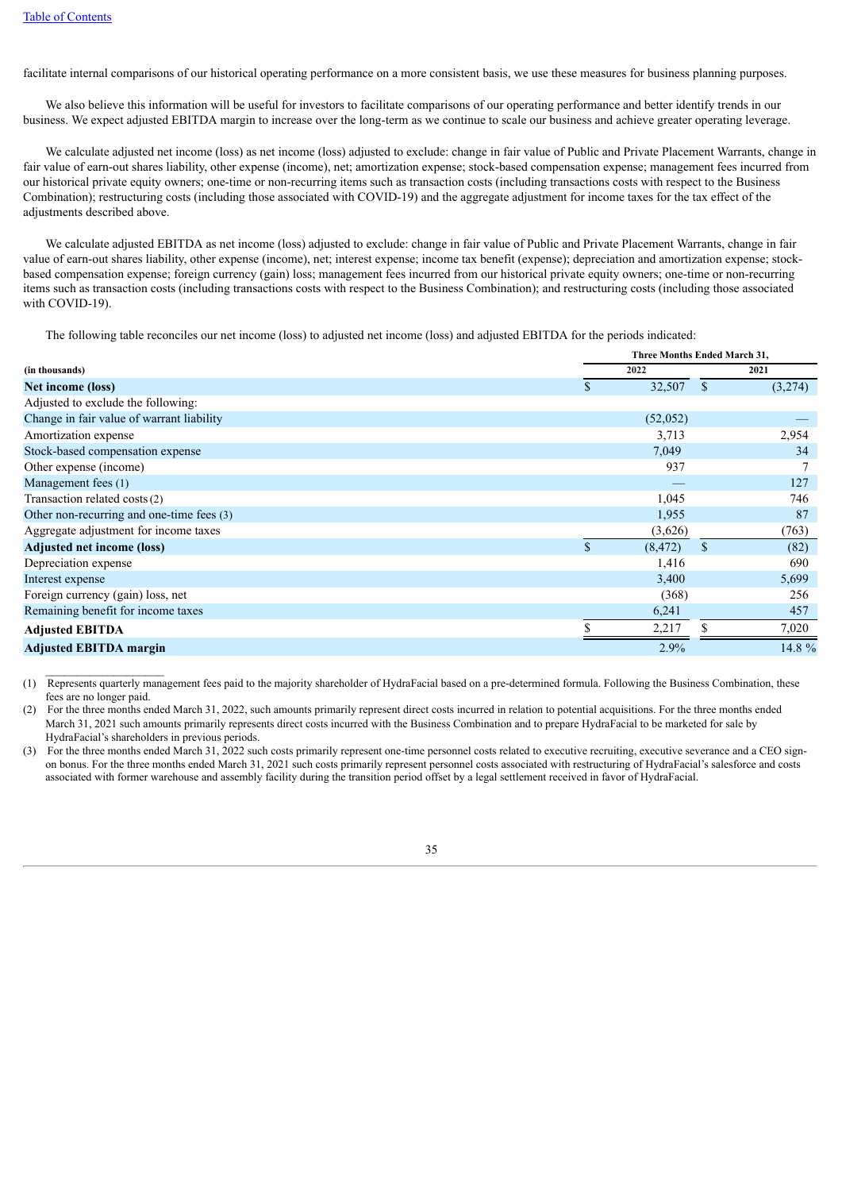facilitate internal comparisons of our historical operating performance on a more consistent basis, we use these measures for business planning purposes.

We also believe this information will be useful for investors to facilitate comparisons of our operating performance and better identify trends in our business. We expect adjusted EBITDA margin to increase over the long-term as we continue to scale our business and achieve greater operating leverage.

We calculate adjusted net income (loss) as net income (loss) adjusted to exclude: change in fair value of Public and Private Placement Warrants, change in fair value of earn-out shares liability, other expense (income), net; amortization expense; stock-based compensation expense; management fees incurred from our historical private equity owners; one-time or non-recurring items such as transaction costs (including transactions costs with respect to the Business Combination); restructuring costs (including those associated with COVID-19) and the aggregate adjustment for income taxes for the tax effect of the adjustments described above.

We calculate adjusted EBITDA as net income (loss) adjusted to exclude: change in fair value of Public and Private Placement Warrants, change in fair value of earn-out shares liability, other expense (income), net; interest expense; income tax benefit (expense); depreciation and amortization expense; stock-based compensation expense; foreign currency (gain) loss; management fees incurred from our historical private equity owners; one-time or non-recurring items such as transaction costs (including transactions costs with respect to the Business Combination); and restructuring costs (including those associated with COVID-19).

The following table reconciles our net income (loss) to adjusted net income (loss) and adjusted EBITDA for the periods indicated:

| | Three Months Ended March 31, | |
|---|---|---|
| **(in thousands)** | **2022** | **2021** |
| **Net income (loss)** | $ 32,507 | $ (3,274) |
| Adjusted to exclude the following: | | |
| Change in fair value of warrant liability | (52,052) | — |
| Amortization expense | 3,713 | 2,954 |
| Stock-based compensation expense | 7,049 | 34 |
| Other expense (income) | 937 | 7 |
| Management fees (1) | — | 127 |
| Transaction related costs (2) | 1,045 | 746 |
| Other non-recurring and one-time fees (3) | 1,955 | 87 |
| Aggregate adjustment for income taxes | (3,626) | (763) |
| **Adjusted net income (loss)** | $ (8,472) | $ (82) |
| Depreciation expense | 1,416 | 690 |
| Interest expense | 3,400 | 5,699 |
| Foreign currency (gain) loss, net | (368) | 256 |
| Remaining benefit for income taxes | 6,241 | 457 |
| **Adjusted EBITDA** | $ 2,217 | $ 7,020 |
| **Adjusted EBITDA margin** | 2.9% | 14.8 % |

(1) Represents quarterly management fees paid to the majority shareholder of HydraFacial based on a pre-determined formula. Following the Business Combination, these fees are no longer paid.

(2) For the three months ended March 31, 2022, such amounts primarily represent direct costs incurred in relation to potential acquisitions. For the three months ended March 31, 2021 such amounts primarily represents direct costs incurred with the Business Combination and to prepare HydraFacial to be marketed for sale by HydraFacial's shareholders in previous periods.

(3) For the three months ended March 31, 2022 such costs primarily represent one-time personnel costs related to executive recruiting, executive severance and a CEO sign-on bonus. For the three months ended March 31, 2021 such costs primarily represent personnel costs associated with restructuring of HydraFacial's salesforce and costs associated with former warehouse and assembly facility during the transition period offset by a legal settlement received in favor of HydraFacial.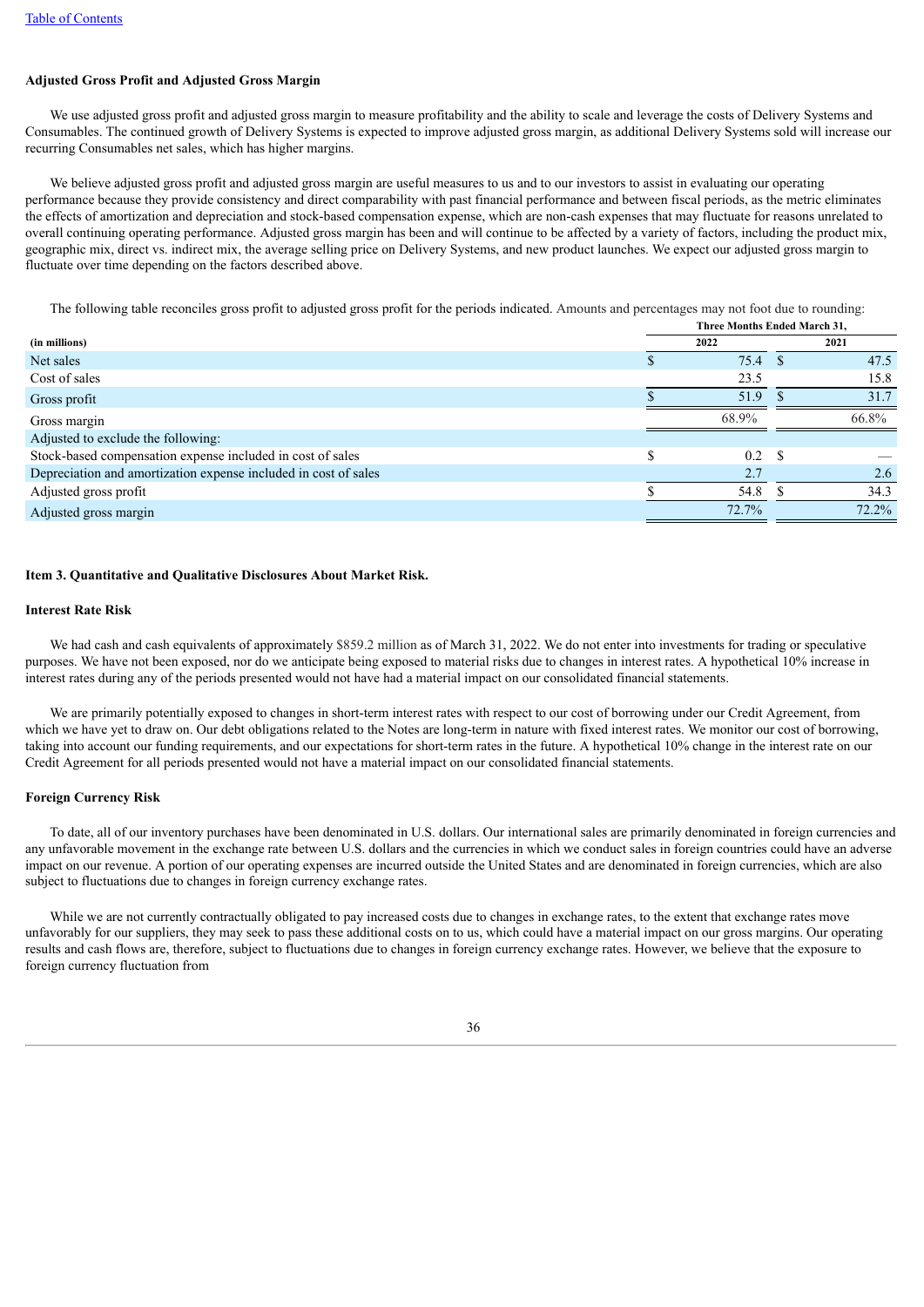**Adjusted Gross Profit and Adjusted Gross Margin**

We use adjusted gross profit and adjusted gross margin to measure profitability and the ability to scale and leverage the costs of Delivery Systems and Consumables. The continued growth of Delivery Systems is expected to improve adjusted gross margin, as additional Delivery Systems sold will increase our recurring Consumables net sales, which has higher margins.

We believe adjusted gross profit and adjusted gross margin are useful measures to us and to our investors to assist in evaluating our operating performance because they provide consistency and direct comparability with past financial performance and between fiscal periods, as the metric eliminates the effects of amortization and depreciation and stock-based compensation expense, which are non-cash expenses that may fluctuate for reasons unrelated to overall continuing operating performance. Adjusted gross margin has been and will continue to be affected by a variety of factors, including the product mix, geographic mix, direct vs. indirect mix, the average selling price on Delivery Systems, and new product launches. We expect our adjusted gross margin to fluctuate over time depending on the factors described above.

The following table reconciles gross profit to adjusted gross profit for the periods indicated. Amounts and percentages may not foot due to rounding:

| (in millions) | Three Months Ended March 31, 2022 | Three Months Ended March 31, 2021 |
|---|---|---|
| Net sales | $ 75.4 | $ 47.5 |
| Cost of sales | 23.5 | 15.8 |
| Gross profit | $ 51.9 | $ 31.7 |
| Gross margin | 68.9% | 66.8% |
| Adjusted to exclude the following: | | |
| Stock-based compensation expense included in cost of sales | $ 0.2 | $ — |
| Depreciation and amortization expense included in cost of sales | 2.7 | 2.6 |
| Adjusted gross profit | $ 54.8 | $ 34.3 |
| Adjusted gross margin | 72.7% | 72.2% |

**Item 3. Quantitative and Qualitative Disclosures About Market Risk.**

**Interest Rate Risk**

We had cash and cash equivalents of approximately $859.2 million as of March 31, 2022. We do not enter into investments for trading or speculative purposes. We have not been exposed, nor do we anticipate being exposed to material risks due to changes in interest rates. A hypothetical 10% increase in interest rates during any of the periods presented would not have had a material impact on our consolidated financial statements.

We are primarily potentially exposed to changes in short-term interest rates with respect to our cost of borrowing under our Credit Agreement, from which we have yet to draw on. Our debt obligations related to the Notes are long-term in nature with fixed interest rates. We monitor our cost of borrowing, taking into account our funding requirements, and our expectations for short-term rates in the future. A hypothetical 10% change in the interest rate on our Credit Agreement for all periods presented would not have a material impact on our consolidated financial statements.

**Foreign Currency Risk**

To date, all of our inventory purchases have been denominated in U.S. dollars. Our international sales are primarily denominated in foreign currencies and any unfavorable movement in the exchange rate between U.S. dollars and the currencies in which we conduct sales in foreign countries could have an adverse impact on our revenue. A portion of our operating expenses are incurred outside the United States and are denominated in foreign currencies, which are also subject to fluctuations due to changes in foreign currency exchange rates.

While we are not currently contractually obligated to pay increased costs due to changes in exchange rates, to the extent that exchange rates move unfavorably for our suppliers, they may seek to pass these additional costs on to us, which could have a material impact on our gross margins. Our operating results and cash flows are, therefore, subject to fluctuations due to changes in foreign currency exchange rates. However, we believe that the exposure to foreign currency fluctuation from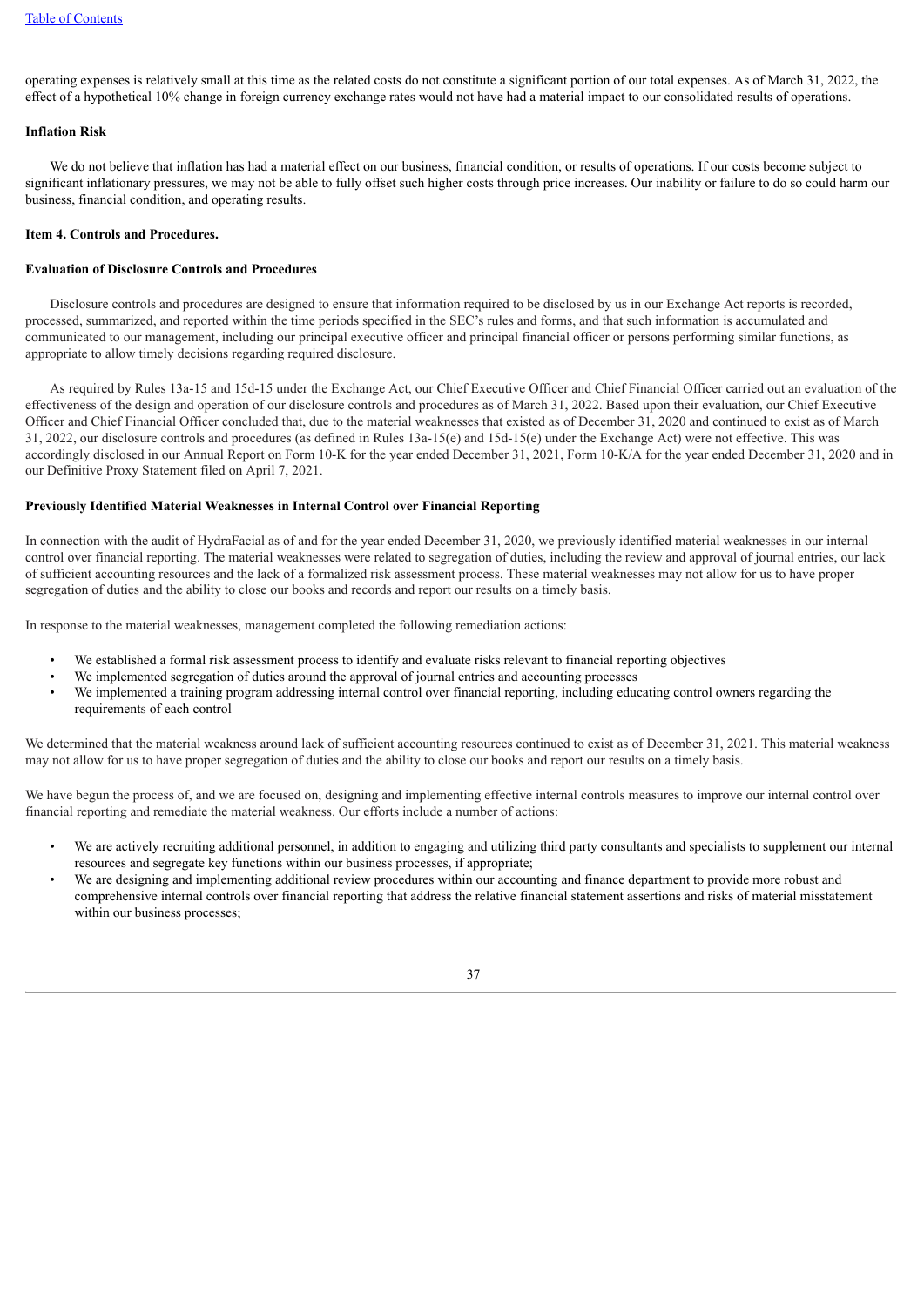operating expenses is relatively small at this time as the related costs do not constitute a significant portion of our total expenses. As of March 31, 2022, the effect of a hypothetical 10% change in foreign currency exchange rates would not have had a material impact to our consolidated results of operations.

**Inflation Risk**

We do not believe that inflation has had a material effect on our business, financial condition, or results of operations. If our costs become subject to significant inflationary pressures, we may not be able to fully offset such higher costs through price increases. Our inability or failure to do so could harm our business, financial condition, and operating results.

## Item 4. Controls and Procedures.

**Evaluation of Disclosure Controls and Procedures**

Disclosure controls and procedures are designed to ensure that information required to be disclosed by us in our Exchange Act reports is recorded, processed, summarized, and reported within the time periods specified in the SEC's rules and forms, and that such information is accumulated and communicated to our management, including our principal executive officer and principal financial officer or persons performing similar functions, as appropriate to allow timely decisions regarding required disclosure.

As required by Rules 13a-15 and 15d-15 under the Exchange Act, our Chief Executive Officer and Chief Financial Officer carried out an evaluation of the effectiveness of the design and operation of our disclosure controls and procedures as of March 31, 2022. Based upon their evaluation, our Chief Executive Officer and Chief Financial Officer concluded that, due to the material weaknesses that existed as of December 31, 2020 and continued to exist as of March 31, 2022, our disclosure controls and procedures (as defined in Rules 13a-15(e) and 15d-15(e) under the Exchange Act) were not effective. This was accordingly disclosed in our Annual Report on Form 10-K for the year ended December 31, 2021, Form 10-K/A for the year ended December 31, 2020 and in our Definitive Proxy Statement filed on April 7, 2021.

**Previously Identified Material Weaknesses in Internal Control over Financial Reporting**

In connection with the audit of HydraFacial as of and for the year ended December 31, 2020, we previously identified material weaknesses in our internal control over financial reporting. The material weaknesses were related to segregation of duties, including the review and approval of journal entries, our lack of sufficient accounting resources and the lack of a formalized risk assessment process. These material weaknesses may not allow for us to have proper segregation of duties and the ability to close our books and records and report our results on a timely basis.

In response to the material weaknesses, management completed the following remediation actions:

- We established a formal risk assessment process to identify and evaluate risks relevant to financial reporting objectives
- We implemented segregation of duties around the approval of journal entries and accounting processes
- We implemented a training program addressing internal control over financial reporting, including educating control owners regarding the requirements of each control

We determined that the material weakness around lack of sufficient accounting resources continued to exist as of December 31, 2021. This material weakness may not allow for us to have proper segregation of duties and the ability to close our books and report our results on a timely basis.

We have begun the process of, and we are focused on, designing and implementing effective internal controls measures to improve our internal control over financial reporting and remediate the material weakness. Our efforts include a number of actions:

- We are actively recruiting additional personnel, in addition to engaging and utilizing third party consultants and specialists to supplement our internal resources and segregate key functions within our business processes, if appropriate;
- We are designing and implementing additional review procedures within our accounting and finance department to provide more robust and comprehensive internal controls over financial reporting that address the relative financial statement assertions and risks of material misstatement within our business processes;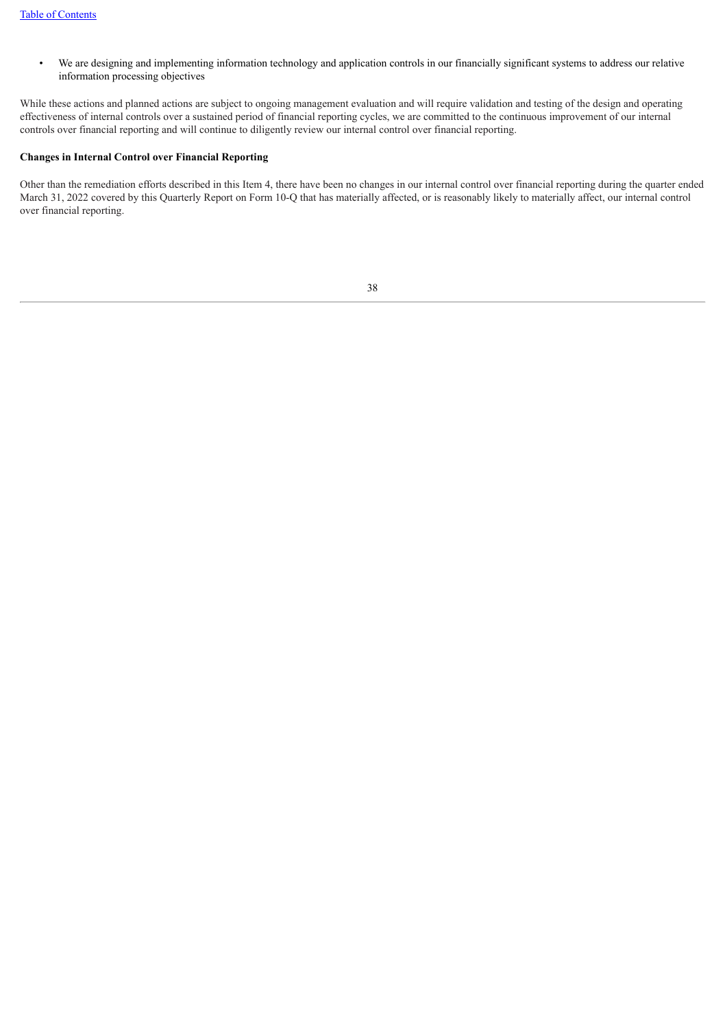- We are designing and implementing information technology and application controls in our financially significant systems to address our relative information processing objectives

While these actions and planned actions are subject to ongoing management evaluation and will require validation and testing of the design and operating effectiveness of internal controls over a sustained period of financial reporting cycles, we are committed to the continuous improvement of our internal controls over financial reporting and will continue to diligently review our internal control over financial reporting.

**Changes in Internal Control over Financial Reporting**

Other than the remediation efforts described in this Item 4, there have been no changes in our internal control over financial reporting during the quarter ended March 31, 2022 covered by this Quarterly Report on Form 10-Q that has materially affected, or is reasonably likely to materially affect, our internal control over financial reporting.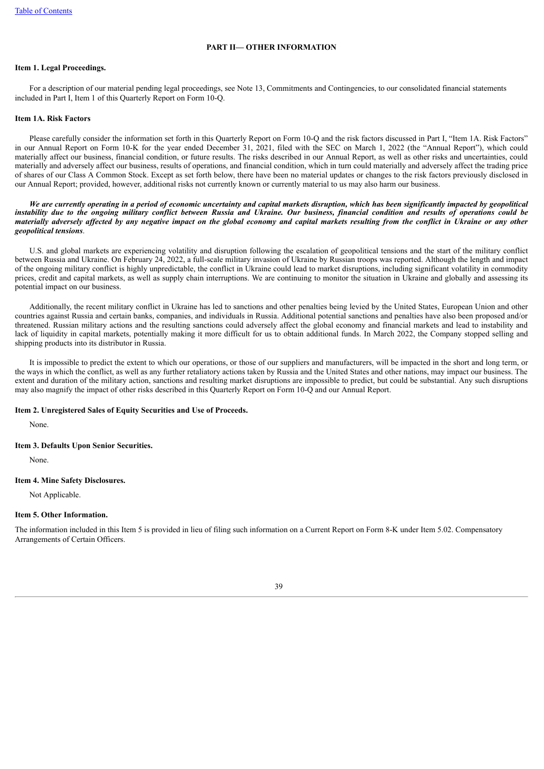## PART II— OTHER INFORMATION

### Item 1. Legal Proceedings.

For a description of our material pending legal proceedings, see Note 13, Commitments and Contingencies, to our consolidated financial statements included in Part I, Item 1 of this Quarterly Report on Form 10-Q.

### Item 1A. Risk Factors

Please carefully consider the information set forth in this Quarterly Report on Form 10-Q and the risk factors discussed in Part I, "Item 1A. Risk Factors" in our Annual Report on Form 10-K for the year ended December 31, 2021, filed with the SEC on March 1, 2022 (the "Annual Report"), which could materially affect our business, financial condition, or future results. The risks described in our Annual Report, as well as other risks and uncertainties, could materially and adversely affect our business, results of operations, and financial condition, which in turn could materially and adversely affect the trading price of shares of our Class A Common Stock. Except as set forth below, there have been no material updates or changes to the risk factors previously disclosed in our Annual Report; provided, however, additional risks not currently known or currently material to us may also harm our business.

***We are currently operating in a period of economic uncertainty and capital markets disruption, which has been significantly impacted by geopolitical instability due to the ongoing military conflict between Russia and Ukraine. Our business, financial condition and results of operations could be materially adversely affected by any negative impact on the global economy and capital markets resulting from the conflict in Ukraine or any other geopolitical tensions***.

U.S. and global markets are experiencing volatility and disruption following the escalation of geopolitical tensions and the start of the military conflict between Russia and Ukraine. On February 24, 2022, a full-scale military invasion of Ukraine by Russian troops was reported. Although the length and impact of the ongoing military conflict is highly unpredictable, the conflict in Ukraine could lead to market disruptions, including significant volatility in commodity prices, credit and capital markets, as well as supply chain interruptions. We are continuing to monitor the situation in Ukraine and globally and assessing its potential impact on our business.

Additionally, the recent military conflict in Ukraine has led to sanctions and other penalties being levied by the United States, European Union and other countries against Russia and certain banks, companies, and individuals in Russia. Additional potential sanctions and penalties have also been proposed and/or threatened. Russian military actions and the resulting sanctions could adversely affect the global economy and financial markets and lead to instability and lack of liquidity in capital markets, potentially making it more difficult for us to obtain additional funds. In March 2022, the Company stopped selling and shipping products into its distributor in Russia.

It is impossible to predict the extent to which our operations, or those of our suppliers and manufacturers, will be impacted in the short and long term, or the ways in which the conflict, as well as any further retaliatory actions taken by Russia and the United States and other nations, may impact our business. The extent and duration of the military action, sanctions and resulting market disruptions are impossible to predict, but could be substantial. Any such disruptions may also magnify the impact of other risks described in this Quarterly Report on Form 10-Q and our Annual Report.

### Item 2. Unregistered Sales of Equity Securities and Use of Proceeds.

None.

### Item 3. Defaults Upon Senior Securities.

None.

### Item 4. Mine Safety Disclosures.

Not Applicable.

### Item 5. Other Information.

The information included in this Item 5 is provided in lieu of filing such information on a Current Report on Form 8-K under Item 5.02. Compensatory Arrangements of Certain Officers.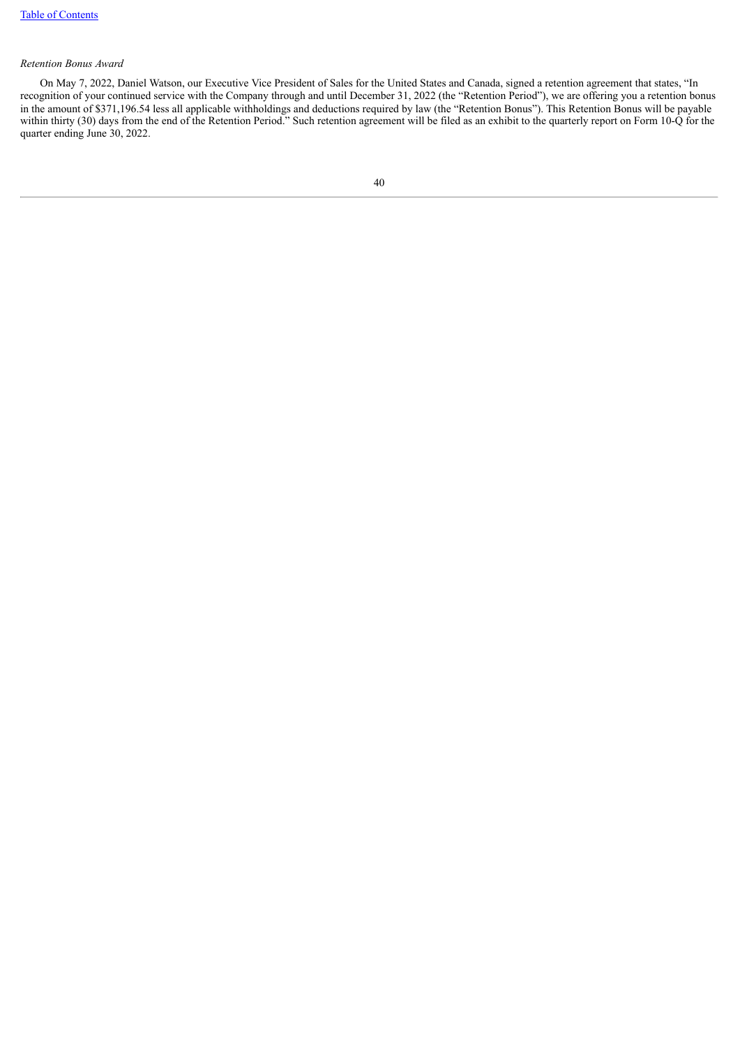*Retention Bonus Award*

On May 7, 2022, Daniel Watson, our Executive Vice President of Sales for the United States and Canada, signed a retention agreement that states, "In recognition of your continued service with the Company through and until December 31, 2022 (the "Retention Period"), we are offering you a retention bonus in the amount of $371,196.54 less all applicable withholdings and deductions required by law (the "Retention Bonus"). This Retention Bonus will be payable within thirty (30) days from the end of the Retention Period." Such retention agreement will be filed as an exhibit to the quarterly report on Form 10-Q for the quarter ending June 30, 2022.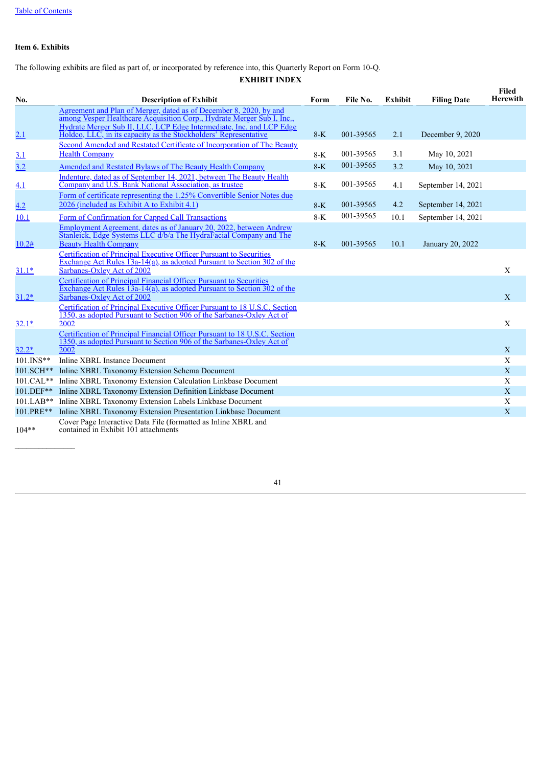**Item 6. Exhibits**

The following exhibits are filed as part of, or incorporated by reference into, this Quarterly Report on Form 10-Q.

**EXHIBIT INDEX**

| No. | Description of Exhibit | Form | File No. | Exhibit | Filing Date | Filed Herewith |
|---|---|---|---|---|---|---|
| 2.1 | Agreement and Plan of Merger, dated as of December 8, 2020, by and among Vesper Healthcare Acquisition Corp., Hydrate Merger Sub I, Inc., Hydrate Merger Sub II, LLC, LCP Edge Intermediate, Inc. and LCP Edge Holdco, LLC, in its capacity as the Stockholders' Representative | 8-K | 001-39565 | 2.1 | December 9, 2020 | |
| 3.1 | Second Amended and Restated Certificate of Incorporation of The Beauty Health Company | 8-K | 001-39565 | 3.1 | May 10, 2021 | |
| 3.2 | Amended and Restated Bylaws of The Beauty Health Company | 8-K | 001-39565 | 3.2 | May 10, 2021 | |
| 4.1 | Indenture, dated as of September 14, 2021, between The Beauty Health Company and U.S. Bank National Association, as trustee | 8-K | 001-39565 | 4.1 | September 14, 2021 | |
| 4.2 | Form of certificate representing the 1.25% Convertible Senior Notes due 2026 (included as Exhibit A to Exhibit 4.1) | 8-K | 001-39565 | 4.2 | September 14, 2021 | |
| 10.1 | Form of Confirmation for Capped Call Transactions | 8-K | 001-39565 | 10.1 | September 14, 2021 | |
| 10.2# | Employment Agreement, dates as of January 20, 2022, between Andrew Stanleick, Edge Systems LLC d/b/a The HydraFacial Company and The Beauty Health Company | 8-K | 001-39565 | 10.1 | January 20, 2022 | |
| 31.1* | Certification of Principal Executive Officer Pursuant to Securities Exchange Act Rules 13a-14(a), as adopted Pursuant to Section 302 of the Sarbanes-Oxley Act of 2002 | | | | | X |
| 31.2* | Certification of Principal Financial Officer Pursuant to Securities Exchange Act Rules 13a-14(a), as adopted Pursuant to Section 302 of the Sarbanes-Oxley Act of 2002 | | | | | X |
| 32.1* | Certification of Principal Executive Officer Pursuant to 18 U.S.C. Section 1350, as adopted Pursuant to Section 906 of the Sarbanes-Oxley Act of 2002 | | | | | X |
| 32.2* | Certification of Principal Financial Officer Pursuant to 18 U.S.C. Section 1350, as adopted Pursuant to Section 906 of the Sarbanes-Oxley Act of 2002 | | | | | X |
| 101.INS** | Inline XBRL Instance Document | | | | | X |
| 101.SCH** | Inline XBRL Taxonomy Extension Schema Document | | | | | X |
| 101.CAL** | Inline XBRL Taxonomy Extension Calculation Linkbase Document | | | | | X |
| 101.DEF** | Inline XBRL Taxonomy Extension Definition Linkbase Document | | | | | X |
| 101.LAB** | Inline XBRL Taxonomy Extension Labels Linkbase Document | | | | | X |
| 101.PRE** | Inline XBRL Taxonomy Extension Presentation Linkbase Document | | | | | X |
| 104** | Cover Page Interactive Data File (formatted as Inline XBRL and contained in Exhibit 101 attachments | | | | | |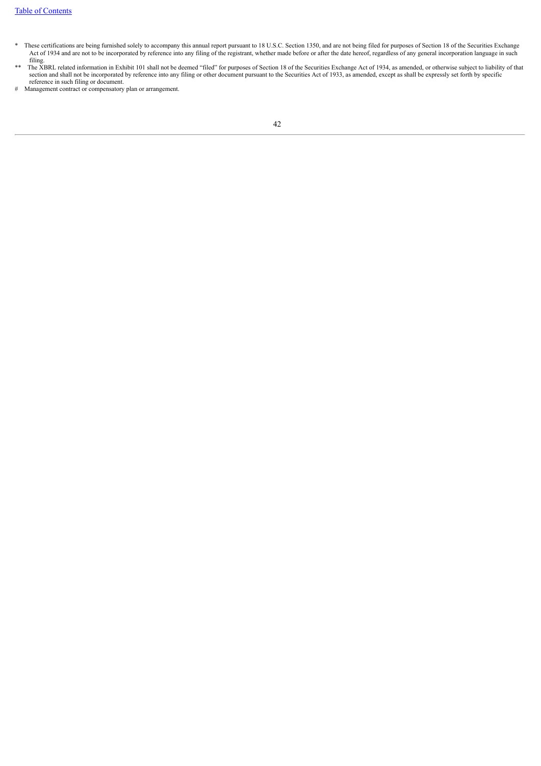\* These certifications are being furnished solely to accompany this annual report pursuant to 18 U.S.C. Section 1350, and are not being filed for purposes of Section 18 of the Securities Exchange Act of 1934 and are not to be incorporated by reference into any filing of the registrant, whether made before or after the date hereof, regardless of any general incorporation language in such filing.

\*\* The XBRL related information in Exhibit 101 shall not be deemed "filed" for purposes of Section 18 of the Securities Exchange Act of 1934, as amended, or otherwise subject to liability of that section and shall not be incorporated by reference into any filing or other document pursuant to the Securities Act of 1933, as amended, except as shall be expressly set forth by specific reference in such filing or document.

\# Management contract or compensatory plan or arrangement.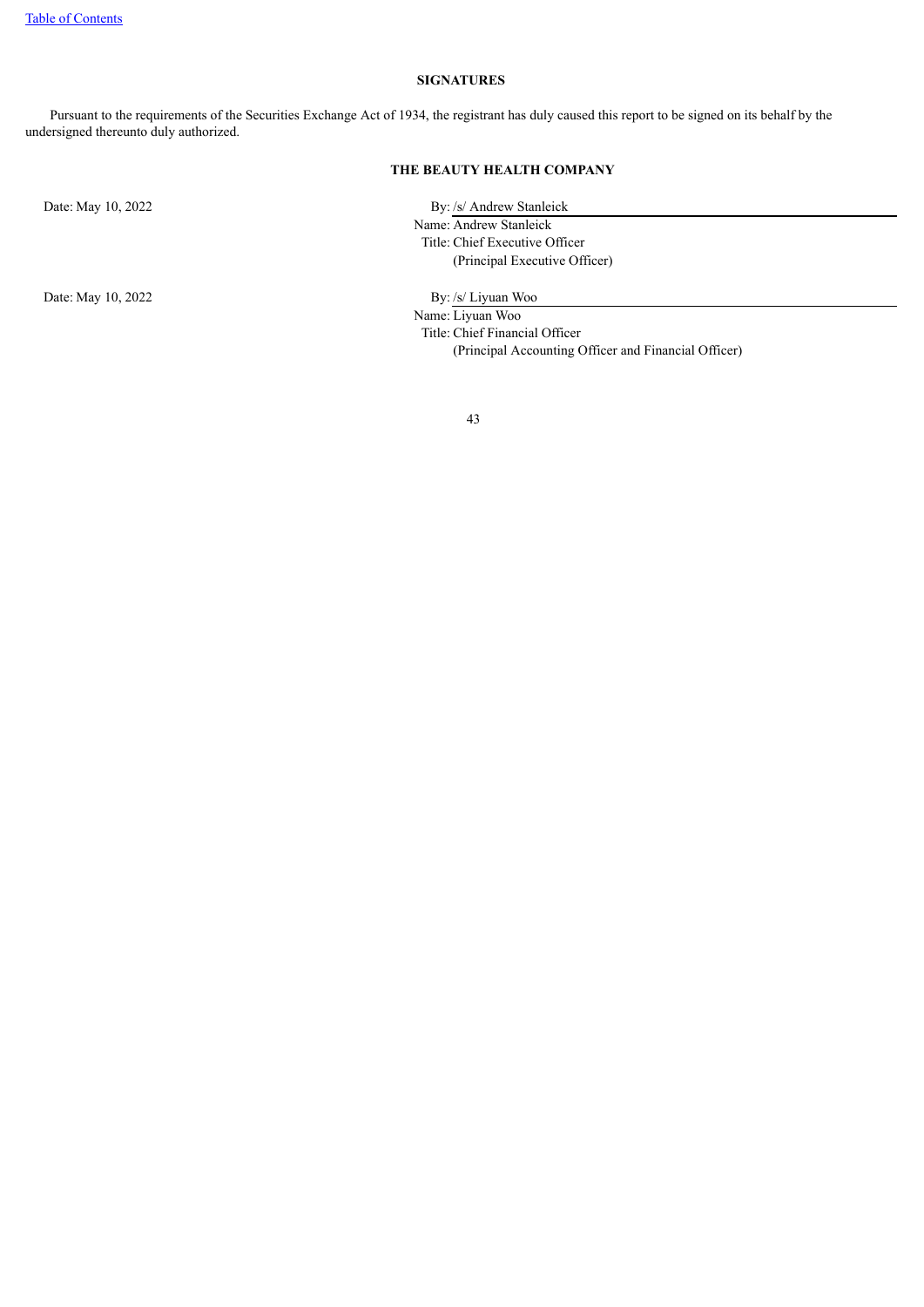## SIGNATURES

Pursuant to the requirements of the Securities Exchange Act of 1934, the registrant has duly caused this report to be signed on its behalf by the undersigned thereunto duly authorized.

**THE BEAUTY HEALTH COMPANY**

Date: May 10, 2022

By: /s/ Andrew Stanleick
Name: Andrew Stanleick
Title: Chief Executive Officer
(Principal Executive Officer)

Date: May 10, 2022

By: /s/ Liyuan Woo
Name: Liyuan Woo
Title: Chief Financial Officer
(Principal Accounting Officer and Financial Officer)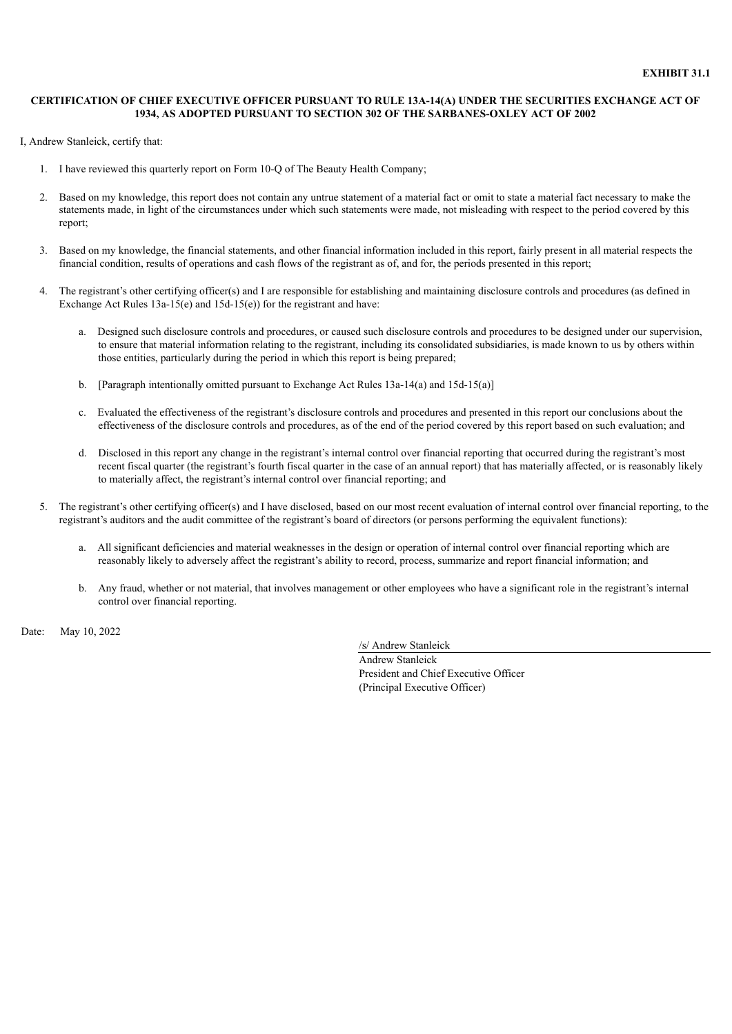**EXHIBIT 31.1**

**CERTIFICATION OF CHIEF EXECUTIVE OFFICER PURSUANT TO RULE 13A-14(A) UNDER THE SECURITIES EXCHANGE ACT OF 1934, AS ADOPTED PURSUANT TO SECTION 302 OF THE SARBANES-OXLEY ACT OF 2002**

I, Andrew Stanleick, certify that:

1. I have reviewed this quarterly report on Form 10-Q of The Beauty Health Company;

2. Based on my knowledge, this report does not contain any untrue statement of a material fact or omit to state a material fact necessary to make the statements made, in light of the circumstances under which such statements were made, not misleading with respect to the period covered by this report;

3. Based on my knowledge, the financial statements, and other financial information included in this report, fairly present in all material respects the financial condition, results of operations and cash flows of the registrant as of, and for, the periods presented in this report;

4. The registrant's other certifying officer(s) and I are responsible for establishing and maintaining disclosure controls and procedures (as defined in Exchange Act Rules 13a-15(e) and 15d-15(e)) for the registrant and have:

   a. Designed such disclosure controls and procedures, or caused such disclosure controls and procedures to be designed under our supervision, to ensure that material information relating to the registrant, including its consolidated subsidiaries, is made known to us by others within those entities, particularly during the period in which this report is being prepared;

   b. [Paragraph intentionally omitted pursuant to Exchange Act Rules 13a-14(a) and 15d-15(a)]

   c. Evaluated the effectiveness of the registrant's disclosure controls and procedures and presented in this report our conclusions about the effectiveness of the disclosure controls and procedures, as of the end of the period covered by this report based on such evaluation; and

   d. Disclosed in this report any change in the registrant's internal control over financial reporting that occurred during the registrant's most recent fiscal quarter (the registrant's fourth fiscal quarter in the case of an annual report) that has materially affected, or is reasonably likely to materially affect, the registrant's internal control over financial reporting; and

5. The registrant's other certifying officer(s) and I have disclosed, based on our most recent evaluation of internal control over financial reporting, to the registrant's auditors and the audit committee of the registrant's board of directors (or persons performing the equivalent functions):

   a. All significant deficiencies and material weaknesses in the design or operation of internal control over financial reporting which are reasonably likely to adversely affect the registrant's ability to record, process, summarize and report financial information; and

   b. Any fraud, whether or not material, that involves management or other employees who have a significant role in the registrant's internal control over financial reporting.

Date: May 10, 2022

/s/ Andrew Stanleick
Andrew Stanleick
President and Chief Executive Officer
(Principal Executive Officer)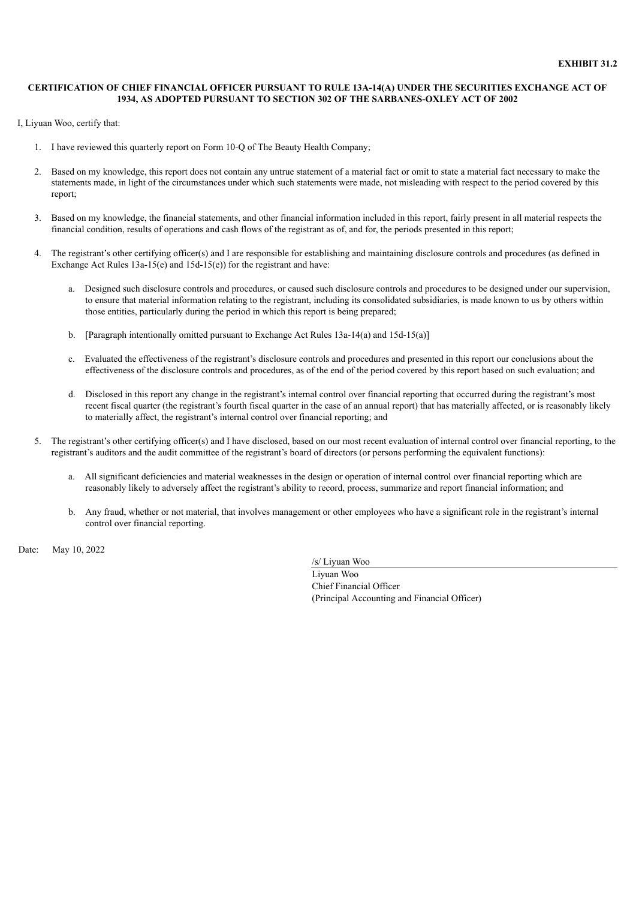**EXHIBIT 31.2**

**CERTIFICATION OF CHIEF FINANCIAL OFFICER PURSUANT TO RULE 13A-14(A) UNDER THE SECURITIES EXCHANGE ACT OF 1934, AS ADOPTED PURSUANT TO SECTION 302 OF THE SARBANES-OXLEY ACT OF 2002**

I, Liyuan Woo, certify that:

1. I have reviewed this quarterly report on Form 10-Q of The Beauty Health Company;

2. Based on my knowledge, this report does not contain any untrue statement of a material fact or omit to state a material fact necessary to make the statements made, in light of the circumstances under which such statements were made, not misleading with respect to the period covered by this report;

3. Based on my knowledge, the financial statements, and other financial information included in this report, fairly present in all material respects the financial condition, results of operations and cash flows of the registrant as of, and for, the periods presented in this report;

4. The registrant's other certifying officer(s) and I are responsible for establishing and maintaining disclosure controls and procedures (as defined in Exchange Act Rules 13a-15(e) and 15d-15(e)) for the registrant and have:

    a. Designed such disclosure controls and procedures, or caused such disclosure controls and procedures to be designed under our supervision, to ensure that material information relating to the registrant, including its consolidated subsidiaries, is made known to us by others within those entities, particularly during the period in which this report is being prepared;

    b. [Paragraph intentionally omitted pursuant to Exchange Act Rules 13a-14(a) and 15d-15(a)]

    c. Evaluated the effectiveness of the registrant's disclosure controls and procedures and presented in this report our conclusions about the effectiveness of the disclosure controls and procedures, as of the end of the period covered by this report based on such evaluation; and

    d. Disclosed in this report any change in the registrant's internal control over financial reporting that occurred during the registrant's most recent fiscal quarter (the registrant's fourth fiscal quarter in the case of an annual report) that has materially affected, or is reasonably likely to materially affect, the registrant's internal control over financial reporting; and

5. The registrant's other certifying officer(s) and I have disclosed, based on our most recent evaluation of internal control over financial reporting, to the registrant's auditors and the audit committee of the registrant's board of directors (or persons performing the equivalent functions):

    a. All significant deficiencies and material weaknesses in the design or operation of internal control over financial reporting which are reasonably likely to adversely affect the registrant's ability to record, process, summarize and report financial information; and

    b. Any fraud, whether or not material, that involves management or other employees who have a significant role in the registrant's internal control over financial reporting.

Date: May 10, 2022

/s/ Liyuan Woo
Liyuan Woo
Chief Financial Officer
(Principal Accounting and Financial Officer)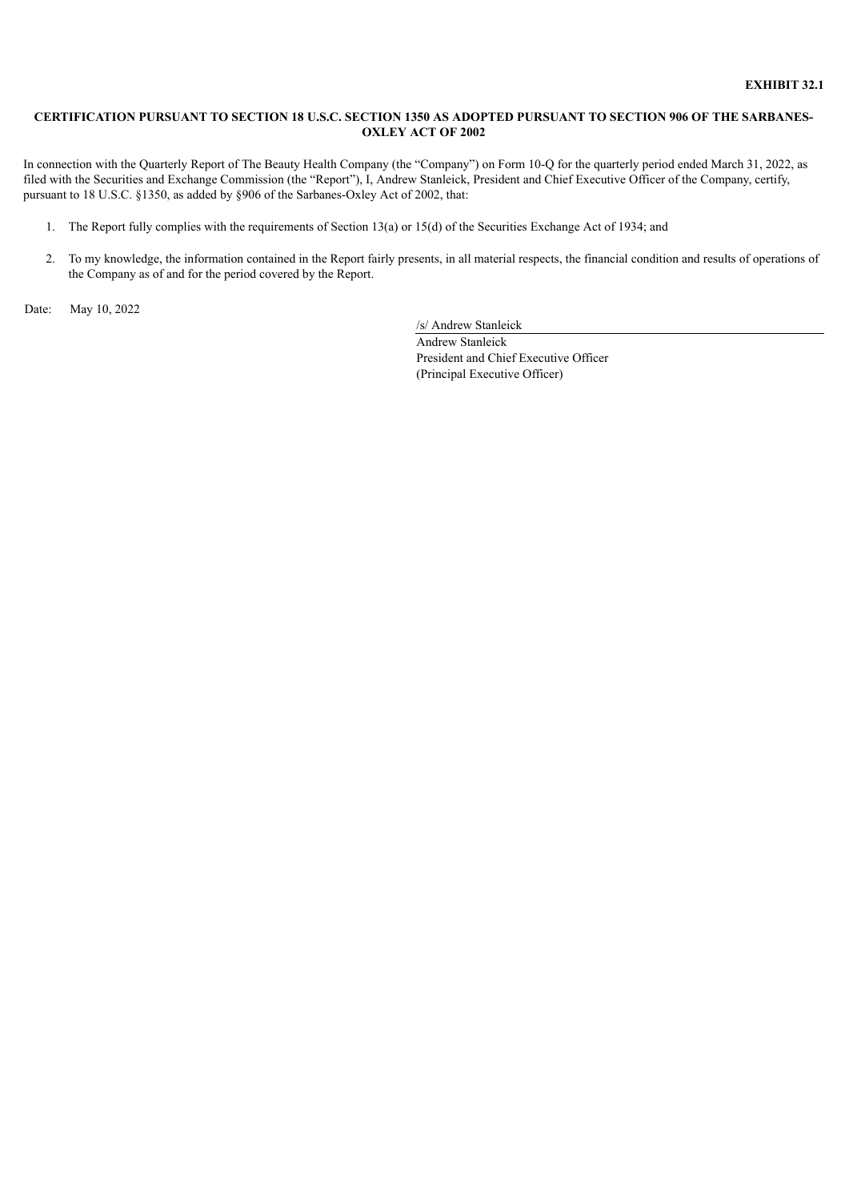**EXHIBIT 32.1**

**CERTIFICATION PURSUANT TO SECTION 18 U.S.C. SECTION 1350 AS ADOPTED PURSUANT TO SECTION 906 OF THE SARBANES-OXLEY ACT OF 2002**

In connection with the Quarterly Report of The Beauty Health Company (the "Company") on Form 10-Q for the quarterly period ended March 31, 2022, as filed with the Securities and Exchange Commission (the "Report"), I, Andrew Stanleick, President and Chief Executive Officer of the Company, certify, pursuant to 18 U.S.C. §1350, as added by §906 of the Sarbanes-Oxley Act of 2002, that:

1. The Report fully complies with the requirements of Section 13(a) or 15(d) of the Securities Exchange Act of 1934; and
2. To my knowledge, the information contained in the Report fairly presents, in all material respects, the financial condition and results of operations of the Company as of and for the period covered by the Report.

Date: May 10, 2022

/s/ Andrew Stanleick
Andrew Stanleick
President and Chief Executive Officer
(Principal Executive Officer)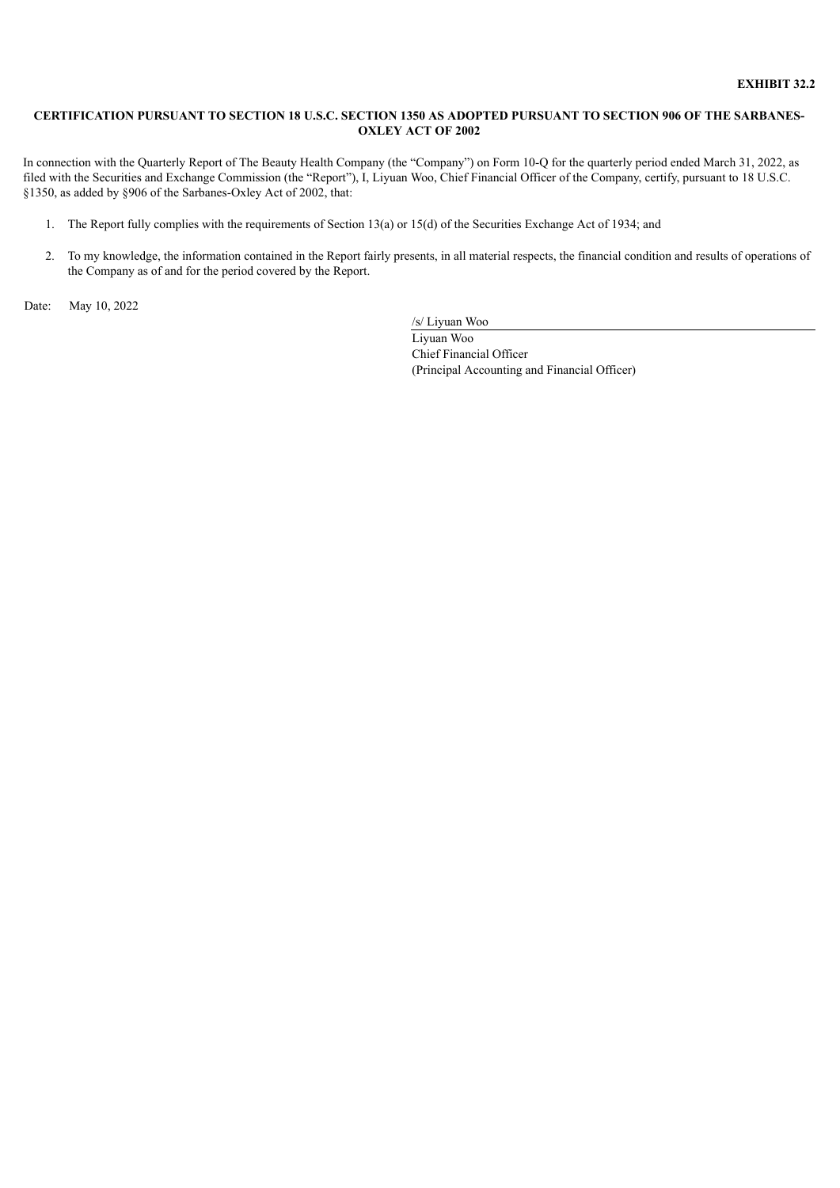**EXHIBIT 32.2**

**CERTIFICATION PURSUANT TO SECTION 18 U.S.C. SECTION 1350 AS ADOPTED PURSUANT TO SECTION 906 OF THE SARBANES-OXLEY ACT OF 2002**

In connection with the Quarterly Report of The Beauty Health Company (the "Company") on Form 10-Q for the quarterly period ended March 31, 2022, as filed with the Securities and Exchange Commission (the "Report"), I, Liyuan Woo, Chief Financial Officer of the Company, certify, pursuant to 18 U.S.C. §1350, as added by §906 of the Sarbanes-Oxley Act of 2002, that:

1. The Report fully complies with the requirements of Section 13(a) or 15(d) of the Securities Exchange Act of 1934; and
2. To my knowledge, the information contained in the Report fairly presents, in all material respects, the financial condition and results of operations of the Company as of and for the period covered by the Report.

Date: May 10, 2022

/s/ Liyuan Woo

Liyuan Woo
Chief Financial Officer
(Principal Accounting and Financial Officer)